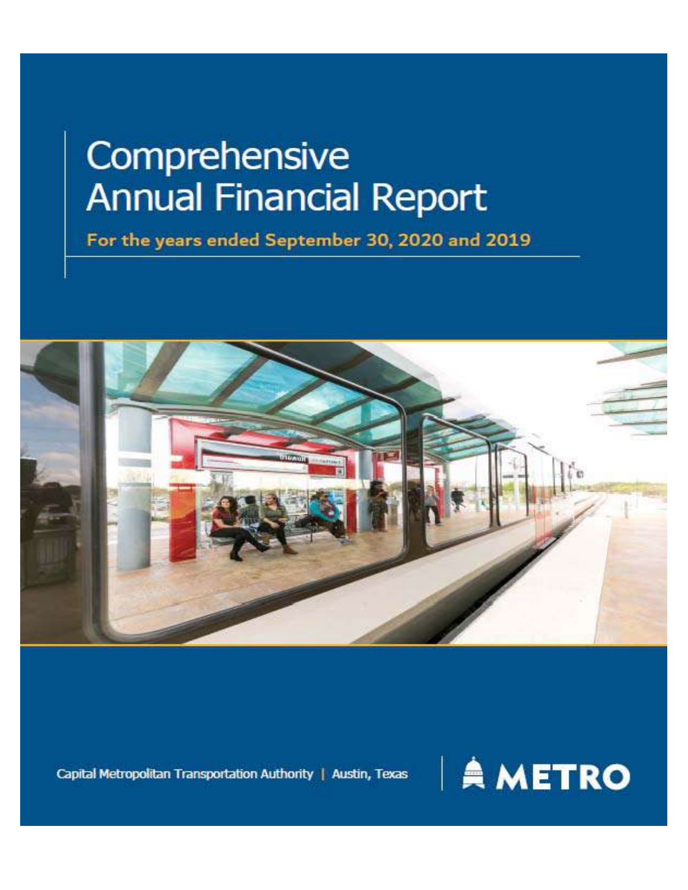# Comprehensive Annual Financial Report

**For the years ended September 30, 2020 and 2019**

Capital Metropolitan Transportation Authority | Austin, Texas

METRO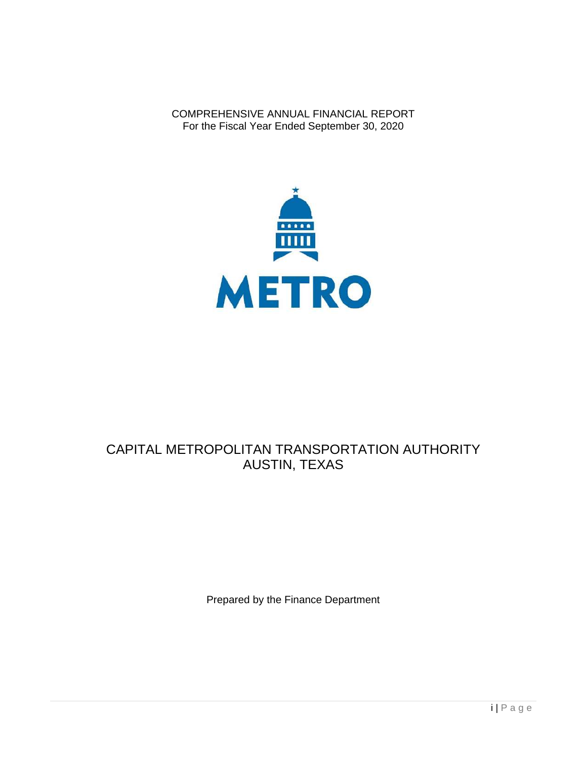COMPREHENSIVE ANNUAL FINANCIAL REPORT
For the Fiscal Year Ended September 30, 2020

METRO

# CAPITAL METROPOLITAN TRANSPORTATION AUTHORITY
# AUSTIN, TEXAS

Prepared by the Finance Department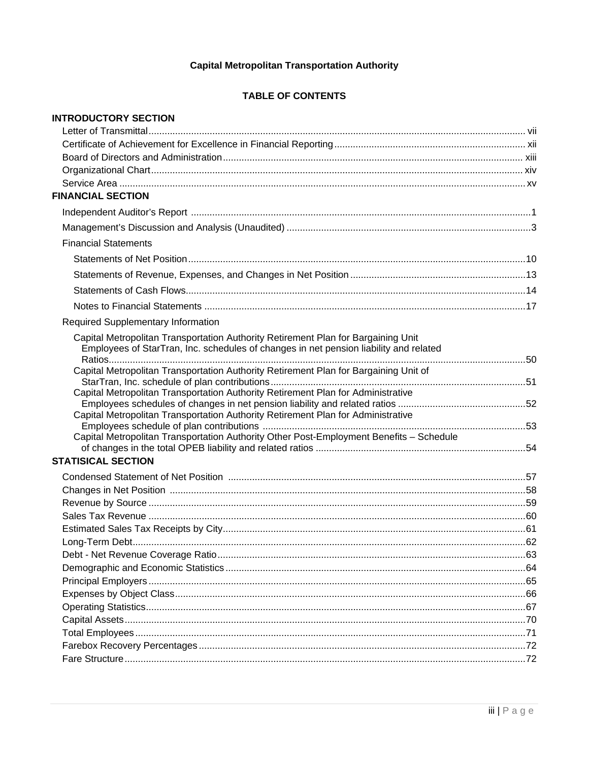**Capital Metropolitan Transportation Authority**

**TABLE OF CONTENTS**

**INTRODUCTORY SECTION**

- Letter of Transmittal ........ vii
- Certificate of Achievement for Excellence in Financial Reporting ........ xii
- Board of Directors and Administration ........ xiii
- Organizational Chart ........ xiv
- Service Area ........ xv

**FINANCIAL SECTION**

- Independent Auditor's Report ........ 1
- Management's Discussion and Analysis (Unaudited) ........ 3
- Financial Statements
  - Statements of Net Position ........ 10
  - Statements of Revenue, Expenses, and Changes in Net Position ........ 13
  - Statements of Cash Flows ........ 14
  - Notes to Financial Statements ........ 17
- Required Supplementary Information
  - Capital Metropolitan Transportation Authority Retirement Plan for Bargaining Unit Employees of StarTran, Inc. schedules of changes in net pension liability and related Ratios ........ 50
  - Capital Metropolitan Transportation Authority Retirement Plan for Bargaining Unit of StarTran, Inc. schedule of plan contributions ........ 51
  - Capital Metropolitan Transportation Authority Retirement Plan for Administrative Employees schedules of changes in net pension liability and related ratios ........ 52
  - Capital Metropolitan Transportation Authority Retirement Plan for Administrative Employees schedule of plan contributions ........ 53
  - Capital Metropolitan Transportation Authority Other Post-Employment Benefits – Schedule of changes in the total OPEB liability and related ratios ........ 54

**STATISICAL SECTION**

- Condensed Statement of Net Position ........ 57
- Changes in Net Position ........ 58
- Revenue by Source ........ 59
- Sales Tax Revenue ........ 60
- Estimated Sales Tax Receipts by City ........ 61
- Long-Term Debt ........ 62
- Debt - Net Revenue Coverage Ratio ........ 63
- Demographic and Economic Statistics ........ 64
- Principal Employers ........ 65
- Expenses by Object Class ........ 66
- Operating Statistics ........ 67
- Capital Assets ........ 70
- Total Employees ........ 71
- Farebox Recovery Percentages ........ 72
- Fare Structure ........ 72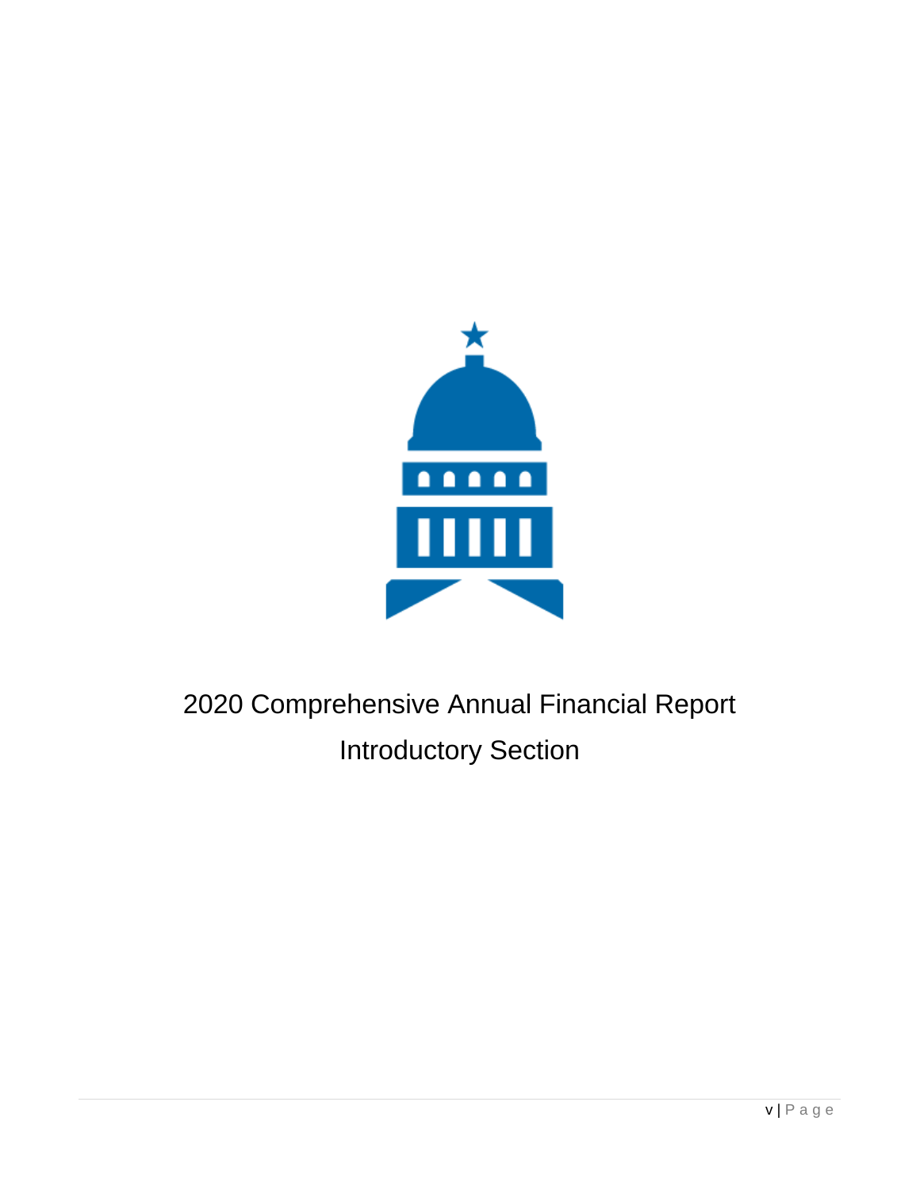# 2020 Comprehensive Annual Financial Report

## Introductory Section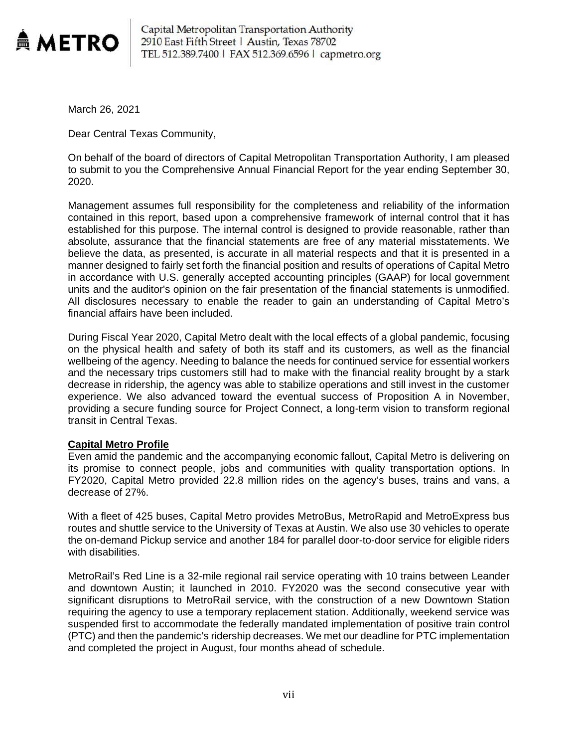METRO

Capital Metropolitan Transportation Authority
2910 East Fifth Street | Austin, Texas 78702
TEL 512.389.7400 | FAX 512.369.6596 | capmetro.org

March 26, 2021

Dear Central Texas Community,

On behalf of the board of directors of Capital Metropolitan Transportation Authority, I am pleased to submit to you the Comprehensive Annual Financial Report for the year ending September 30, 2020.

Management assumes full responsibility for the completeness and reliability of the information contained in this report, based upon a comprehensive framework of internal control that it has established for this purpose. The internal control is designed to provide reasonable, rather than absolute, assurance that the financial statements are free of any material misstatements. We believe the data, as presented, is accurate in all material respects and that it is presented in a manner designed to fairly set forth the financial position and results of operations of Capital Metro in accordance with U.S. generally accepted accounting principles (GAAP) for local government units and the auditor's opinion on the fair presentation of the financial statements is unmodified. All disclosures necessary to enable the reader to gain an understanding of Capital Metro's financial affairs have been included.

During Fiscal Year 2020, Capital Metro dealt with the local effects of a global pandemic, focusing on the physical health and safety of both its staff and its customers, as well as the financial wellbeing of the agency. Needing to balance the needs for continued service for essential workers and the necessary trips customers still had to make with the financial reality brought by a stark decrease in ridership, the agency was able to stabilize operations and still invest in the customer experience. We also advanced toward the eventual success of Proposition A in November, providing a secure funding source for Project Connect, a long-term vision to transform regional transit in Central Texas.

**Capital Metro Profile**

Even amid the pandemic and the accompanying economic fallout, Capital Metro is delivering on its promise to connect people, jobs and communities with quality transportation options. In FY2020, Capital Metro provided 22.8 million rides on the agency's buses, trains and vans, a decrease of 27%.

With a fleet of 425 buses, Capital Metro provides MetroBus, MetroRapid and MetroExpress bus routes and shuttle service to the University of Texas at Austin. We also use 30 vehicles to operate the on-demand Pickup service and another 184 for parallel door-to-door service for eligible riders with disabilities.

MetroRail's Red Line is a 32-mile regional rail service operating with 10 trains between Leander and downtown Austin; it launched in 2010. FY2020 was the second consecutive year with significant disruptions to MetroRail service, with the construction of a new Downtown Station requiring the agency to use a temporary replacement station. Additionally, weekend service was suspended first to accommodate the federally mandated implementation of positive train control (PTC) and then the pandemic's ridership decreases. We met our deadline for PTC implementation and completed the project in August, four months ahead of schedule.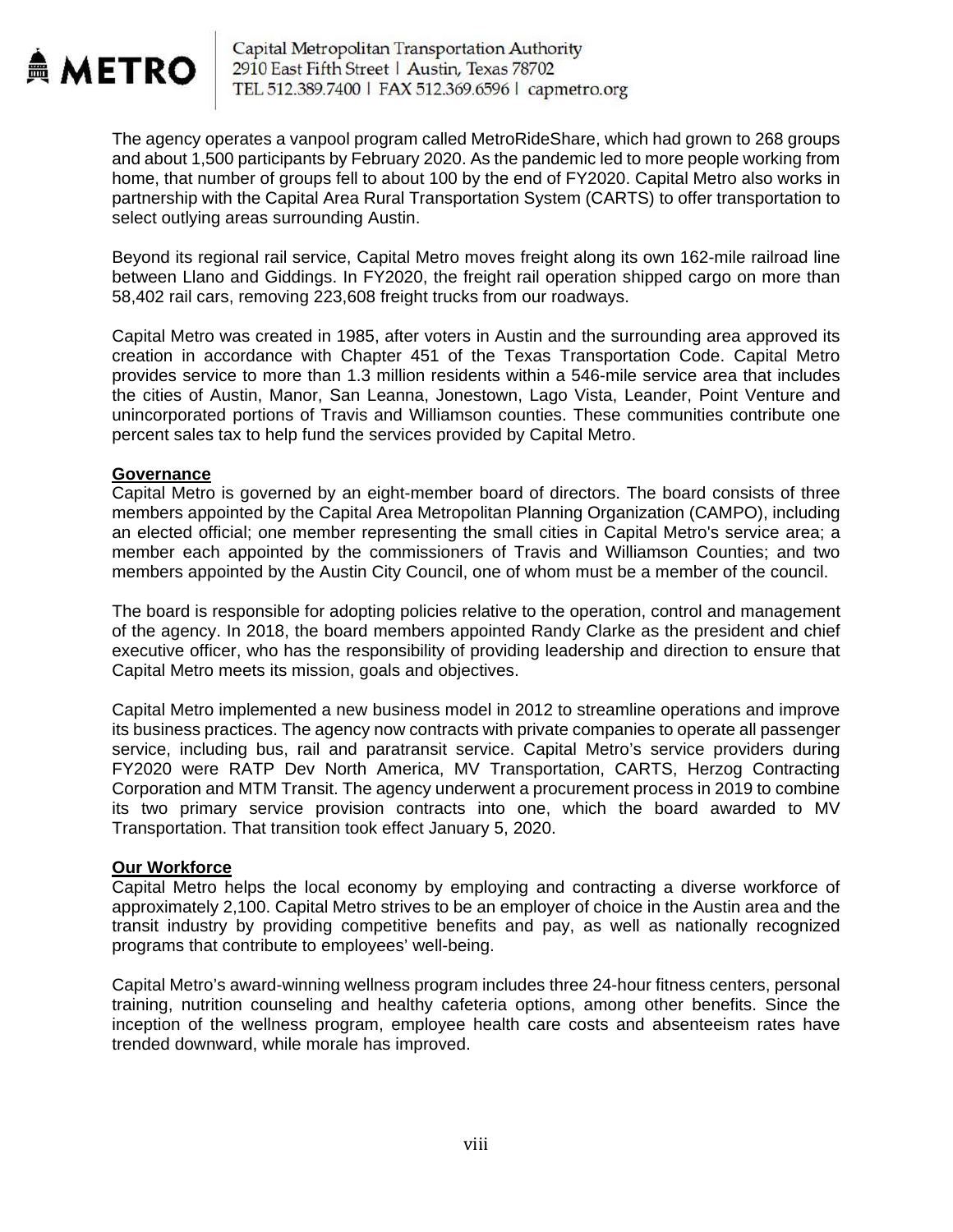The agency operates a vanpool program called MetroRideShare, which had grown to 268 groups and about 1,500 participants by February 2020. As the pandemic led to more people working from home, that number of groups fell to about 100 by the end of FY2020. Capital Metro also works in partnership with the Capital Area Rural Transportation System (CARTS) to offer transportation to select outlying areas surrounding Austin.

Beyond its regional rail service, Capital Metro moves freight along its own 162-mile railroad line between Llano and Giddings. In FY2020, the freight rail operation shipped cargo on more than 58,402 rail cars, removing 223,608 freight trucks from our roadways.

Capital Metro was created in 1985, after voters in Austin and the surrounding area approved its creation in accordance with Chapter 451 of the Texas Transportation Code. Capital Metro provides service to more than 1.3 million residents within a 546-mile service area that includes the cities of Austin, Manor, San Leanna, Jonestown, Lago Vista, Leander, Point Venture and unincorporated portions of Travis and Williamson counties. These communities contribute one percent sales tax to help fund the services provided by Capital Metro.

**Governance**

Capital Metro is governed by an eight-member board of directors. The board consists of three members appointed by the Capital Area Metropolitan Planning Organization (CAMPO), including an elected official; one member representing the small cities in Capital Metro's service area; a member each appointed by the commissioners of Travis and Williamson Counties; and two members appointed by the Austin City Council, one of whom must be a member of the council.

The board is responsible for adopting policies relative to the operation, control and management of the agency. In 2018, the board members appointed Randy Clarke as the president and chief executive officer, who has the responsibility of providing leadership and direction to ensure that Capital Metro meets its mission, goals and objectives.

Capital Metro implemented a new business model in 2012 to streamline operations and improve its business practices. The agency now contracts with private companies to operate all passenger service, including bus, rail and paratransit service. Capital Metro's service providers during FY2020 were RATP Dev North America, MV Transportation, CARTS, Herzog Contracting Corporation and MTM Transit. The agency underwent a procurement process in 2019 to combine its two primary service provision contracts into one, which the board awarded to MV Transportation. That transition took effect January 5, 2020.

**Our Workforce**

Capital Metro helps the local economy by employing and contracting a diverse workforce of approximately 2,100. Capital Metro strives to be an employer of choice in the Austin area and the transit industry by providing competitive benefits and pay, as well as nationally recognized programs that contribute to employees' well-being.

Capital Metro's award-winning wellness program includes three 24-hour fitness centers, personal training, nutrition counseling and healthy cafeteria options, among other benefits. Since the inception of the wellness program, employee health care costs and absenteeism rates have trended downward, while morale has improved.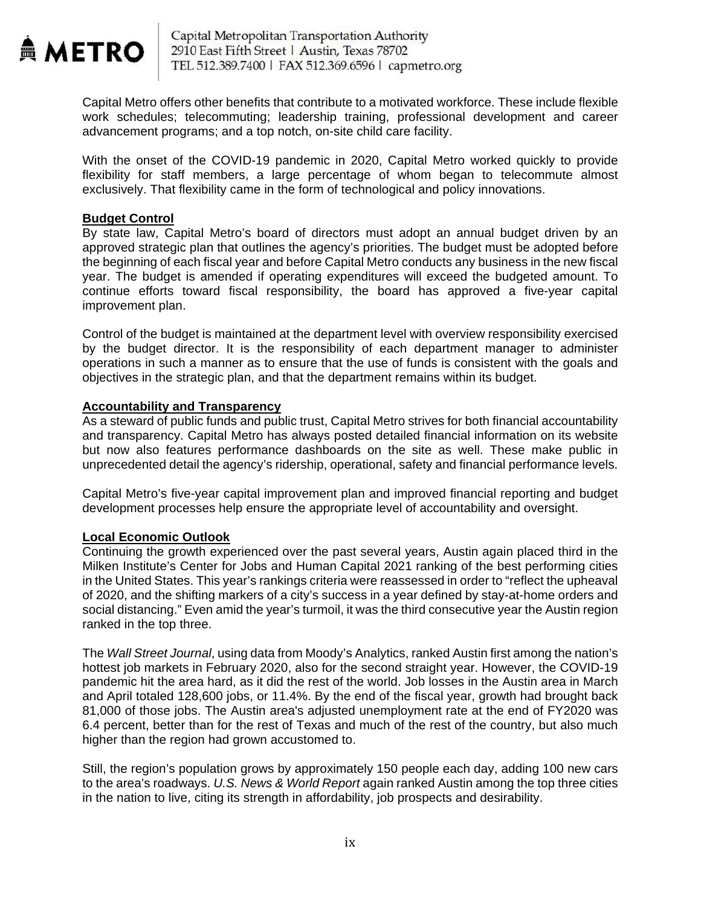Capital Metro offers other benefits that contribute to a motivated workforce. These include flexible work schedules; telecommuting; leadership training, professional development and career advancement programs; and a top notch, on-site child care facility.

With the onset of the COVID-19 pandemic in 2020, Capital Metro worked quickly to provide flexibility for staff members, a large percentage of whom began to telecommute almost exclusively. That flexibility came in the form of technological and policy innovations.

## Budget Control

By state law, Capital Metro's board of directors must adopt an annual budget driven by an approved strategic plan that outlines the agency's priorities. The budget must be adopted before the beginning of each fiscal year and before Capital Metro conducts any business in the new fiscal year. The budget is amended if operating expenditures will exceed the budgeted amount. To continue efforts toward fiscal responsibility, the board has approved a five-year capital improvement plan.

Control of the budget is maintained at the department level with overview responsibility exercised by the budget director. It is the responsibility of each department manager to administer operations in such a manner as to ensure that the use of funds is consistent with the goals and objectives in the strategic plan, and that the department remains within its budget.

## Accountability and Transparency

As a steward of public funds and public trust, Capital Metro strives for both financial accountability and transparency. Capital Metro has always posted detailed financial information on its website but now also features performance dashboards on the site as well. These make public in unprecedented detail the agency's ridership, operational, safety and financial performance levels.

Capital Metro's five-year capital improvement plan and improved financial reporting and budget development processes help ensure the appropriate level of accountability and oversight.

## Local Economic Outlook

Continuing the growth experienced over the past several years, Austin again placed third in the Milken Institute's Center for Jobs and Human Capital 2021 ranking of the best performing cities in the United States. This year's rankings criteria were reassessed in order to "reflect the upheaval of 2020, and the shifting markers of a city's success in a year defined by stay-at-home orders and social distancing." Even amid the year's turmoil, it was the third consecutive year the Austin region ranked in the top three.

The *Wall Street Journal*, using data from Moody's Analytics, ranked Austin first among the nation's hottest job markets in February 2020, also for the second straight year. However, the COVID-19 pandemic hit the area hard, as it did the rest of the world. Job losses in the Austin area in March and April totaled 128,600 jobs, or 11.4%. By the end of the fiscal year, growth had brought back 81,000 of those jobs. The Austin area's adjusted unemployment rate at the end of FY2020 was 6.4 percent, better than for the rest of Texas and much of the rest of the country, but also much higher than the region had grown accustomed to.

Still, the region's population grows by approximately 150 people each day, adding 100 new cars to the area's roadways. *U.S. News & World Report* again ranked Austin among the top three cities in the nation to live, citing its strength in affordability, job prospects and desirability.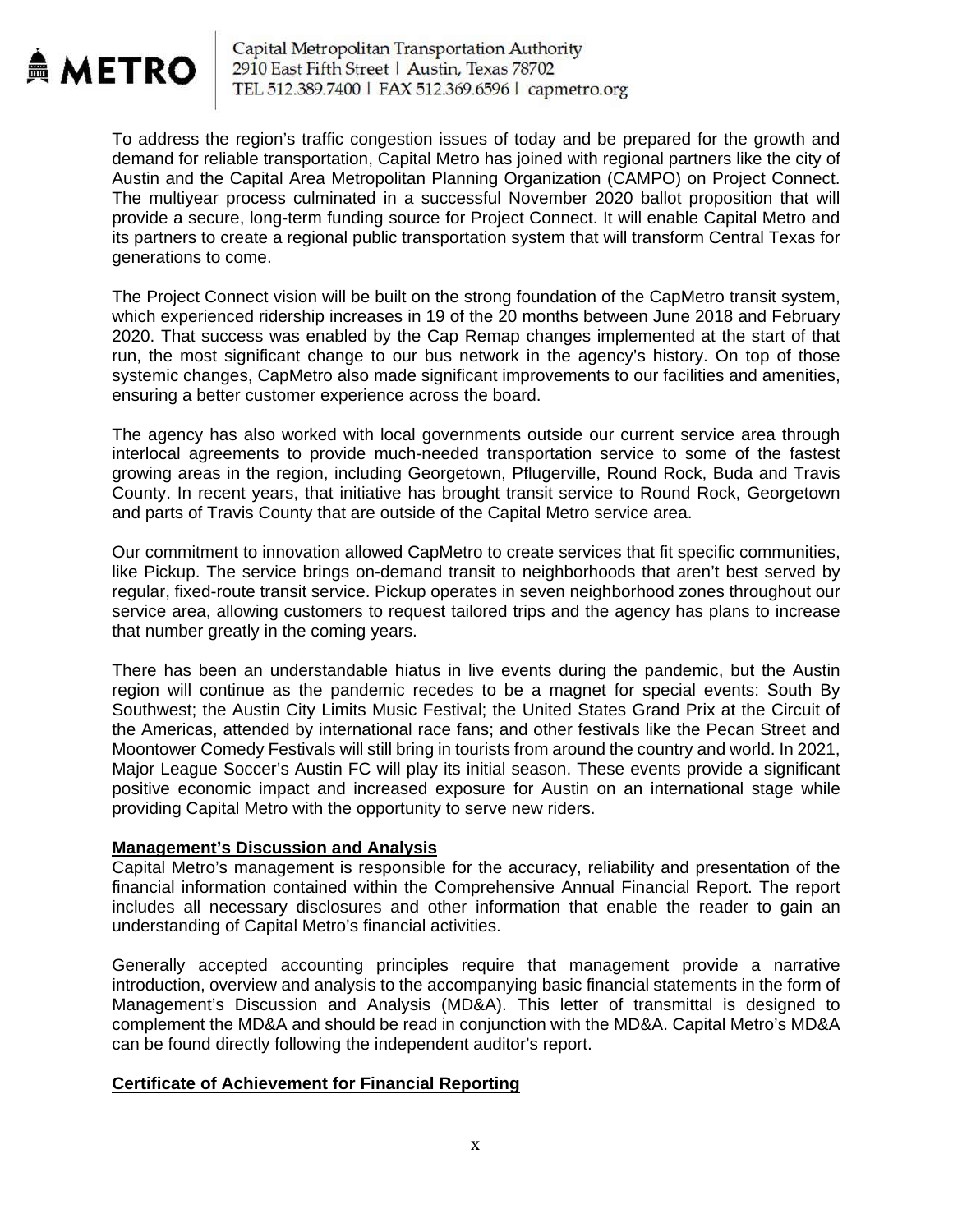To address the region's traffic congestion issues of today and be prepared for the growth and demand for reliable transportation, Capital Metro has joined with regional partners like the city of Austin and the Capital Area Metropolitan Planning Organization (CAMPO) on Project Connect. The multiyear process culminated in a successful November 2020 ballot proposition that will provide a secure, long-term funding source for Project Connect. It will enable Capital Metro and its partners to create a regional public transportation system that will transform Central Texas for generations to come.

The Project Connect vision will be built on the strong foundation of the CapMetro transit system, which experienced ridership increases in 19 of the 20 months between June 2018 and February 2020. That success was enabled by the Cap Remap changes implemented at the start of that run, the most significant change to our bus network in the agency's history. On top of those systemic changes, CapMetro also made significant improvements to our facilities and amenities, ensuring a better customer experience across the board.

The agency has also worked with local governments outside our current service area through interlocal agreements to provide much-needed transportation service to some of the fastest growing areas in the region, including Georgetown, Pflugerville, Round Rock, Buda and Travis County. In recent years, that initiative has brought transit service to Round Rock, Georgetown and parts of Travis County that are outside of the Capital Metro service area.

Our commitment to innovation allowed CapMetro to create services that fit specific communities, like Pickup. The service brings on-demand transit to neighborhoods that aren't best served by regular, fixed-route transit service. Pickup operates in seven neighborhood zones throughout our service area, allowing customers to request tailored trips and the agency has plans to increase that number greatly in the coming years.

There has been an understandable hiatus in live events during the pandemic, but the Austin region will continue as the pandemic recedes to be a magnet for special events: South By Southwest; the Austin City Limits Music Festival; the United States Grand Prix at the Circuit of the Americas, attended by international race fans; and other festivals like the Pecan Street and Moontower Comedy Festivals will still bring in tourists from around the country and world. In 2021, Major League Soccer's Austin FC will play its initial season. These events provide a significant positive economic impact and increased exposure for Austin on an international stage while providing Capital Metro with the opportunity to serve new riders.

**Management's Discussion and Analysis**

Capital Metro's management is responsible for the accuracy, reliability and presentation of the financial information contained within the Comprehensive Annual Financial Report. The report includes all necessary disclosures and other information that enable the reader to gain an understanding of Capital Metro's financial activities.

Generally accepted accounting principles require that management provide a narrative introduction, overview and analysis to the accompanying basic financial statements in the form of Management's Discussion and Analysis (MD&A). This letter of transmittal is designed to complement the MD&A and should be read in conjunction with the MD&A. Capital Metro's MD&A can be found directly following the independent auditor's report.

**Certificate of Achievement for Financial Reporting**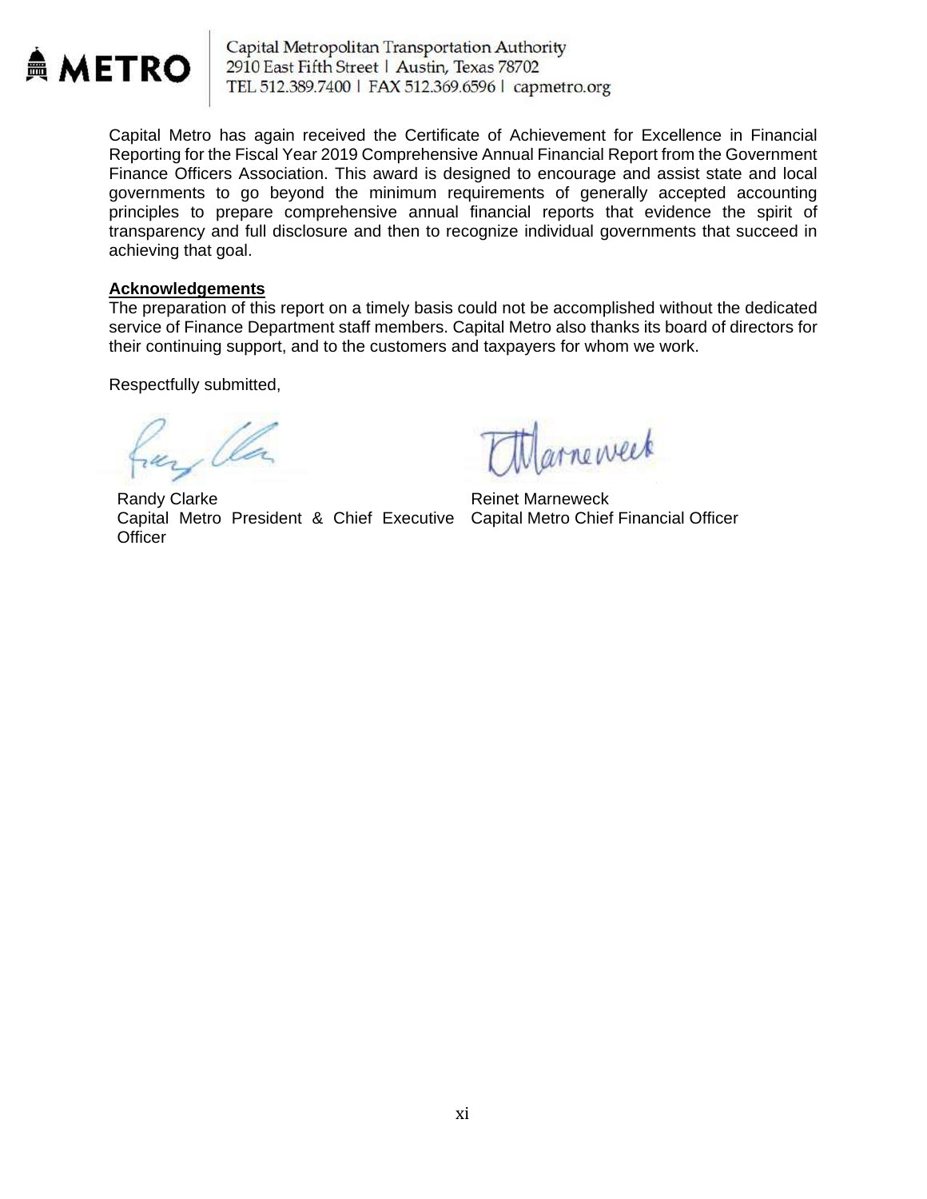Capital Metropolitan Transportation Authority
2910 East Fifth Street | Austin, Texas 78702
TEL 512.389.7400 | FAX 512.369.6596 | capmetro.org

Capital Metro has again received the Certificate of Achievement for Excellence in Financial Reporting for the Fiscal Year 2019 Comprehensive Annual Financial Report from the Government Finance Officers Association. This award is designed to encourage and assist state and local governments to go beyond the minimum requirements of generally accepted accounting principles to prepare comprehensive annual financial reports that evidence the spirit of transparency and full disclosure and then to recognize individual governments that succeed in achieving that goal.

**Acknowledgements**

The preparation of this report on a timely basis could not be accomplished without the dedicated service of Finance Department staff members. Capital Metro also thanks its board of directors for their continuing support, and to the customers and taxpayers for whom we work.

Respectfully submitted,

Randy Clarke
Capital Metro President & Chief Executive Officer

Reinet Marneweck
Capital Metro Chief Financial Officer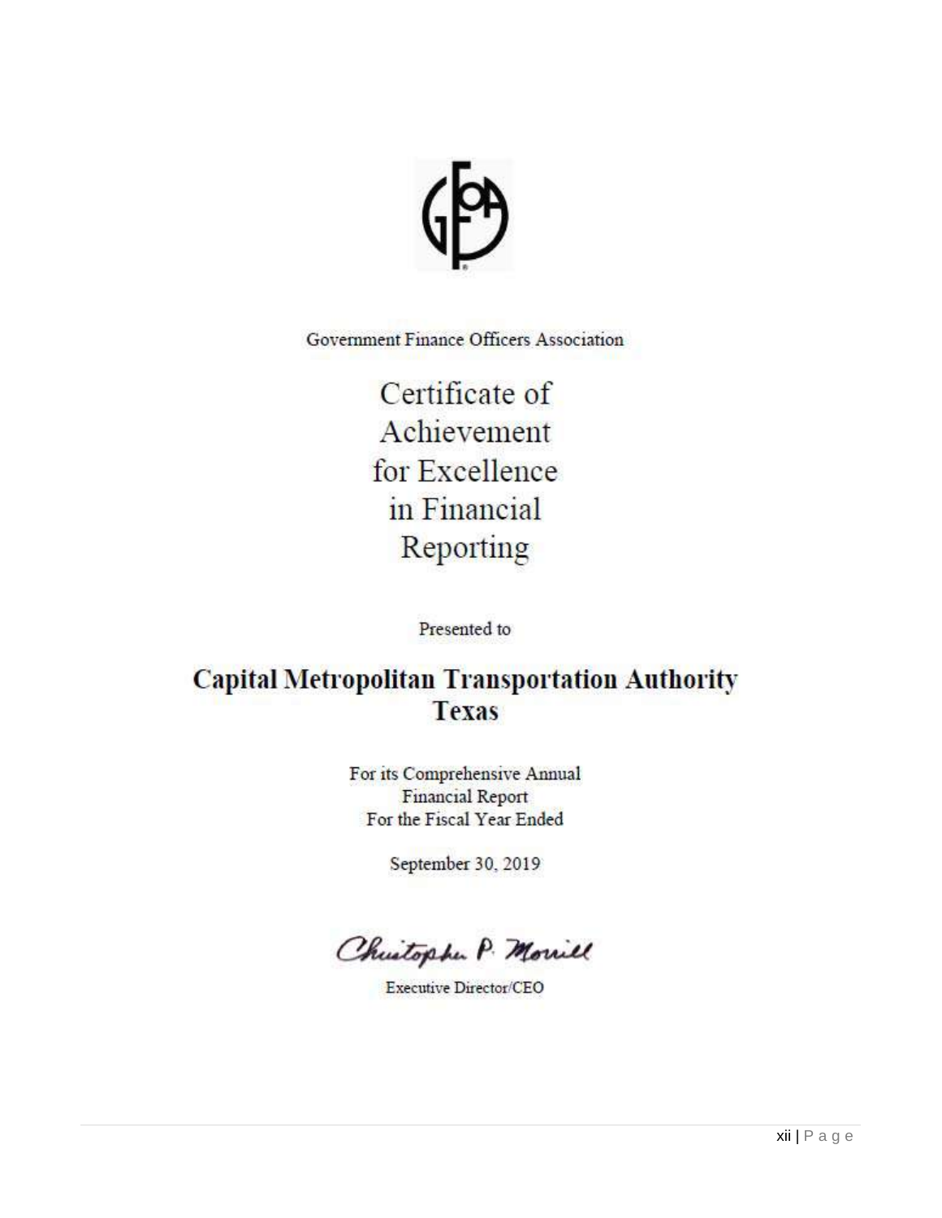Government Finance Officers Association

# Certificate of Achievement for Excellence in Financial Reporting

Presented to

## Capital Metropolitan Transportation Authority Texas

For its Comprehensive Annual Financial Report For the Fiscal Year Ended

September 30, 2019

Christopher P. Morrill

Executive Director/CEO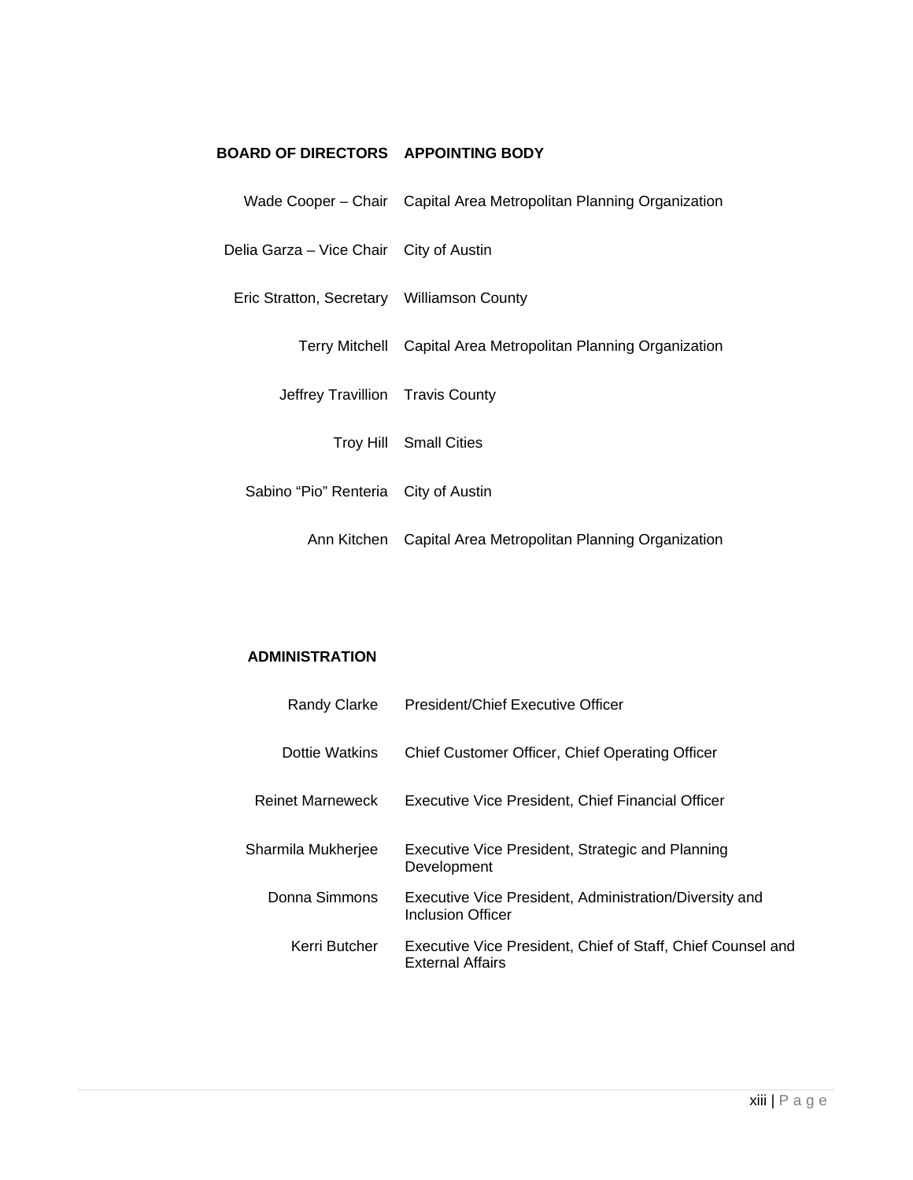| BOARD OF DIRECTORS | APPOINTING BODY |
| --- | --- |
| Wade Cooper – Chair | Capital Area Metropolitan Planning Organization |
| Delia Garza – Vice Chair | City of Austin |
| Eric Stratton, Secretary | Williamson County |
| Terry Mitchell | Capital Area Metropolitan Planning Organization |
| Jeffrey Travillion | Travis County |
| Troy Hill | Small Cities |
| Sabino “Pio” Renteria | City of Austin |
| Ann Kitchen | Capital Area Metropolitan Planning Organization |

**ADMINISTRATION**

| | |
| --- | --- |
| Randy Clarke | President/Chief Executive Officer |
| Dottie Watkins | Chief Customer Officer, Chief Operating Officer |
| Reinet Marneweck | Executive Vice President, Chief Financial Officer |
| Sharmila Mukherjee | Executive Vice President, Strategic and Planning Development |
| Donna Simmons | Executive Vice President, Administration/Diversity and Inclusion Officer |
| Kerri Butcher | Executive Vice President, Chief of Staff, Chief Counsel and External Affairs |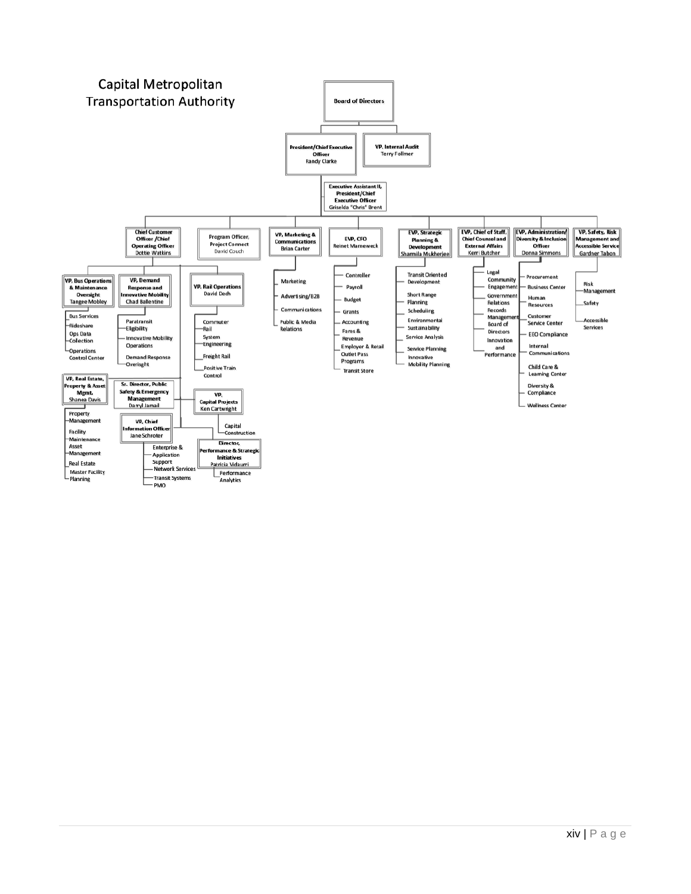# Capital Metropolitan Transportation Authority

- **Board of Directors**
  - **President/Chief Executive Officer** – Randy Clarke
    - **Executive Assistant II, President/Chief Executive Officer** – Griselda "Chris" Brent
    - **Chief Customer Officer /Chief Operating Officer** – Dottie Watkins
      - **VP, Bus Operations & Maintenance Oversight** – Tangee Mobley
        - Bus Services
        - Rideshare
        - Ops Data Collection
        - Operations Control Center
      - **VP, Demand Response and Innovative Mobility** – Chad Ballentine
        - Paratransit Eligibility
        - Innovative Mobility Operations
        - Demand Response Oversight
      - **VP, Rail Operations** – David Dech
        - Commuter Rail
        - System Engineering
        - Freight Rail
        - Positive Train Control
      - **VP, Real Estate, Property & Asset Mgmt.** – Shanea Davis
        - Property Management
        - Facility Maintenance
        - Asset Management
        - Real Estate
        - Master Facility Planning
      - **Sr. Director, Public Safety & Emergency Management** – Darryl Jamail
      - **VP, Capital Projects** – Ken Cartwright
        - Capital Construction
      - **VP, Chief Information Officer** – Jane Schroter
        - Enterprise & Application Support
        - Network Services
        - Transit Systems
        - PMO
      - **Director, Performance & Strategic Initiatives** – Patricia Vidaurri
        - Performance Analytics
    - **Program Officer, Project Connect** – David Couch
    - **VP, Marketing & Communications** – Brian Carter
      - Marketing
      - Advertising/B2B
      - Communications
      - Public & Media Relations
    - **EVP, CFO** – Reinet Marneweck
      - Controller
      - Payroll
      - Budget
      - Grants
      - Accounting
      - Fares & Revenue
      - Employer & Retail Outlet Pass Programs
      - Transit Store
    - **EVP, Strategic Planning & Development** – Sharmila Mukherjee
      - Transit Oriented Development
      - Short Range Planning
      - Scheduling
      - Environmental Sustainability
      - Service Analysis
      - Service Planning
      - Innovative Mobility Planning
    - **EVP, Chief of Staff, Chief Counsel and External Affairs** – Kerri Butcher
      - Legal
      - Community Engagement
      - Government Relations
      - Records Management
      - Board of Directors
      - Innovation and Performance
    - **EVP, Administration/ Diversity & Inclusion Officer** – Donna Simmons
      - Procurement
      - Business Center
      - Human Resources
      - Customer Service Center
      - EEO Compliance
      - Internal Communications
      - Child Care & Learning Center
      - Diversity & Compliance
      - Wellness Center
    - **VP, Safety, Risk Management and Accessible Service** – Gardner Tabon
      - Risk Management
      - Safety
      - Accessible Services
  - **VP, Internal Audit** – Terry Follmer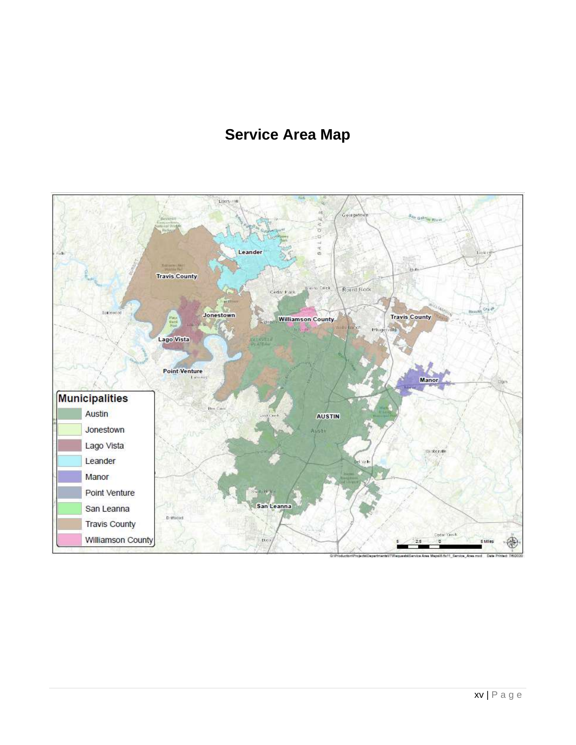# Service Area Map

**Municipalities**

- Austin
- Jonestown
- Lago Vista
- Leander
- Manor
- Point Venture
- San Leanna
- Travis County
- Williamson County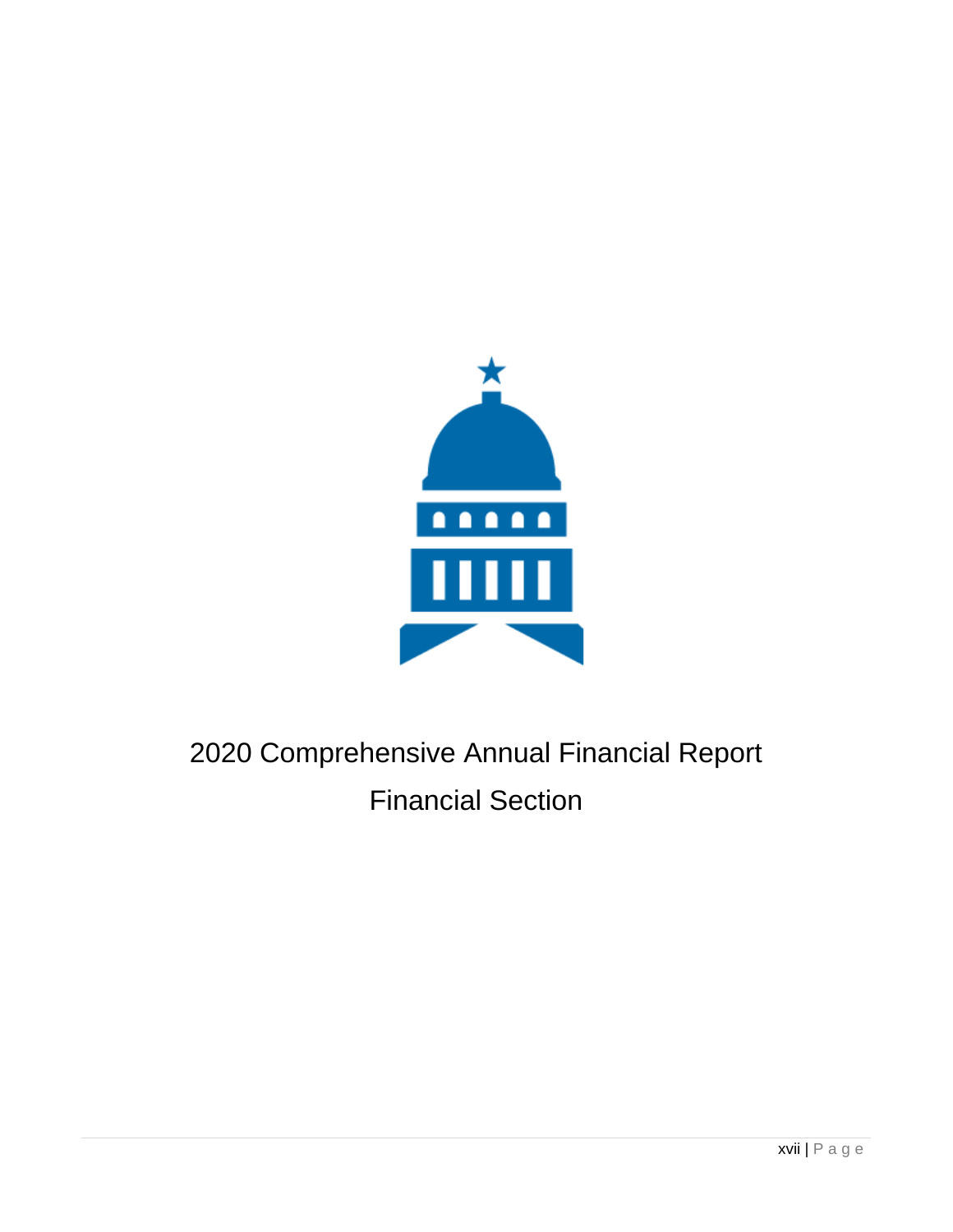# 2020 Comprehensive Annual Financial Report

## Financial Section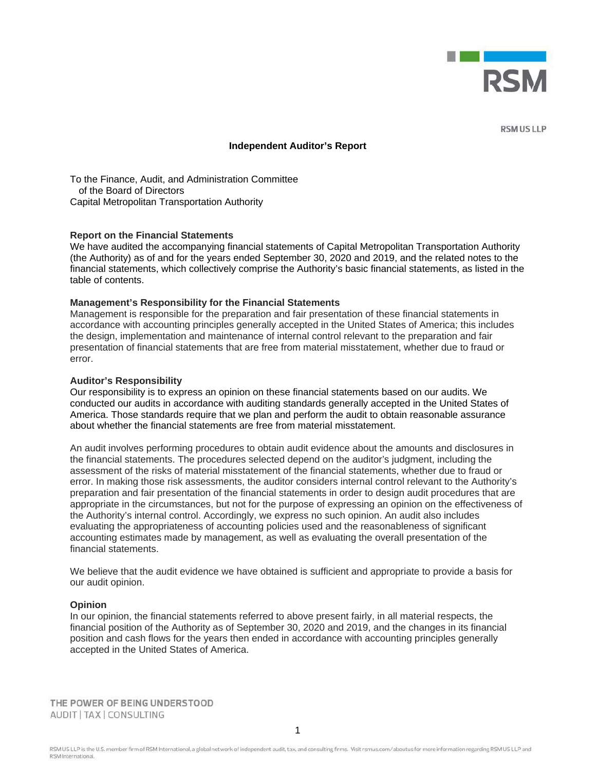RSM US LLP

# Independent Auditor's Report

To the Finance, Audit, and Administration Committee
of the Board of Directors
Capital Metropolitan Transportation Authority

**Report on the Financial Statements**

We have audited the accompanying financial statements of Capital Metropolitan Transportation Authority (the Authority) as of and for the years ended September 30, 2020 and 2019, and the related notes to the financial statements, which collectively comprise the Authority's basic financial statements, as listed in the table of contents.

**Management's Responsibility for the Financial Statements**

Management is responsible for the preparation and fair presentation of these financial statements in accordance with accounting principles generally accepted in the United States of America; this includes the design, implementation and maintenance of internal control relevant to the preparation and fair presentation of financial statements that are free from material misstatement, whether due to fraud or error.

**Auditor's Responsibility**

Our responsibility is to express an opinion on these financial statements based on our audits. We conducted our audits in accordance with auditing standards generally accepted in the United States of America. Those standards require that we plan and perform the audit to obtain reasonable assurance about whether the financial statements are free from material misstatement.

An audit involves performing procedures to obtain audit evidence about the amounts and disclosures in the financial statements. The procedures selected depend on the auditor's judgment, including the assessment of the risks of material misstatement of the financial statements, whether due to fraud or error. In making those risk assessments, the auditor considers internal control relevant to the Authority's preparation and fair presentation of the financial statements in order to design audit procedures that are appropriate in the circumstances, but not for the purpose of expressing an opinion on the effectiveness of the Authority's internal control. Accordingly, we express no such opinion. An audit also includes evaluating the appropriateness of accounting policies used and the reasonableness of significant accounting estimates made by management, as well as evaluating the overall presentation of the financial statements.

We believe that the audit evidence we have obtained is sufficient and appropriate to provide a basis for our audit opinion.

**Opinion**

In our opinion, the financial statements referred to above present fairly, in all material respects, the financial position of the Authority as of September 30, 2020 and 2019, and the changes in its financial position and cash flows for the years then ended in accordance with accounting principles generally accepted in the United States of America.

THE POWER OF BEING UNDERSTOOD
AUDIT | TAX | CONSULTING

RSM US LLP is the U.S. member firm of RSM International, a global network of independent audit, tax, and consulting firms. Visit rsmus.com/aboutus for more information regarding RSM US LLP and RSM International.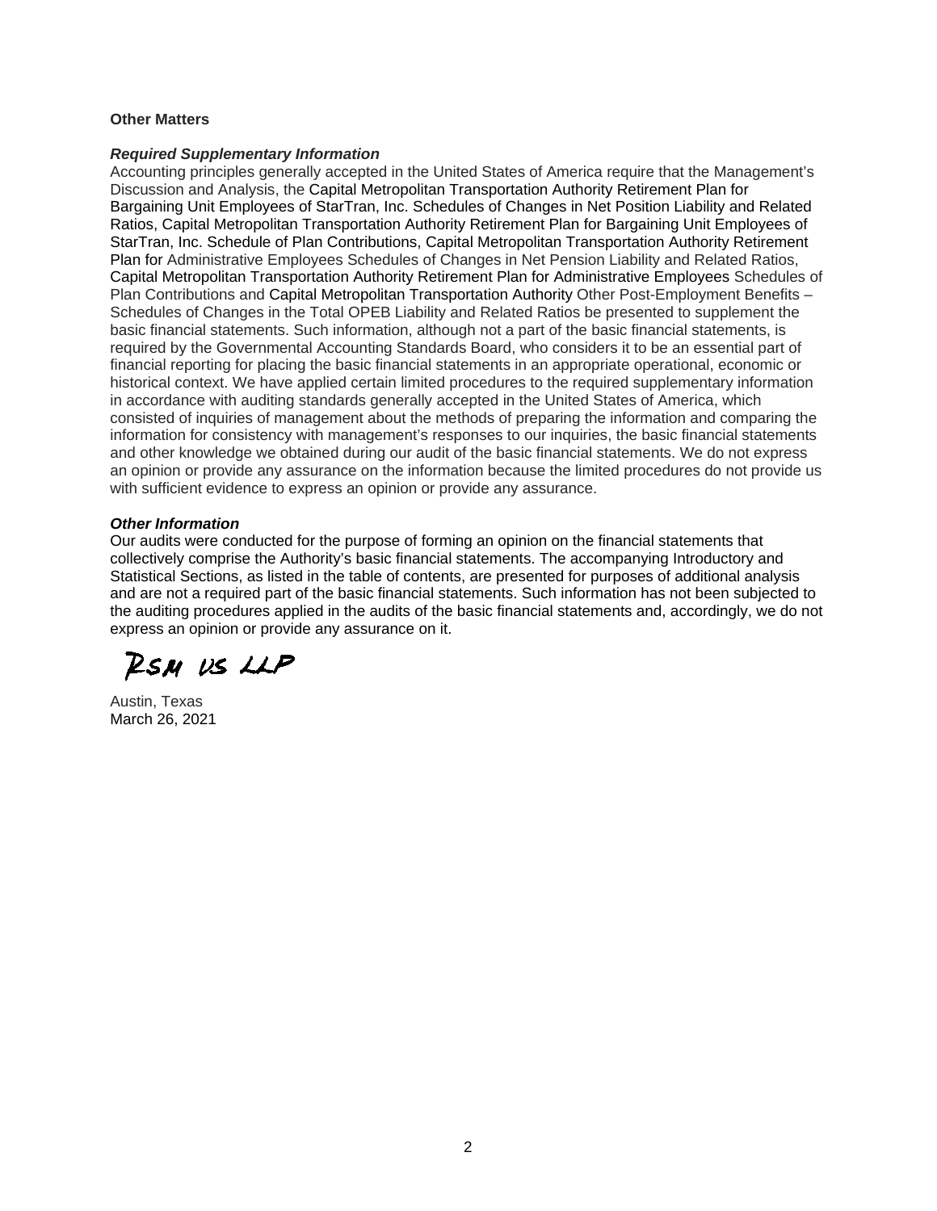**Other Matters**

***Required Supplementary Information***

Accounting principles generally accepted in the United States of America require that the Management's Discussion and Analysis, the Capital Metropolitan Transportation Authority Retirement Plan for Bargaining Unit Employees of StarTran, Inc. Schedules of Changes in Net Position Liability and Related Ratios, Capital Metropolitan Transportation Authority Retirement Plan for Bargaining Unit Employees of StarTran, Inc. Schedule of Plan Contributions, Capital Metropolitan Transportation Authority Retirement Plan for Administrative Employees Schedules of Changes in Net Pension Liability and Related Ratios, Capital Metropolitan Transportation Authority Retirement Plan for Administrative Employees Schedules of Plan Contributions and Capital Metropolitan Transportation Authority Other Post-Employment Benefits – Schedules of Changes in the Total OPEB Liability and Related Ratios be presented to supplement the basic financial statements. Such information, although not a part of the basic financial statements, is required by the Governmental Accounting Standards Board, who considers it to be an essential part of financial reporting for placing the basic financial statements in an appropriate operational, economic or historical context. We have applied certain limited procedures to the required supplementary information in accordance with auditing standards generally accepted in the United States of America, which consisted of inquiries of management about the methods of preparing the information and comparing the information for consistency with management's responses to our inquiries, the basic financial statements and other knowledge we obtained during our audit of the basic financial statements. We do not express an opinion or provide any assurance on the information because the limited procedures do not provide us with sufficient evidence to express an opinion or provide any assurance.

***Other Information***

Our audits were conducted for the purpose of forming an opinion on the financial statements that collectively comprise the Authority's basic financial statements. The accompanying Introductory and Statistical Sections, as listed in the table of contents, are presented for purposes of additional analysis and are not a required part of the basic financial statements. Such information has not been subjected to the auditing procedures applied in the audits of the basic financial statements and, accordingly, we do not express an opinion or provide any assurance on it.

RSM US LLP

Austin, Texas
March 26, 2021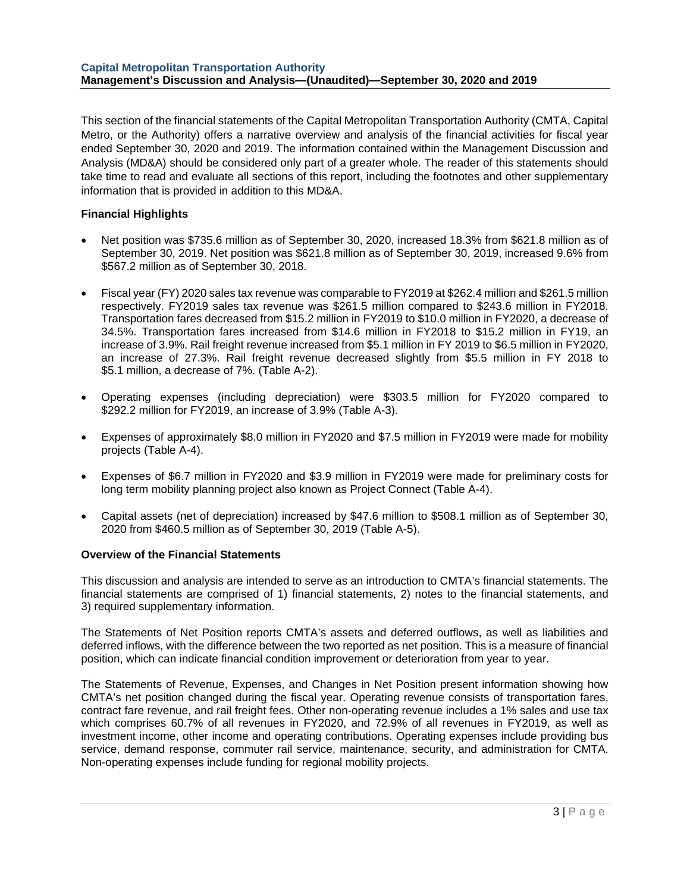This section of the financial statements of the Capital Metropolitan Transportation Authority (CMTA, Capital Metro, or the Authority) offers a narrative overview and analysis of the financial activities for fiscal year ended September 30, 2020 and 2019. The information contained within the Management Discussion and Analysis (MD&A) should be considered only part of a greater whole. The reader of this statements should take time to read and evaluate all sections of this report, including the footnotes and other supplementary information that is provided in addition to this MD&A.

### Financial Highlights

- Net position was $735.6 million as of September 30, 2020, increased 18.3% from $621.8 million as of September 30, 2019. Net position was $621.8 million as of September 30, 2019, increased 9.6% from $567.2 million as of September 30, 2018.
- Fiscal year (FY) 2020 sales tax revenue was comparable to FY2019 at $262.4 million and $261.5 million respectively. FY2019 sales tax revenue was $261.5 million compared to $243.6 million in FY2018. Transportation fares decreased from $15.2 million in FY2019 to $10.0 million in FY2020, a decrease of 34.5%. Transportation fares increased from $14.6 million in FY2018 to $15.2 million in FY19, an increase of 3.9%. Rail freight revenue increased from $5.1 million in FY 2019 to $6.5 million in FY2020, an increase of 27.3%. Rail freight revenue decreased slightly from $5.5 million in FY 2018 to $5.1 million, a decrease of 7%. (Table A-2).
- Operating expenses (including depreciation) were $303.5 million for FY2020 compared to $292.2 million for FY2019, an increase of 3.9% (Table A-3).
- Expenses of approximately $8.0 million in FY2020 and $7.5 million in FY2019 were made for mobility projects (Table A-4).
- Expenses of $6.7 million in FY2020 and $3.9 million in FY2019 were made for preliminary costs for long term mobility planning project also known as Project Connect (Table A-4).
- Capital assets (net of depreciation) increased by $47.6 million to $508.1 million as of September 30, 2020 from $460.5 million as of September 30, 2019 (Table A-5).

### Overview of the Financial Statements

This discussion and analysis are intended to serve as an introduction to CMTA's financial statements. The financial statements are comprised of 1) financial statements, 2) notes to the financial statements, and 3) required supplementary information.

The Statements of Net Position reports CMTA's assets and deferred outflows, as well as liabilities and deferred inflows, with the difference between the two reported as net position. This is a measure of financial position, which can indicate financial condition improvement or deterioration from year to year.

The Statements of Revenue, Expenses, and Changes in Net Position present information showing how CMTA's net position changed during the fiscal year. Operating revenue consists of transportation fares, contract fare revenue, and rail freight fees. Other non-operating revenue includes a 1% sales and use tax which comprises 60.7% of all revenues in FY2020, and 72.9% of all revenues in FY2019, as well as investment income, other income and operating contributions. Operating expenses include providing bus service, demand response, commuter rail service, maintenance, security, and administration for CMTA. Non-operating expenses include funding for regional mobility projects.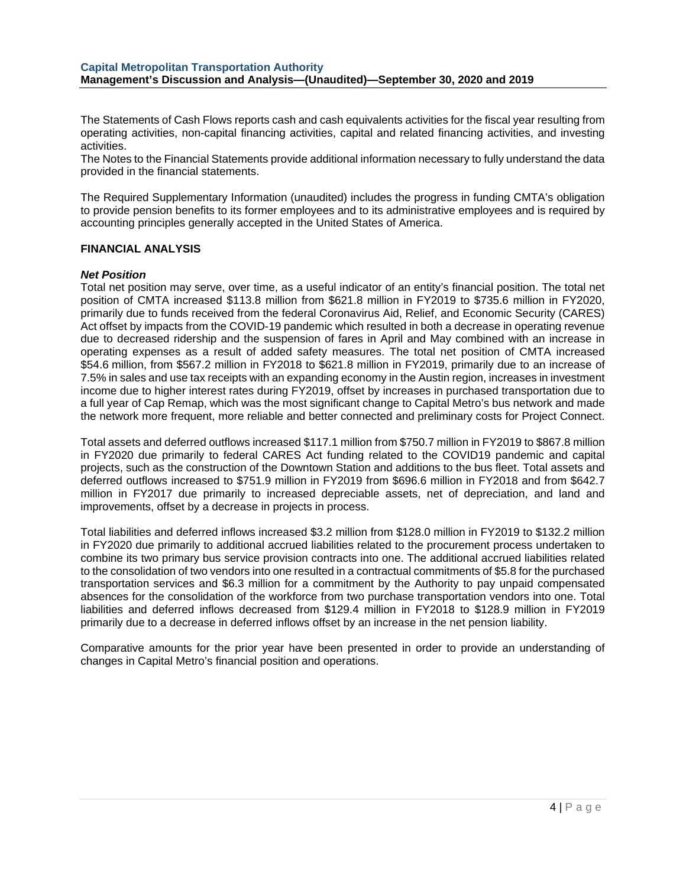The Statements of Cash Flows reports cash and cash equivalents activities for the fiscal year resulting from operating activities, non-capital financing activities, capital and related financing activities, and investing activities.
The Notes to the Financial Statements provide additional information necessary to fully understand the data provided in the financial statements.

The Required Supplementary Information (unaudited) includes the progress in funding CMTA's obligation to provide pension benefits to its former employees and to its administrative employees and is required by accounting principles generally accepted in the United States of America.

## FINANCIAL ANALYSIS

### *Net Position*

Total net position may serve, over time, as a useful indicator of an entity's financial position. The total net position of CMTA increased $113.8 million from $621.8 million in FY2019 to $735.6 million in FY2020, primarily due to funds received from the federal Coronavirus Aid, Relief, and Economic Security (CARES) Act offset by impacts from the COVID-19 pandemic which resulted in both a decrease in operating revenue due to decreased ridership and the suspension of fares in April and May combined with an increase in operating expenses as a result of added safety measures. The total net position of CMTA increased $54.6 million, from $567.2 million in FY2018 to $621.8 million in FY2019, primarily due to an increase of 7.5% in sales and use tax receipts with an expanding economy in the Austin region, increases in investment income due to higher interest rates during FY2019, offset by increases in purchased transportation due to a full year of Cap Remap, which was the most significant change to Capital Metro's bus network and made the network more frequent, more reliable and better connected and preliminary costs for Project Connect.

Total assets and deferred outflows increased $117.1 million from $750.7 million in FY2019 to $867.8 million in FY2020 due primarily to federal CARES Act funding related to the COVID19 pandemic and capital projects, such as the construction of the Downtown Station and additions to the bus fleet. Total assets and deferred outflows increased to $751.9 million in FY2019 from $696.6 million in FY2018 and from $642.7 million in FY2017 due primarily to increased depreciable assets, net of depreciation, and land and improvements, offset by a decrease in projects in process.

Total liabilities and deferred inflows increased $3.2 million from $128.0 million in FY2019 to $132.2 million in FY2020 due primarily to additional accrued liabilities related to the procurement process undertaken to combine its two primary bus service provision contracts into one. The additional accrued liabilities related to the consolidation of two vendors into one resulted in a contractual commitments of $5.8 for the purchased transportation services and $6.3 million for a commitment by the Authority to pay unpaid compensated absences for the consolidation of the workforce from two purchase transportation vendors into one. Total liabilities and deferred inflows decreased from $129.4 million in FY2018 to $128.9 million in FY2019 primarily due to a decrease in deferred inflows offset by an increase in the net pension liability.

Comparative amounts for the prior year have been presented in order to provide an understanding of changes in Capital Metro's financial position and operations.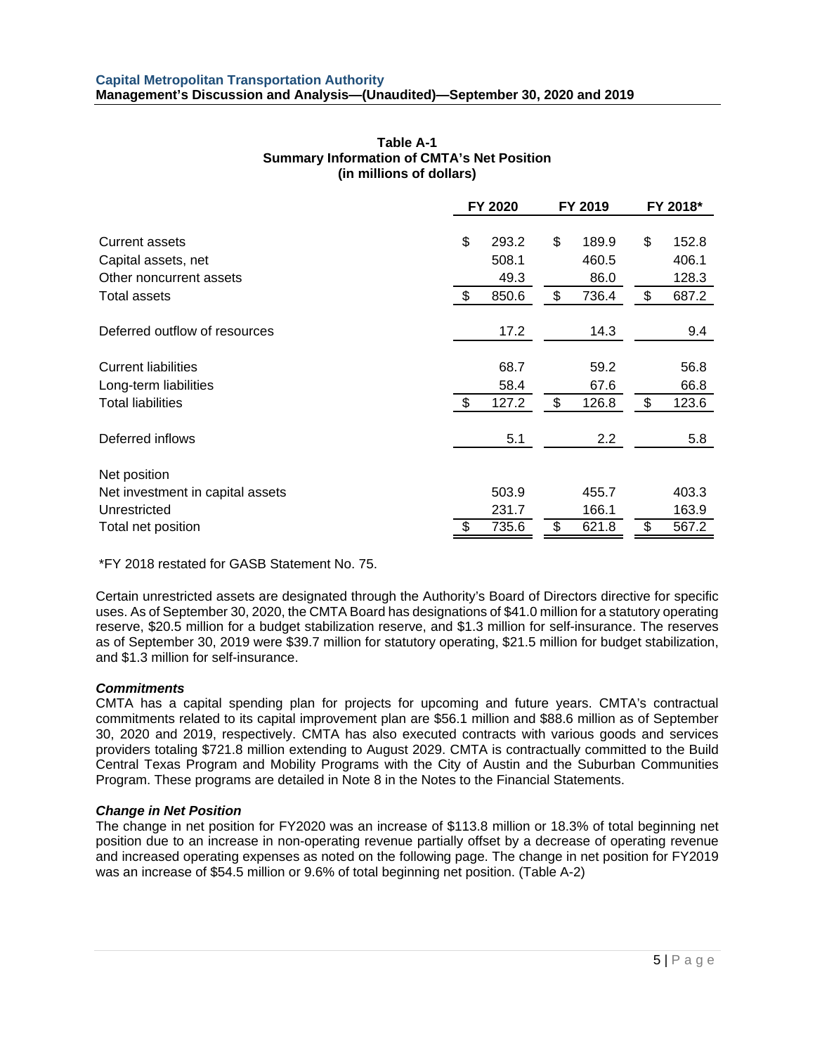**Table A-1**
**Summary Information of CMTA's Net Position**
**(in millions of dollars)**

| | FY 2020 | FY 2019 | FY 2018* |
|---|---|---|---|
| Current assets | $ 293.2 | $ 189.9 | $ 152.8 |
| Capital assets, net | 508.1 | 460.5 | 406.1 |
| Other noncurrent assets | 49.3 | 86.0 | 128.3 |
| Total assets | $ 850.6 | $ 736.4 | $ 687.2 |
| | | | |
| Deferred outflow of resources | 17.2 | 14.3 | 9.4 |
| | | | |
| Current liabilities | 68.7 | 59.2 | 56.8 |
| Long-term liabilities | 58.4 | 67.6 | 66.8 |
| Total liabilities | $ 127.2 | $ 126.8 | $ 123.6 |
| | | | |
| Deferred inflows | 5.1 | 2.2 | 5.8 |
| | | | |
| Net position | | | |
| Net investment in capital assets | 503.9 | 455.7 | 403.3 |
| Unrestricted | 231.7 | 166.1 | 163.9 |
| Total net position | $ 735.6 | $ 621.8 | $ 567.2 |

*FY 2018 restated for GASB Statement No. 75.

Certain unrestricted assets are designated through the Authority's Board of Directors directive for specific uses. As of September 30, 2020, the CMTA Board has designations of $41.0 million for a statutory operating reserve, $20.5 million for a budget stabilization reserve, and $1.3 million for self-insurance. The reserves as of September 30, 2019 were $39.7 million for statutory operating, $21.5 million for budget stabilization, and $1.3 million for self-insurance.

***Commitments***

CMTA has a capital spending plan for projects for upcoming and future years. CMTA's contractual commitments related to its capital improvement plan are $56.1 million and $88.6 million as of September 30, 2020 and 2019, respectively. CMTA has also executed contracts with various goods and services providers totaling $721.8 million extending to August 2029. CMTA is contractually committed to the Build Central Texas Program and Mobility Programs with the City of Austin and the Suburban Communities Program. These programs are detailed in Note 8 in the Notes to the Financial Statements.

***Change in Net Position***

The change in net position for FY2020 was an increase of $113.8 million or 18.3% of total beginning net position due to an increase in non-operating revenue partially offset by a decrease of operating revenue and increased operating expenses as noted on the following page. The change in net position for FY2019 was an increase of $54.5 million or 9.6% of total beginning net position. (Table A-2)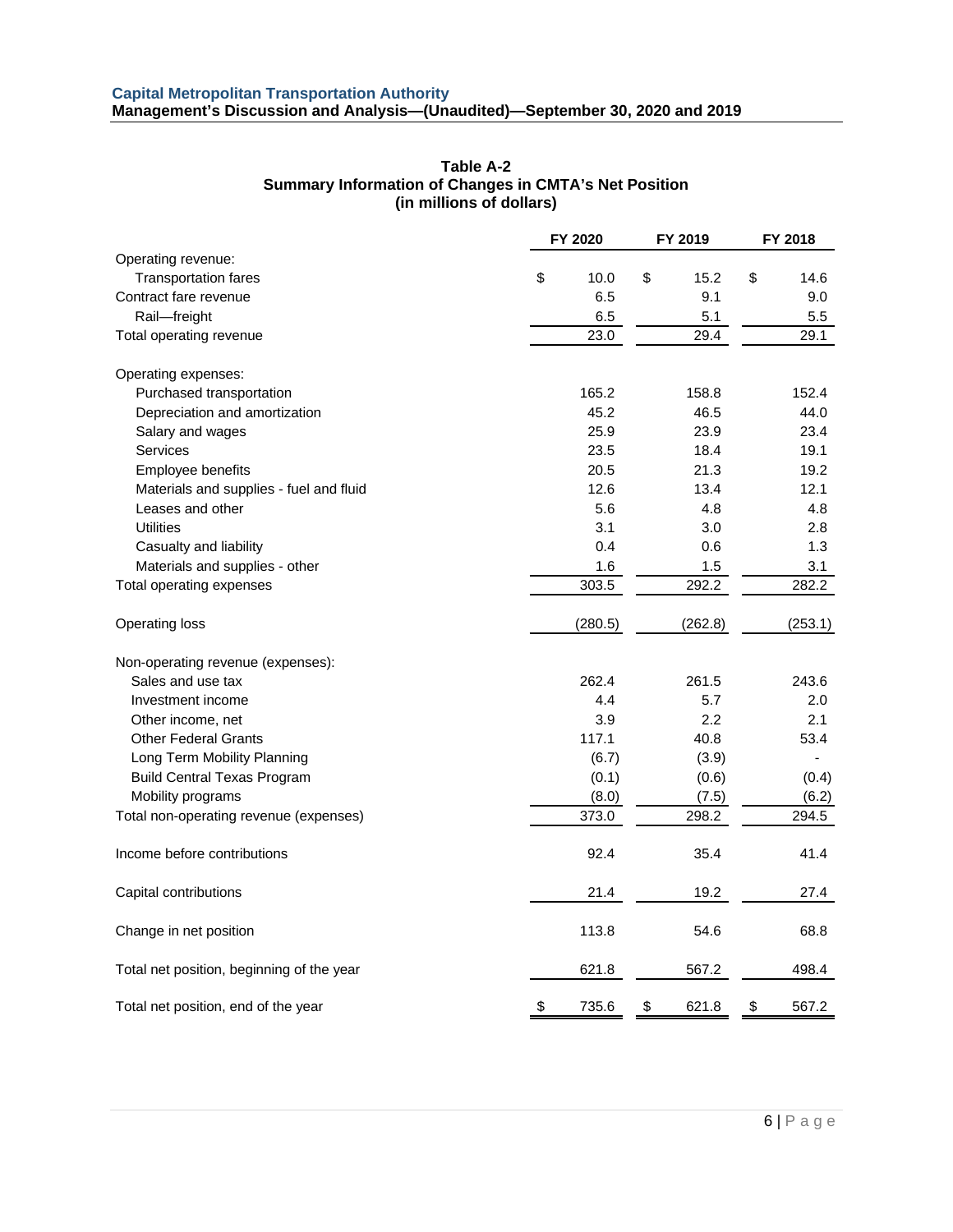### Table A-2
### Summary Information of Changes in CMTA's Net Position
### (in millions of dollars)

| | FY 2020 | FY 2019 | FY 2018 |
|---|---|---|---|
| Operating revenue: | | | |
| Transportation fares | $ 10.0 | $ 15.2 | $ 14.6 |
| Contract fare revenue | 6.5 | 9.1 | 9.0 |
| Rail—freight | 6.5 | 5.1 | 5.5 |
| Total operating revenue | 23.0 | 29.4 | 29.1 |
| Operating expenses: | | | |
| Purchased transportation | 165.2 | 158.8 | 152.4 |
| Depreciation and amortization | 45.2 | 46.5 | 44.0 |
| Salary and wages | 25.9 | 23.9 | 23.4 |
| Services | 23.5 | 18.4 | 19.1 |
| Employee benefits | 20.5 | 21.3 | 19.2 |
| Materials and supplies - fuel and fluid | 12.6 | 13.4 | 12.1 |
| Leases and other | 5.6 | 4.8 | 4.8 |
| Utilities | 3.1 | 3.0 | 2.8 |
| Casualty and liability | 0.4 | 0.6 | 1.3 |
| Materials and supplies - other | 1.6 | 1.5 | 3.1 |
| Total operating expenses | 303.5 | 292.2 | 282.2 |
| Operating loss | (280.5) | (262.8) | (253.1) |
| Non-operating revenue (expenses): | | | |
| Sales and use tax | 262.4 | 261.5 | 243.6 |
| Investment income | 4.4 | 5.7 | 2.0 |
| Other income, net | 3.9 | 2.2 | 2.1 |
| Other Federal Grants | 117.1 | 40.8 | 53.4 |
| Long Term Mobility Planning | (6.7) | (3.9) | - |
| Build Central Texas Program | (0.1) | (0.6) | (0.4) |
| Mobility programs | (8.0) | (7.5) | (6.2) |
| Total non-operating revenue (expenses) | 373.0 | 298.2 | 294.5 |
| Income before contributions | 92.4 | 35.4 | 41.4 |
| Capital contributions | 21.4 | 19.2 | 27.4 |
| Change in net position | 113.8 | 54.6 | 68.8 |
| Total net position, beginning of the year | 621.8 | 567.2 | 498.4 |
| Total net position, end of the year | $ 735.6 | $ 621.8 | $ 567.2 |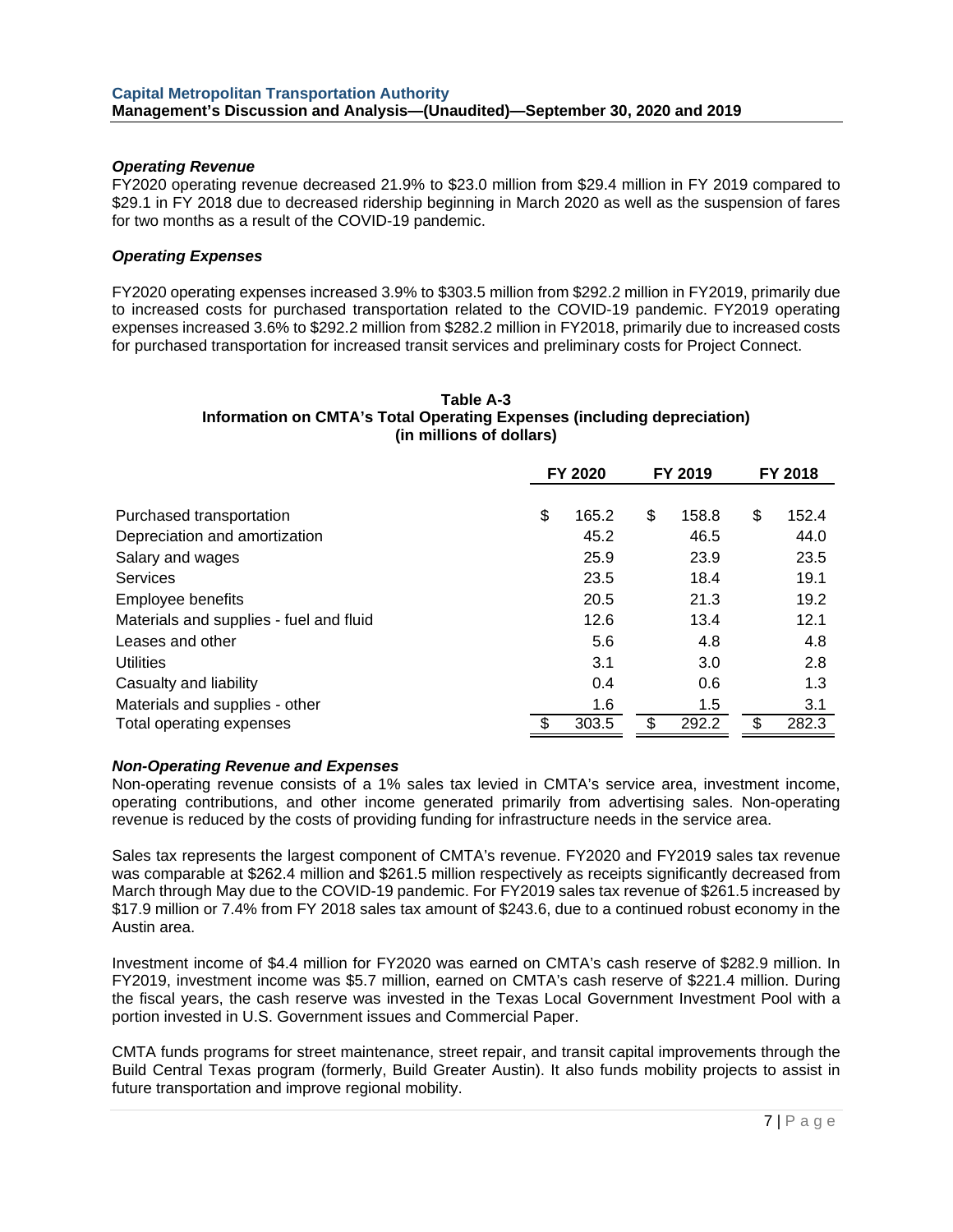### *Operating Revenue*

FY2020 operating revenue decreased 21.9% to $23.0 million from $29.4 million in FY 2019 compared to $29.1 in FY 2018 due to decreased ridership beginning in March 2020 as well as the suspension of fares for two months as a result of the COVID-19 pandemic.

### *Operating Expenses*

FY2020 operating expenses increased 3.9% to $303.5 million from $292.2 million in FY2019, primarily due to increased costs for purchased transportation related to the COVID-19 pandemic. FY2019 operating expenses increased 3.6% to $292.2 million from $282.2 million in FY2018, primarily due to increased costs for purchased transportation for increased transit services and preliminary costs for Project Connect.

**Table A-3**
**Information on CMTA's Total Operating Expenses (including depreciation)**
**(in millions of dollars)**

| | FY 2020 | FY 2019 | FY 2018 |
|---|---|---|---|
| Purchased transportation | $ 165.2 | $ 158.8 | $ 152.4 |
| Depreciation and amortization | 45.2 | 46.5 | 44.0 |
| Salary and wages | 25.9 | 23.9 | 23.5 |
| Services | 23.5 | 18.4 | 19.1 |
| Employee benefits | 20.5 | 21.3 | 19.2 |
| Materials and supplies - fuel and fluid | 12.6 | 13.4 | 12.1 |
| Leases and other | 5.6 | 4.8 | 4.8 |
| Utilities | 3.1 | 3.0 | 2.8 |
| Casualty and liability | 0.4 | 0.6 | 1.3 |
| Materials and supplies - other | 1.6 | 1.5 | 3.1 |
| Total operating expenses | $ 303.5 | $ 292.2 | $ 282.3 |

### *Non-Operating Revenue and Expenses*

Non-operating revenue consists of a 1% sales tax levied in CMTA's service area, investment income, operating contributions, and other income generated primarily from advertising sales. Non-operating revenue is reduced by the costs of providing funding for infrastructure needs in the service area.

Sales tax represents the largest component of CMTA's revenue. FY2020 and FY2019 sales tax revenue was comparable at $262.4 million and $261.5 million respectively as receipts significantly decreased from March through May due to the COVID-19 pandemic. For FY2019 sales tax revenue of $261.5 increased by $17.9 million or 7.4% from FY 2018 sales tax amount of $243.6, due to a continued robust economy in the Austin area.

Investment income of $4.4 million for FY2020 was earned on CMTA's cash reserve of $282.9 million. In FY2019, investment income was $5.7 million, earned on CMTA's cash reserve of $221.4 million. During the fiscal years, the cash reserve was invested in the Texas Local Government Investment Pool with a portion invested in U.S. Government issues and Commercial Paper.

CMTA funds programs for street maintenance, street repair, and transit capital improvements through the Build Central Texas program (formerly, Build Greater Austin). It also funds mobility projects to assist in future transportation and improve regional mobility.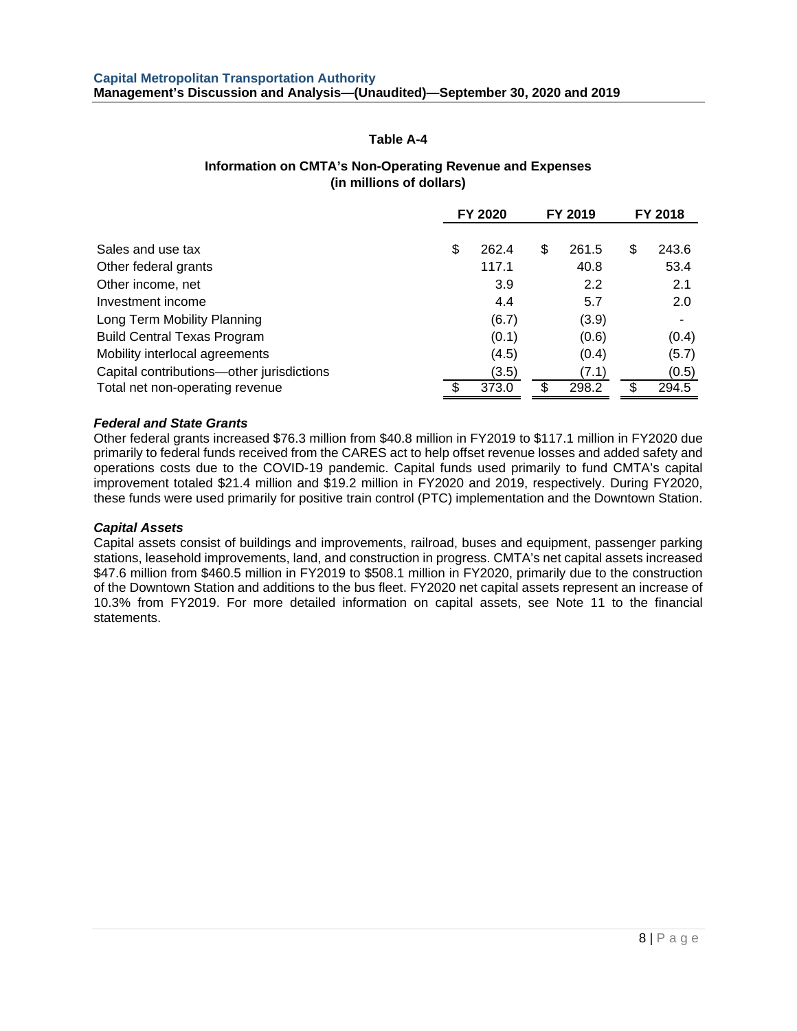**Table A-4**

**Information on CMTA's Non-Operating Revenue and Expenses (in millions of dollars)**

| | FY 2020 | FY 2019 | FY 2018 |
|---|---|---|---|
| Sales and use tax | $ 262.4 | $ 261.5 | $ 243.6 |
| Other federal grants | 117.1 | 40.8 | 53.4 |
| Other income, net | 3.9 | 2.2 | 2.1 |
| Investment income | 4.4 | 5.7 | 2.0 |
| Long Term Mobility Planning | (6.7) | (3.9) | - |
| Build Central Texas Program | (0.1) | (0.6) | (0.4) |
| Mobility interlocal agreements | (4.5) | (0.4) | (5.7) |
| Capital contributions—other jurisdictions | (3.5) | (7.1) | (0.5) |
| Total net non-operating revenue | $ 373.0 | $ 298.2 | $ 294.5 |

### *Federal and State Grants*

Other federal grants increased $76.3 million from $40.8 million in FY2019 to $117.1 million in FY2020 due primarily to federal funds received from the CARES act to help offset revenue losses and added safety and operations costs due to the COVID-19 pandemic. Capital funds used primarily to fund CMTA's capital improvement totaled $21.4 million and $19.2 million in FY2020 and 2019, respectively. During FY2020, these funds were used primarily for positive train control (PTC) implementation and the Downtown Station.

### *Capital Assets*

Capital assets consist of buildings and improvements, railroad, buses and equipment, passenger parking stations, leasehold improvements, land, and construction in progress. CMTA's net capital assets increased $47.6 million from $460.5 million in FY2019 to $508.1 million in FY2020, primarily due to the construction of the Downtown Station and additions to the bus fleet. FY2020 net capital assets represent an increase of 10.3% from FY2019. For more detailed information on capital assets, see Note 11 to the financial statements.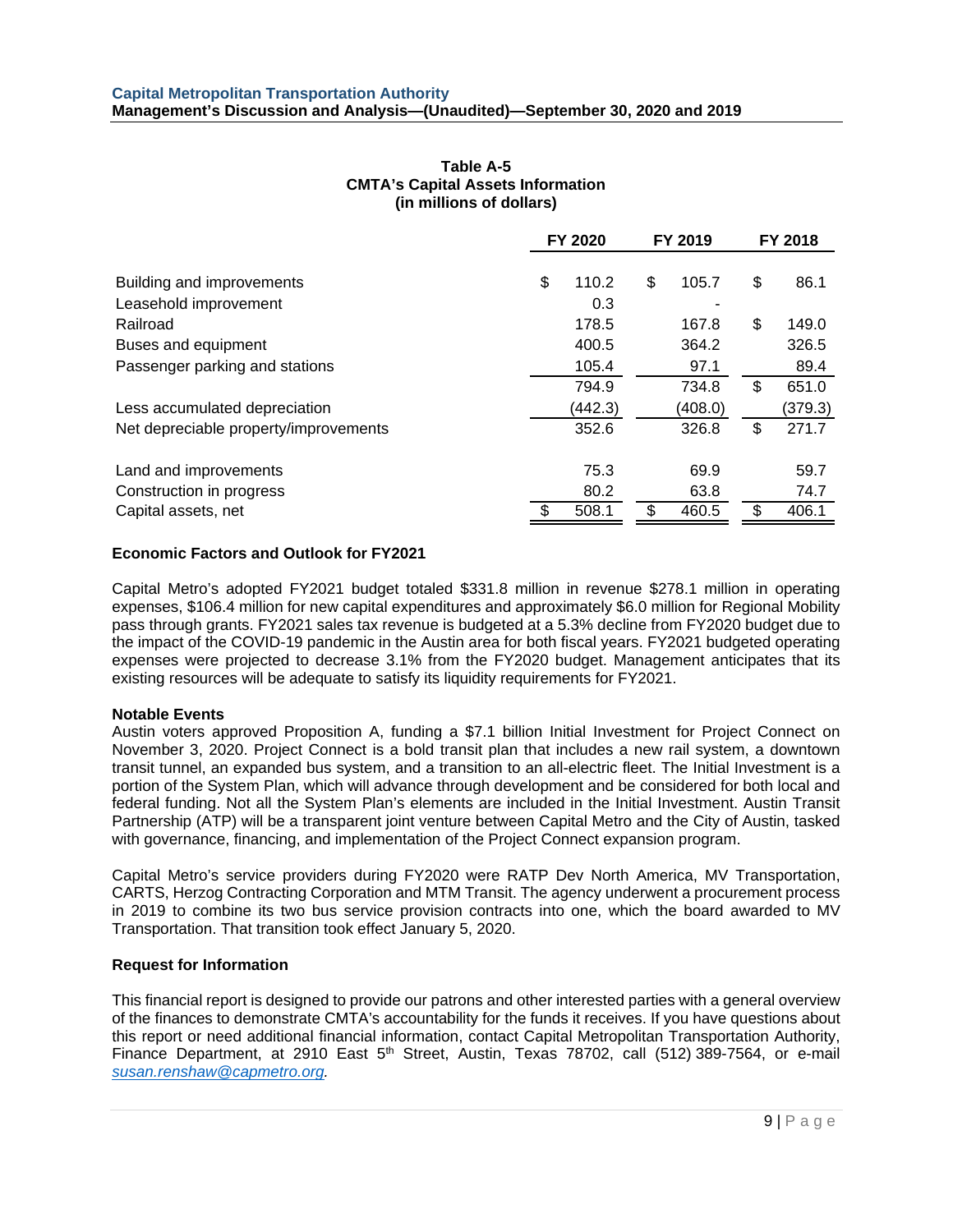**Table A-5**
**CMTA's Capital Assets Information**
**(in millions of dollars)**

| | FY 2020 | FY 2019 | FY 2018 |
|---|---|---|---|
| Building and improvements | $ 110.2 | $ 105.7 | $ 86.1 |
| Leasehold improvement | 0.3 | - | |
| Railroad | 178.5 | 167.8 | $ 149.0 |
| Buses and equipment | 400.5 | 364.2 | 326.5 |
| Passenger parking and stations | 105.4 | 97.1 | 89.4 |
| | 794.9 | 734.8 | $ 651.0 |
| Less accumulated depreciation | (442.3) | (408.0) | (379.3) |
| Net depreciable property/improvements | 352.6 | 326.8 | $ 271.7 |
| Land and improvements | 75.3 | 69.9 | 59.7 |
| Construction in progress | 80.2 | 63.8 | 74.7 |
| Capital assets, net | $ 508.1 | $ 460.5 | $ 406.1 |

**Economic Factors and Outlook for FY2021**

Capital Metro's adopted FY2021 budget totaled $331.8 million in revenue $278.1 million in operating expenses, $106.4 million for new capital expenditures and approximately $6.0 million for Regional Mobility pass through grants. FY2021 sales tax revenue is budgeted at a 5.3% decline from FY2020 budget due to the impact of the COVID-19 pandemic in the Austin area for both fiscal years. FY2021 budgeted operating expenses were projected to decrease 3.1% from the FY2020 budget. Management anticipates that its existing resources will be adequate to satisfy its liquidity requirements for FY2021.

**Notable Events**

Austin voters approved Proposition A, funding a $7.1 billion Initial Investment for Project Connect on November 3, 2020. Project Connect is a bold transit plan that includes a new rail system, a downtown transit tunnel, an expanded bus system, and a transition to an all-electric fleet. The Initial Investment is a portion of the System Plan, which will advance through development and be considered for both local and federal funding. Not all the System Plan's elements are included in the Initial Investment. Austin Transit Partnership (ATP) will be a transparent joint venture between Capital Metro and the City of Austin, tasked with governance, financing, and implementation of the Project Connect expansion program.

Capital Metro's service providers during FY2020 were RATP Dev North America, MV Transportation, CARTS, Herzog Contracting Corporation and MTM Transit. The agency underwent a procurement process in 2019 to combine its two bus service provision contracts into one, which the board awarded to MV Transportation. That transition took effect January 5, 2020.

**Request for Information**

This financial report is designed to provide our patrons and other interested parties with a general overview of the finances to demonstrate CMTA's accountability for the funds it receives. If you have questions about this report or need additional financial information, contact Capital Metropolitan Transportation Authority, Finance Department, at 2910 East 5th Street, Austin, Texas 78702, call (512) 389-7564, or e-mail *susan.renshaw@capmetro.org.*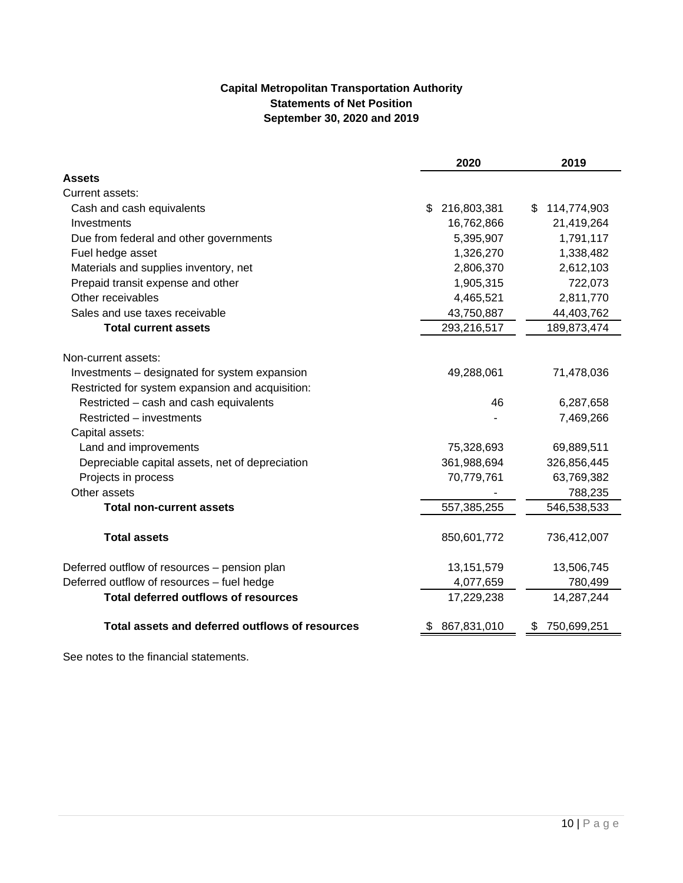**Capital Metropolitan Transportation Authority**
**Statements of Net Position**
**September 30, 2020 and 2019**

| | 2020 | 2019 |
|---|---|---|
| **Assets** | | |
| Current assets: | | |
| Cash and cash equivalents | $ 216,803,381 | $ 114,774,903 |
| Investments | 16,762,866 | 21,419,264 |
| Due from federal and other governments | 5,395,907 | 1,791,117 |
| Fuel hedge asset | 1,326,270 | 1,338,482 |
| Materials and supplies inventory, net | 2,806,370 | 2,612,103 |
| Prepaid transit expense and other | 1,905,315 | 722,073 |
| Other receivables | 4,465,521 | 2,811,770 |
| Sales and use taxes receivable | 43,750,887 | 44,403,762 |
| **Total current assets** | 293,216,517 | 189,873,474 |
| Non-current assets: | | |
| Investments – designated for system expansion | 49,288,061 | 71,478,036 |
| Restricted for system expansion and acquisition: | | |
| Restricted – cash and cash equivalents | 46 | 6,287,658 |
| Restricted – investments | - | 7,469,266 |
| Capital assets: | | |
| Land and improvements | 75,328,693 | 69,889,511 |
| Depreciable capital assets, net of depreciation | 361,988,694 | 326,856,445 |
| Projects in process | 70,779,761 | 63,769,382 |
| Other assets | - | 788,235 |
| **Total non-current assets** | 557,385,255 | 546,538,533 |
| **Total assets** | 850,601,772 | 736,412,007 |
| Deferred outflow of resources – pension plan | 13,151,579 | 13,506,745 |
| Deferred outflow of resources – fuel hedge | 4,077,659 | 780,499 |
| **Total deferred outflows of resources** | 17,229,238 | 14,287,244 |
| **Total assets and deferred outflows of resources** | $ 867,831,010 | $ 750,699,251 |

See notes to the financial statements.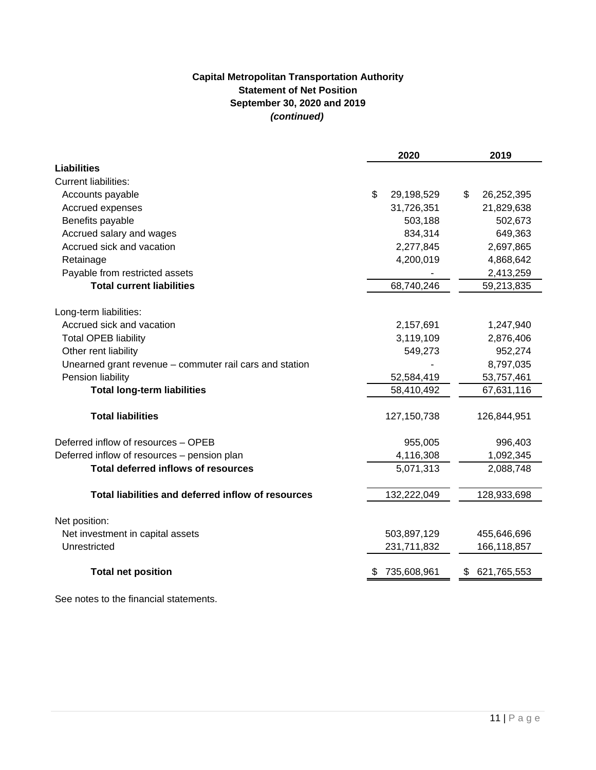**Capital Metropolitan Transportation Authority**
**Statement of Net Position**
**September 30, 2020 and 2019**
***(continued)***

| | 2020 | 2019 |
|---|---|---|
| **Liabilities** | | |
| Current liabilities: | | |
| Accounts payable | $ 29,198,529 | $ 26,252,395 |
| Accrued expenses | 31,726,351 | 21,829,638 |
| Benefits payable | 503,188 | 502,673 |
| Accrued salary and wages | 834,314 | 649,363 |
| Accrued sick and vacation | 2,277,845 | 2,697,865 |
| Retainage | 4,200,019 | 4,868,642 |
| Payable from restricted assets | - | 2,413,259 |
| **Total current liabilities** | 68,740,246 | 59,213,835 |
| Long-term liabilities: | | |
| Accrued sick and vacation | 2,157,691 | 1,247,940 |
| Total OPEB liability | 3,119,109 | 2,876,406 |
| Other rent liability | 549,273 | 952,274 |
| Unearned grant revenue – commuter rail cars and station | - | 8,797,035 |
| Pension liability | 52,584,419 | 53,757,461 |
| **Total long-term liabilities** | 58,410,492 | 67,631,116 |
| **Total liabilities** | 127,150,738 | 126,844,951 |
| Deferred inflow of resources – OPEB | 955,005 | 996,403 |
| Deferred inflow of resources – pension plan | 4,116,308 | 1,092,345 |
| **Total deferred inflows of resources** | 5,071,313 | 2,088,748 |
| **Total liabilities and deferred inflow of resources** | 132,222,049 | 128,933,698 |
| Net position: | | |
| Net investment in capital assets | 503,897,129 | 455,646,696 |
| Unrestricted | 231,711,832 | 166,118,857 |
| **Total net position** | $ 735,608,961 | $ 621,765,553 |

See notes to the financial statements.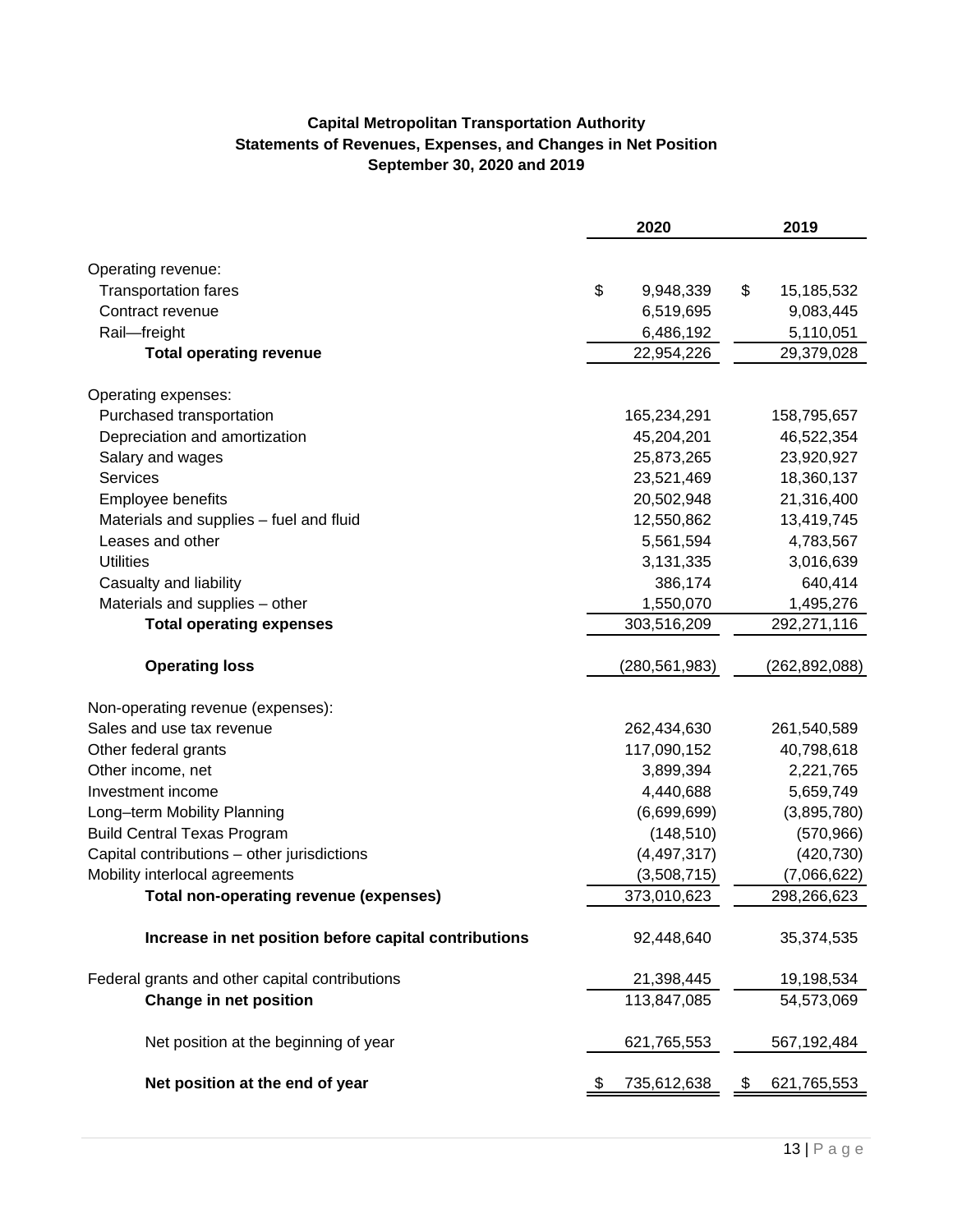**Capital Metropolitan Transportation Authority**
**Statements of Revenues, Expenses, and Changes in Net Position**
**September 30, 2020 and 2019**

| | 2020 | 2019 |
|---|---|---|
| Operating revenue: | | |
| Transportation fares | $ 9,948,339 | $ 15,185,532 |
| Contract revenue | 6,519,695 | 9,083,445 |
| Rail—freight | 6,486,192 | 5,110,051 |
| **Total operating revenue** | 22,954,226 | 29,379,028 |
| Operating expenses: | | |
| Purchased transportation | 165,234,291 | 158,795,657 |
| Depreciation and amortization | 45,204,201 | 46,522,354 |
| Salary and wages | 25,873,265 | 23,920,927 |
| Services | 23,521,469 | 18,360,137 |
| Employee benefits | 20,502,948 | 21,316,400 |
| Materials and supplies – fuel and fluid | 12,550,862 | 13,419,745 |
| Leases and other | 5,561,594 | 4,783,567 |
| Utilities | 3,131,335 | 3,016,639 |
| Casualty and liability | 386,174 | 640,414 |
| Materials and supplies – other | 1,550,070 | 1,495,276 |
| **Total operating expenses** | 303,516,209 | 292,271,116 |
| **Operating loss** | (280,561,983) | (262,892,088) |
| Non-operating revenue (expenses): | | |
| Sales and use tax revenue | 262,434,630 | 261,540,589 |
| Other federal grants | 117,090,152 | 40,798,618 |
| Other income, net | 3,899,394 | 2,221,765 |
| Investment income | 4,440,688 | 5,659,749 |
| Long–term Mobility Planning | (6,699,699) | (3,895,780) |
| Build Central Texas Program | (148,510) | (570,966) |
| Capital contributions – other jurisdictions | (4,497,317) | (420,730) |
| Mobility interlocal agreements | (3,508,715) | (7,066,622) |
| **Total non-operating revenue (expenses)** | 373,010,623 | 298,266,623 |
| **Increase in net position before capital contributions** | 92,448,640 | 35,374,535 |
| Federal grants and other capital contributions | 21,398,445 | 19,198,534 |
| **Change in net position** | 113,847,085 | 54,573,069 |
| Net position at the beginning of year | 621,765,553 | 567,192,484 |
| **Net position at the end of year** | $ 735,612,638 | $ 621,765,553 |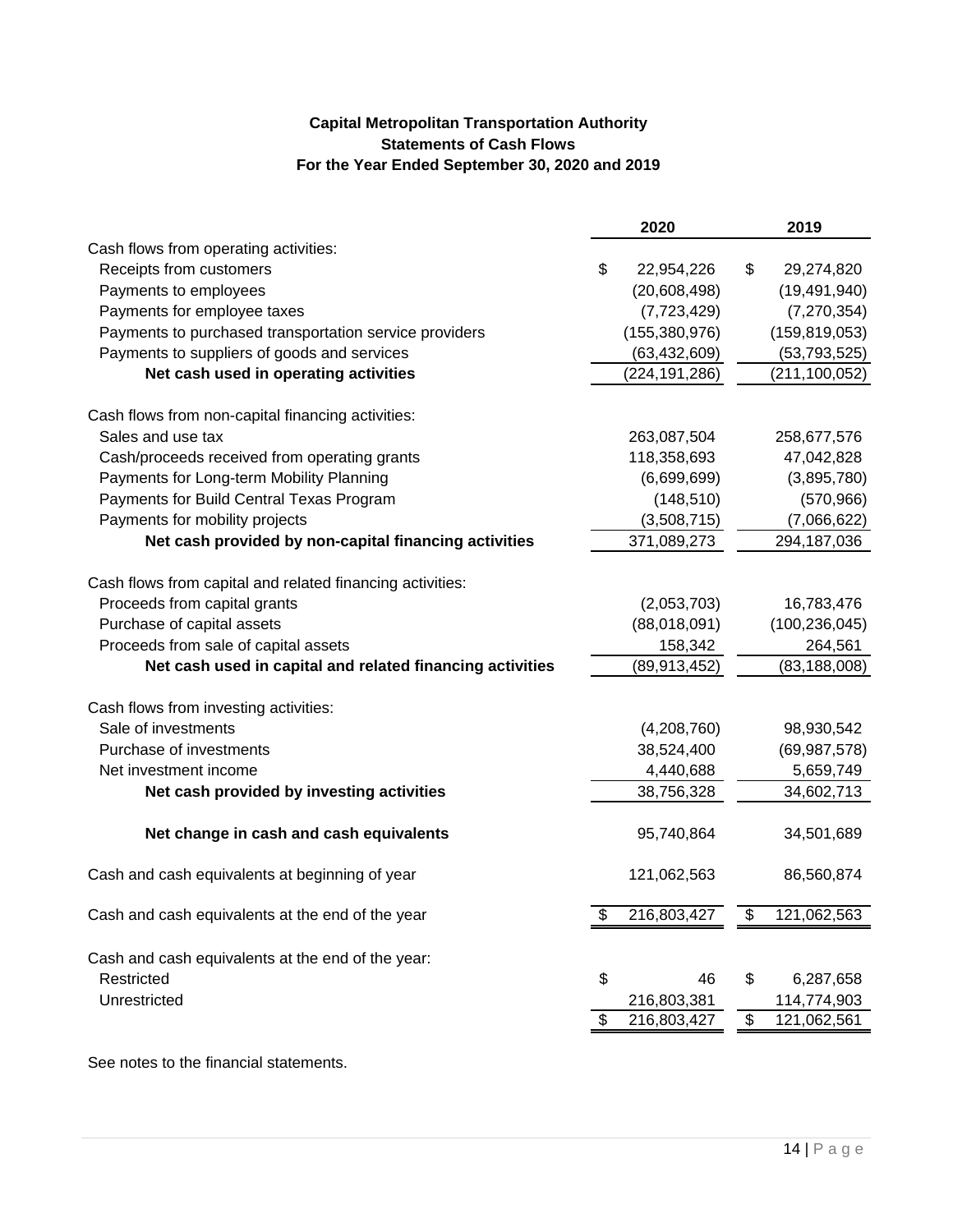**Capital Metropolitan Transportation Authority**
**Statements of Cash Flows**
**For the Year Ended September 30, 2020 and 2019**

| | 2020 | 2019 |
|---|---|---|
| Cash flows from operating activities: | | |
| Receipts from customers | $ 22,954,226 | $ 29,274,820 |
| Payments to employees | (20,608,498) | (19,491,940) |
| Payments for employee taxes | (7,723,429) | (7,270,354) |
| Payments to purchased transportation service providers | (155,380,976) | (159,819,053) |
| Payments to suppliers of goods and services | (63,432,609) | (53,793,525) |
| **Net cash used in operating activities** | (224,191,286) | (211,100,052) |
| Cash flows from non-capital financing activities: | | |
| Sales and use tax | 263,087,504 | 258,677,576 |
| Cash/proceeds received from operating grants | 118,358,693 | 47,042,828 |
| Payments for Long-term Mobility Planning | (6,699,699) | (3,895,780) |
| Payments for Build Central Texas Program | (148,510) | (570,966) |
| Payments for mobility projects | (3,508,715) | (7,066,622) |
| **Net cash provided by non-capital financing activities** | 371,089,273 | 294,187,036 |
| Cash flows from capital and related financing activities: | | |
| Proceeds from capital grants | (2,053,703) | 16,783,476 |
| Purchase of capital assets | (88,018,091) | (100,236,045) |
| Proceeds from sale of capital assets | 158,342 | 264,561 |
| **Net cash used in capital and related financing activities** | (89,913,452) | (83,188,008) |
| Cash flows from investing activities: | | |
| Sale of investments | (4,208,760) | 98,930,542 |
| Purchase of investments | 38,524,400 | (69,987,578) |
| Net investment income | 4,440,688 | 5,659,749 |
| **Net cash provided by investing activities** | 38,756,328 | 34,602,713 |
| **Net change in cash and cash equivalents** | 95,740,864 | 34,501,689 |
| Cash and cash equivalents at beginning of year | 121,062,563 | 86,560,874 |
| Cash and cash equivalents at the end of the year | $ 216,803,427 | $ 121,062,563 |
| Cash and cash equivalents at the end of the year: | | |
| Restricted | $ 46 | $ 6,287,658 |
| Unrestricted | 216,803,381 | 114,774,903 |
| | $ 216,803,427 | $ 121,062,561 |

See notes to the financial statements.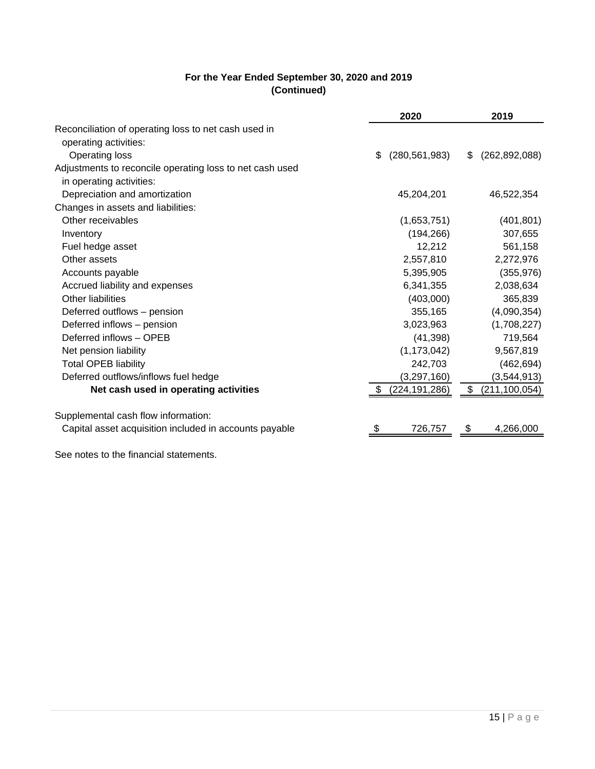**For the Year Ended September 30, 2020 and 2019**
**(Continued)**

| | 2020 | 2019 |
|---|---|---|
| Reconciliation of operating loss to net cash used in operating activities: | | |
| Operating loss | $ (280,561,983) | $ (262,892,088) |
| Adjustments to reconcile operating loss to net cash used in operating activities: | | |
| Depreciation and amortization | 45,204,201 | 46,522,354 |
| Changes in assets and liabilities: | | |
| Other receivables | (1,653,751) | (401,801) |
| Inventory | (194,266) | 307,655 |
| Fuel hedge asset | 12,212 | 561,158 |
| Other assets | 2,557,810 | 2,272,976 |
| Accounts payable | 5,395,905 | (355,976) |
| Accrued liability and expenses | 6,341,355 | 2,038,634 |
| Other liabilities | (403,000) | 365,839 |
| Deferred outflows – pension | 355,165 | (4,090,354) |
| Deferred inflows – pension | 3,023,963 | (1,708,227) |
| Deferred inflows – OPEB | (41,398) | 719,564 |
| Net pension liability | (1,173,042) | 9,567,819 |
| Total OPEB liability | 242,703 | (462,694) |
| Deferred outflows/inflows fuel hedge | (3,297,160) | (3,544,913) |
| **Net cash used in operating activities** | $ (224,191,286) | $ (211,100,054) |
| | | |
| Supplemental cash flow information: | | |
| Capital asset acquisition included in accounts payable | $ 726,757 | $ 4,266,000 |

See notes to the financial statements.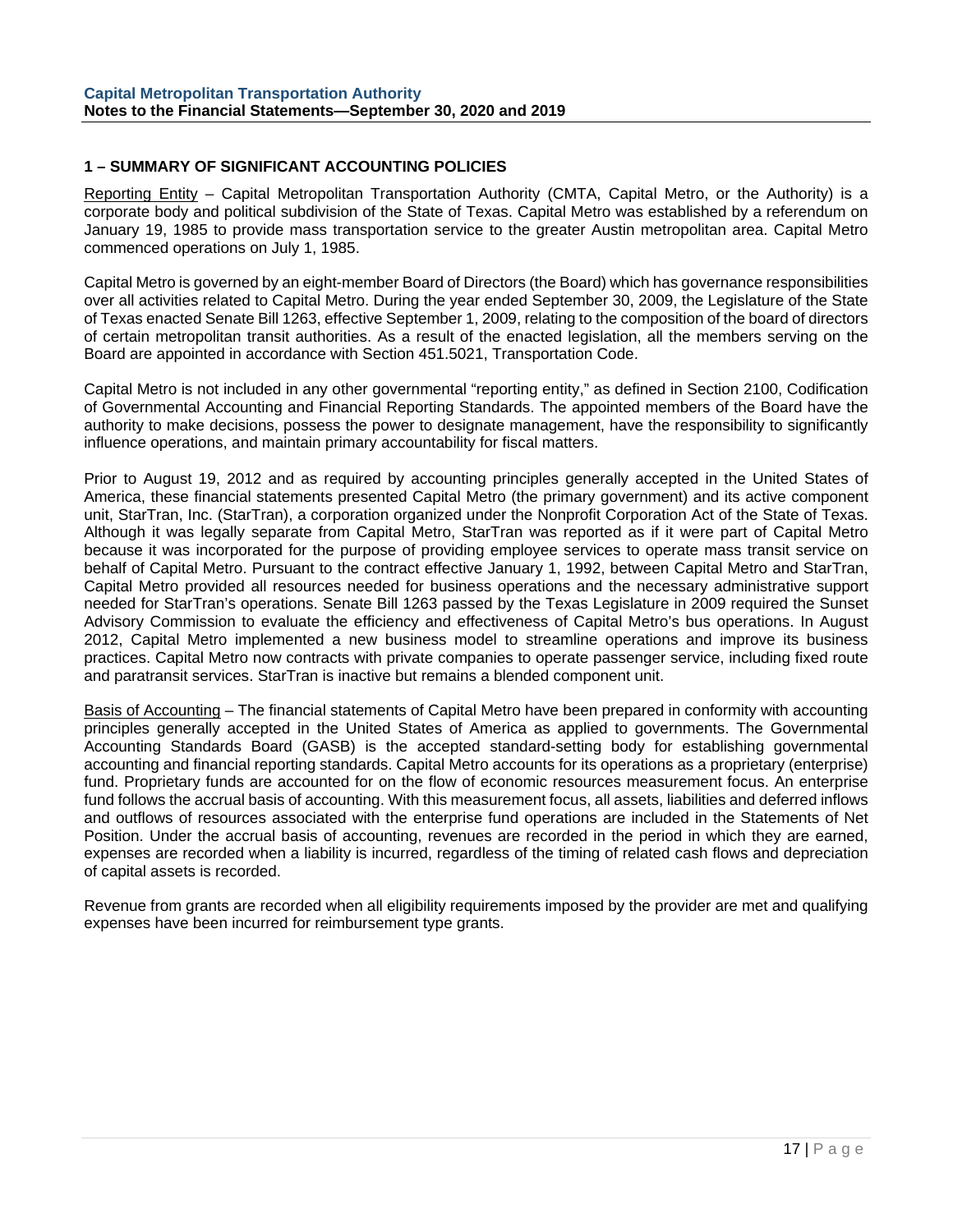## 1 – SUMMARY OF SIGNIFICANT ACCOUNTING POLICIES

Reporting Entity – Capital Metropolitan Transportation Authority (CMTA, Capital Metro, or the Authority) is a corporate body and political subdivision of the State of Texas. Capital Metro was established by a referendum on January 19, 1985 to provide mass transportation service to the greater Austin metropolitan area. Capital Metro commenced operations on July 1, 1985.

Capital Metro is governed by an eight-member Board of Directors (the Board) which has governance responsibilities over all activities related to Capital Metro. During the year ended September 30, 2009, the Legislature of the State of Texas enacted Senate Bill 1263, effective September 1, 2009, relating to the composition of the board of directors of certain metropolitan transit authorities. As a result of the enacted legislation, all the members serving on the Board are appointed in accordance with Section 451.5021, Transportation Code.

Capital Metro is not included in any other governmental "reporting entity," as defined in Section 2100, Codification of Governmental Accounting and Financial Reporting Standards. The appointed members of the Board have the authority to make decisions, possess the power to designate management, have the responsibility to significantly influence operations, and maintain primary accountability for fiscal matters.

Prior to August 19, 2012 and as required by accounting principles generally accepted in the United States of America, these financial statements presented Capital Metro (the primary government) and its active component unit, StarTran, Inc. (StarTran), a corporation organized under the Nonprofit Corporation Act of the State of Texas. Although it was legally separate from Capital Metro, StarTran was reported as if it were part of Capital Metro because it was incorporated for the purpose of providing employee services to operate mass transit service on behalf of Capital Metro. Pursuant to the contract effective January 1, 1992, between Capital Metro and StarTran, Capital Metro provided all resources needed for business operations and the necessary administrative support needed for StarTran's operations. Senate Bill 1263 passed by the Texas Legislature in 2009 required the Sunset Advisory Commission to evaluate the efficiency and effectiveness of Capital Metro's bus operations. In August 2012, Capital Metro implemented a new business model to streamline operations and improve its business practices. Capital Metro now contracts with private companies to operate passenger service, including fixed route and paratransit services. StarTran is inactive but remains a blended component unit.

Basis of Accounting – The financial statements of Capital Metro have been prepared in conformity with accounting principles generally accepted in the United States of America as applied to governments. The Governmental Accounting Standards Board (GASB) is the accepted standard-setting body for establishing governmental accounting and financial reporting standards. Capital Metro accounts for its operations as a proprietary (enterprise) fund. Proprietary funds are accounted for on the flow of economic resources measurement focus. An enterprise fund follows the accrual basis of accounting. With this measurement focus, all assets, liabilities and deferred inflows and outflows of resources associated with the enterprise fund operations are included in the Statements of Net Position. Under the accrual basis of accounting, revenues are recorded in the period in which they are earned, expenses are recorded when a liability is incurred, regardless of the timing of related cash flows and depreciation of capital assets is recorded.

Revenue from grants are recorded when all eligibility requirements imposed by the provider are met and qualifying expenses have been incurred for reimbursement type grants.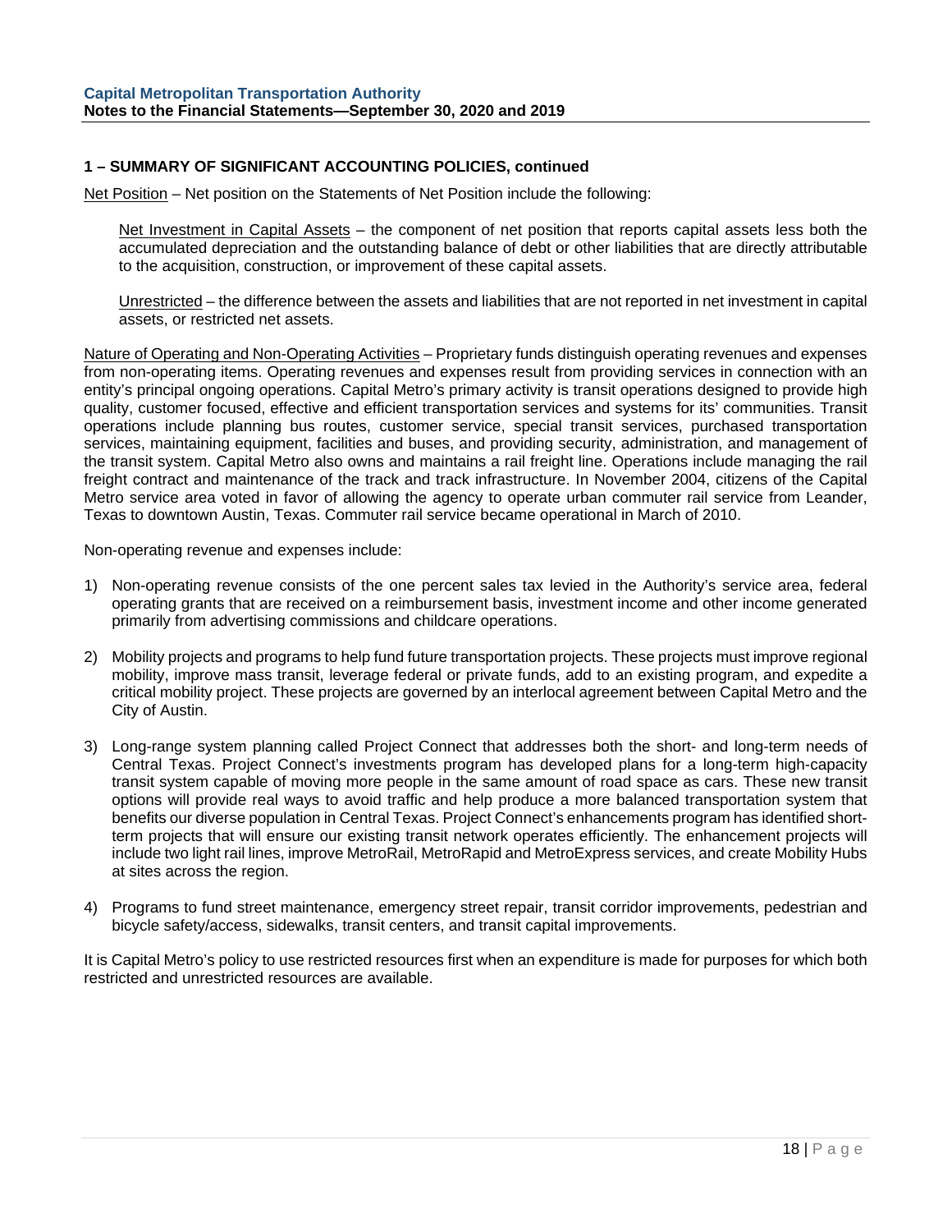## 1 – SUMMARY OF SIGNIFICANT ACCOUNTING POLICIES, continued

Net Position – Net position on the Statements of Net Position include the following:

Net Investment in Capital Assets – the component of net position that reports capital assets less both the accumulated depreciation and the outstanding balance of debt or other liabilities that are directly attributable to the acquisition, construction, or improvement of these capital assets.

Unrestricted – the difference between the assets and liabilities that are not reported in net investment in capital assets, or restricted net assets.

Nature of Operating and Non-Operating Activities – Proprietary funds distinguish operating revenues and expenses from non-operating items. Operating revenues and expenses result from providing services in connection with an entity's principal ongoing operations. Capital Metro's primary activity is transit operations designed to provide high quality, customer focused, effective and efficient transportation services and systems for its' communities. Transit operations include planning bus routes, customer service, special transit services, purchased transportation services, maintaining equipment, facilities and buses, and providing security, administration, and management of the transit system. Capital Metro also owns and maintains a rail freight line. Operations include managing the rail freight contract and maintenance of the track and track infrastructure. In November 2004, citizens of the Capital Metro service area voted in favor of allowing the agency to operate urban commuter rail service from Leander, Texas to downtown Austin, Texas. Commuter rail service became operational in March of 2010.

Non-operating revenue and expenses include:

1) Non-operating revenue consists of the one percent sales tax levied in the Authority's service area, federal operating grants that are received on a reimbursement basis, investment income and other income generated primarily from advertising commissions and childcare operations.

2) Mobility projects and programs to help fund future transportation projects. These projects must improve regional mobility, improve mass transit, leverage federal or private funds, add to an existing program, and expedite a critical mobility project. These projects are governed by an interlocal agreement between Capital Metro and the City of Austin.

3) Long-range system planning called Project Connect that addresses both the short- and long-term needs of Central Texas. Project Connect's investments program has developed plans for a long-term high-capacity transit system capable of moving more people in the same amount of road space as cars. These new transit options will provide real ways to avoid traffic and help produce a more balanced transportation system that benefits our diverse population in Central Texas. Project Connect's enhancements program has identified short-term projects that will ensure our existing transit network operates efficiently. The enhancement projects will include two light rail lines, improve MetroRail, MetroRapid and MetroExpress services, and create Mobility Hubs at sites across the region.

4) Programs to fund street maintenance, emergency street repair, transit corridor improvements, pedestrian and bicycle safety/access, sidewalks, transit centers, and transit capital improvements.

It is Capital Metro's policy to use restricted resources first when an expenditure is made for purposes for which both restricted and unrestricted resources are available.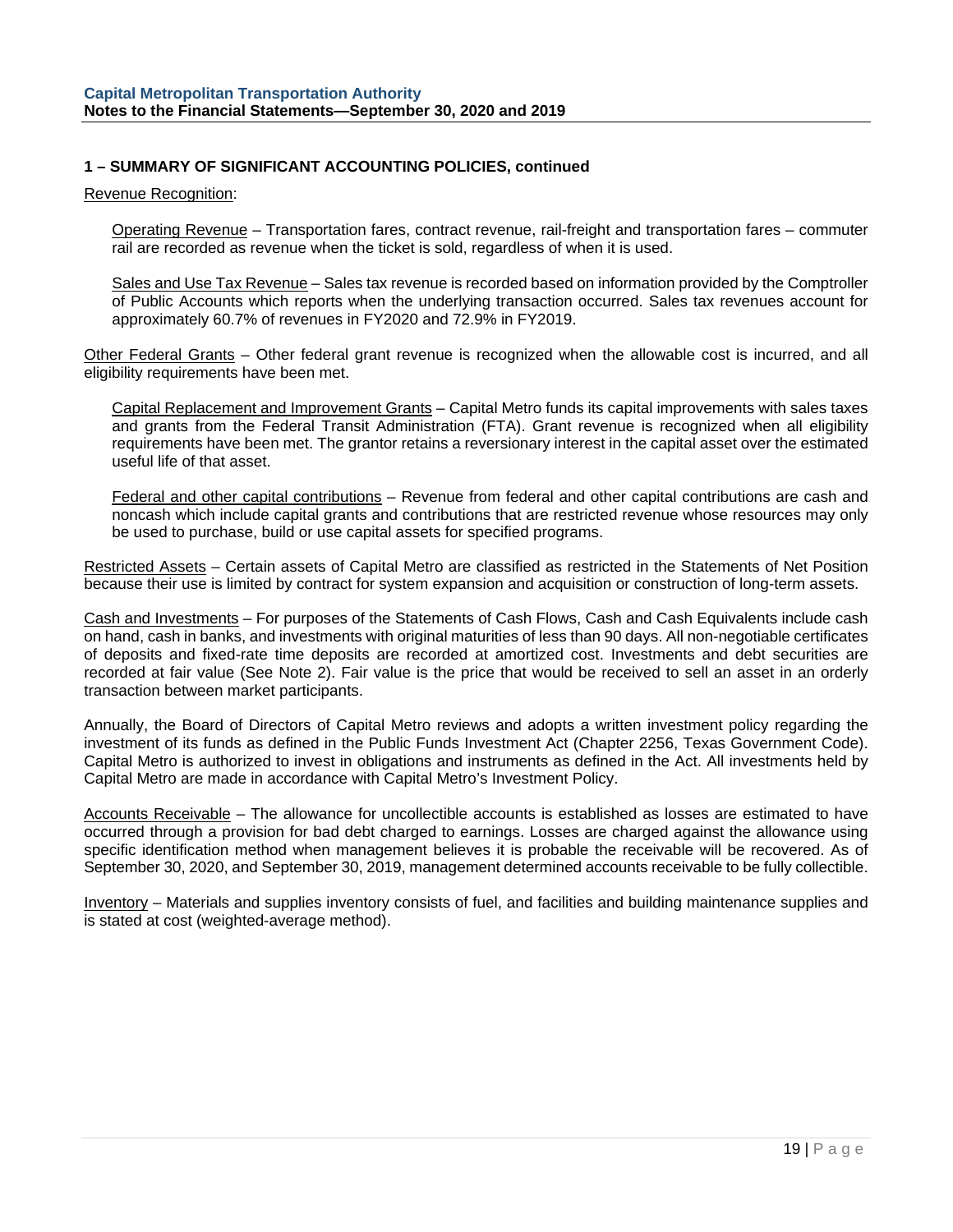## 1 – SUMMARY OF SIGNIFICANT ACCOUNTING POLICIES, continued

Revenue Recognition:

Operating Revenue – Transportation fares, contract revenue, rail-freight and transportation fares – commuter rail are recorded as revenue when the ticket is sold, regardless of when it is used.

Sales and Use Tax Revenue – Sales tax revenue is recorded based on information provided by the Comptroller of Public Accounts which reports when the underlying transaction occurred. Sales tax revenues account for approximately 60.7% of revenues in FY2020 and 72.9% in FY2019.

Other Federal Grants – Other federal grant revenue is recognized when the allowable cost is incurred, and all eligibility requirements have been met.

Capital Replacement and Improvement Grants – Capital Metro funds its capital improvements with sales taxes and grants from the Federal Transit Administration (FTA). Grant revenue is recognized when all eligibility requirements have been met. The grantor retains a reversionary interest in the capital asset over the estimated useful life of that asset.

Federal and other capital contributions – Revenue from federal and other capital contributions are cash and noncash which include capital grants and contributions that are restricted revenue whose resources may only be used to purchase, build or use capital assets for specified programs.

Restricted Assets – Certain assets of Capital Metro are classified as restricted in the Statements of Net Position because their use is limited by contract for system expansion and acquisition or construction of long-term assets.

Cash and Investments – For purposes of the Statements of Cash Flows, Cash and Cash Equivalents include cash on hand, cash in banks, and investments with original maturities of less than 90 days. All non-negotiable certificates of deposits and fixed-rate time deposits are recorded at amortized cost. Investments and debt securities are recorded at fair value (See Note 2). Fair value is the price that would be received to sell an asset in an orderly transaction between market participants.

Annually, the Board of Directors of Capital Metro reviews and adopts a written investment policy regarding the investment of its funds as defined in the Public Funds Investment Act (Chapter 2256, Texas Government Code). Capital Metro is authorized to invest in obligations and instruments as defined in the Act. All investments held by Capital Metro are made in accordance with Capital Metro's Investment Policy.

Accounts Receivable – The allowance for uncollectible accounts is established as losses are estimated to have occurred through a provision for bad debt charged to earnings. Losses are charged against the allowance using specific identification method when management believes it is probable the receivable will be recovered. As of September 30, 2020, and September 30, 2019, management determined accounts receivable to be fully collectible.

Inventory – Materials and supplies inventory consists of fuel, and facilities and building maintenance supplies and is stated at cost (weighted-average method).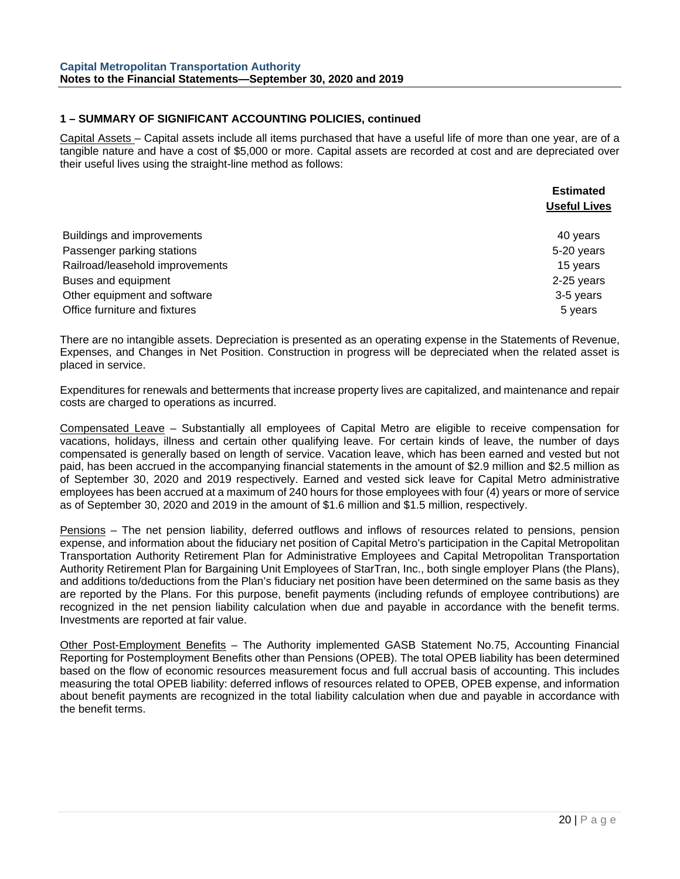## 1 – SUMMARY OF SIGNIFICANT ACCOUNTING POLICIES, continued

Capital Assets – Capital assets include all items purchased that have a useful life of more than one year, are of a tangible nature and have a cost of $5,000 or more. Capital assets are recorded at cost and are depreciated over their useful lives using the straight-line method as follows:

| | Estimated Useful Lives |
|---|---|
| Buildings and improvements | 40 years |
| Passenger parking stations | 5-20 years |
| Railroad/leasehold improvements | 15 years |
| Buses and equipment | 2-25 years |
| Other equipment and software | 3-5 years |
| Office furniture and fixtures | 5 years |

There are no intangible assets. Depreciation is presented as an operating expense in the Statements of Revenue, Expenses, and Changes in Net Position. Construction in progress will be depreciated when the related asset is placed in service.

Expenditures for renewals and betterments that increase property lives are capitalized, and maintenance and repair costs are charged to operations as incurred.

Compensated Leave – Substantially all employees of Capital Metro are eligible to receive compensation for vacations, holidays, illness and certain other qualifying leave. For certain kinds of leave, the number of days compensated is generally based on length of service. Vacation leave, which has been earned and vested but not paid, has been accrued in the accompanying financial statements in the amount of $2.9 million and $2.5 million as of September 30, 2020 and 2019 respectively. Earned and vested sick leave for Capital Metro administrative employees has been accrued at a maximum of 240 hours for those employees with four (4) years or more of service as of September 30, 2020 and 2019 in the amount of $1.6 million and $1.5 million, respectively.

Pensions – The net pension liability, deferred outflows and inflows of resources related to pensions, pension expense, and information about the fiduciary net position of Capital Metro's participation in the Capital Metropolitan Transportation Authority Retirement Plan for Administrative Employees and Capital Metropolitan Transportation Authority Retirement Plan for Bargaining Unit Employees of StarTran, Inc., both single employer Plans (the Plans), and additions to/deductions from the Plan's fiduciary net position have been determined on the same basis as they are reported by the Plans. For this purpose, benefit payments (including refunds of employee contributions) are recognized in the net pension liability calculation when due and payable in accordance with the benefit terms. Investments are reported at fair value.

Other Post-Employment Benefits – The Authority implemented GASB Statement No.75, Accounting Financial Reporting for Postemployment Benefits other than Pensions (OPEB). The total OPEB liability has been determined based on the flow of economic resources measurement focus and full accrual basis of accounting. This includes measuring the total OPEB liability: deferred inflows of resources related to OPEB, OPEB expense, and information about benefit payments are recognized in the total liability calculation when due and payable in accordance with the benefit terms.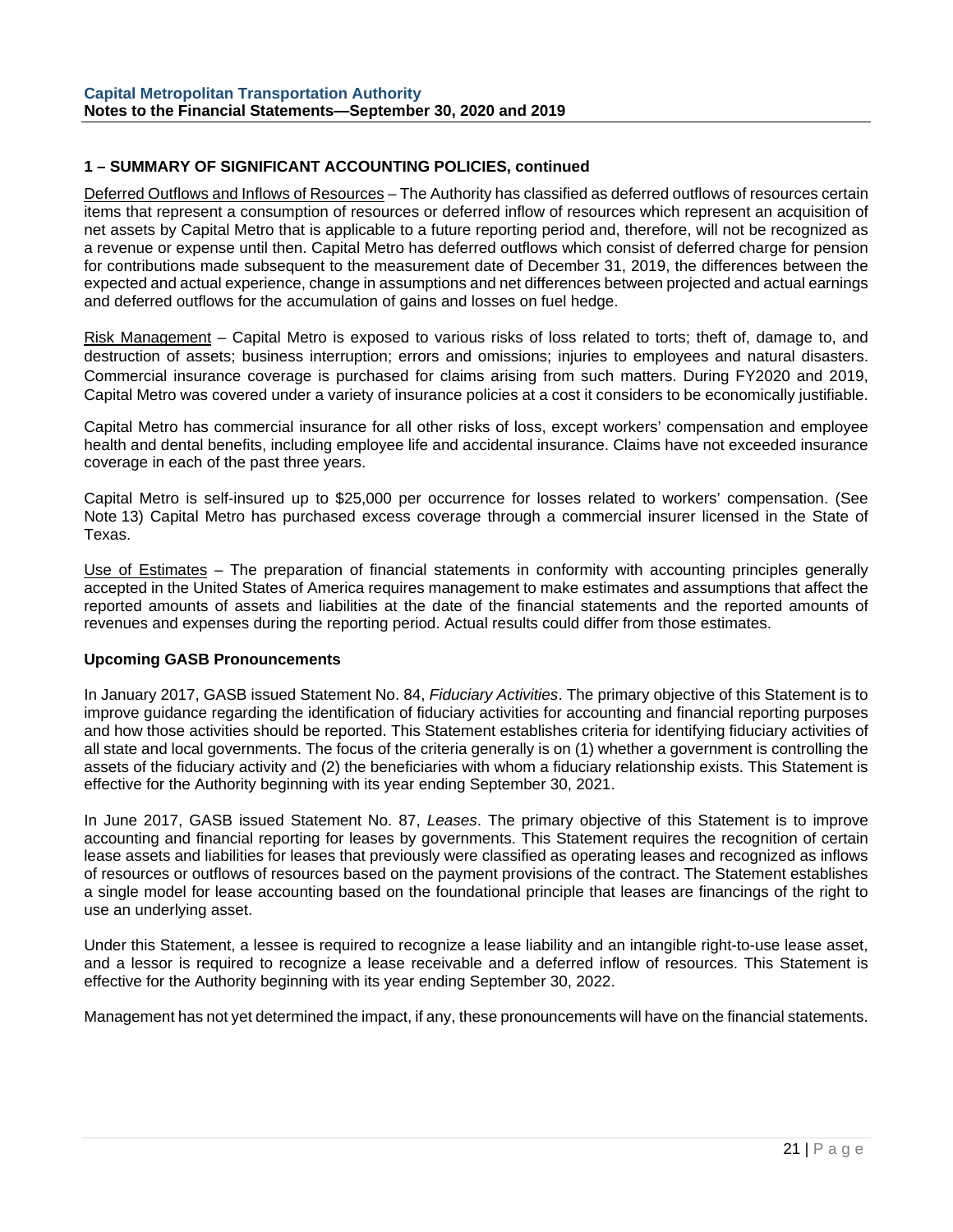## 1 – SUMMARY OF SIGNIFICANT ACCOUNTING POLICIES, continued

Deferred Outflows and Inflows of Resources – The Authority has classified as deferred outflows of resources certain items that represent a consumption of resources or deferred inflow of resources which represent an acquisition of net assets by Capital Metro that is applicable to a future reporting period and, therefore, will not be recognized as a revenue or expense until then. Capital Metro has deferred outflows which consist of deferred charge for pension for contributions made subsequent to the measurement date of December 31, 2019, the differences between the expected and actual experience, change in assumptions and net differences between projected and actual earnings and deferred outflows for the accumulation of gains and losses on fuel hedge.

Risk Management – Capital Metro is exposed to various risks of loss related to torts; theft of, damage to, and destruction of assets; business interruption; errors and omissions; injuries to employees and natural disasters. Commercial insurance coverage is purchased for claims arising from such matters. During FY2020 and 2019, Capital Metro was covered under a variety of insurance policies at a cost it considers to be economically justifiable.

Capital Metro has commercial insurance for all other risks of loss, except workers' compensation and employee health and dental benefits, including employee life and accidental insurance. Claims have not exceeded insurance coverage in each of the past three years.

Capital Metro is self-insured up to $25,000 per occurrence for losses related to workers' compensation. (See Note 13) Capital Metro has purchased excess coverage through a commercial insurer licensed in the State of Texas.

Use of Estimates – The preparation of financial statements in conformity with accounting principles generally accepted in the United States of America requires management to make estimates and assumptions that affect the reported amounts of assets and liabilities at the date of the financial statements and the reported amounts of revenues and expenses during the reporting period. Actual results could differ from those estimates.

### Upcoming GASB Pronouncements

In January 2017, GASB issued Statement No. 84, *Fiduciary Activities*. The primary objective of this Statement is to improve guidance regarding the identification of fiduciary activities for accounting and financial reporting purposes and how those activities should be reported. This Statement establishes criteria for identifying fiduciary activities of all state and local governments. The focus of the criteria generally is on (1) whether a government is controlling the assets of the fiduciary activity and (2) the beneficiaries with whom a fiduciary relationship exists. This Statement is effective for the Authority beginning with its year ending September 30, 2021.

In June 2017, GASB issued Statement No. 87, *Leases*. The primary objective of this Statement is to improve accounting and financial reporting for leases by governments. This Statement requires the recognition of certain lease assets and liabilities for leases that previously were classified as operating leases and recognized as inflows of resources or outflows of resources based on the payment provisions of the contract. The Statement establishes a single model for lease accounting based on the foundational principle that leases are financings of the right to use an underlying asset.

Under this Statement, a lessee is required to recognize a lease liability and an intangible right-to-use lease asset, and a lessor is required to recognize a lease receivable and a deferred inflow of resources. This Statement is effective for the Authority beginning with its year ending September 30, 2022.

Management has not yet determined the impact, if any, these pronouncements will have on the financial statements.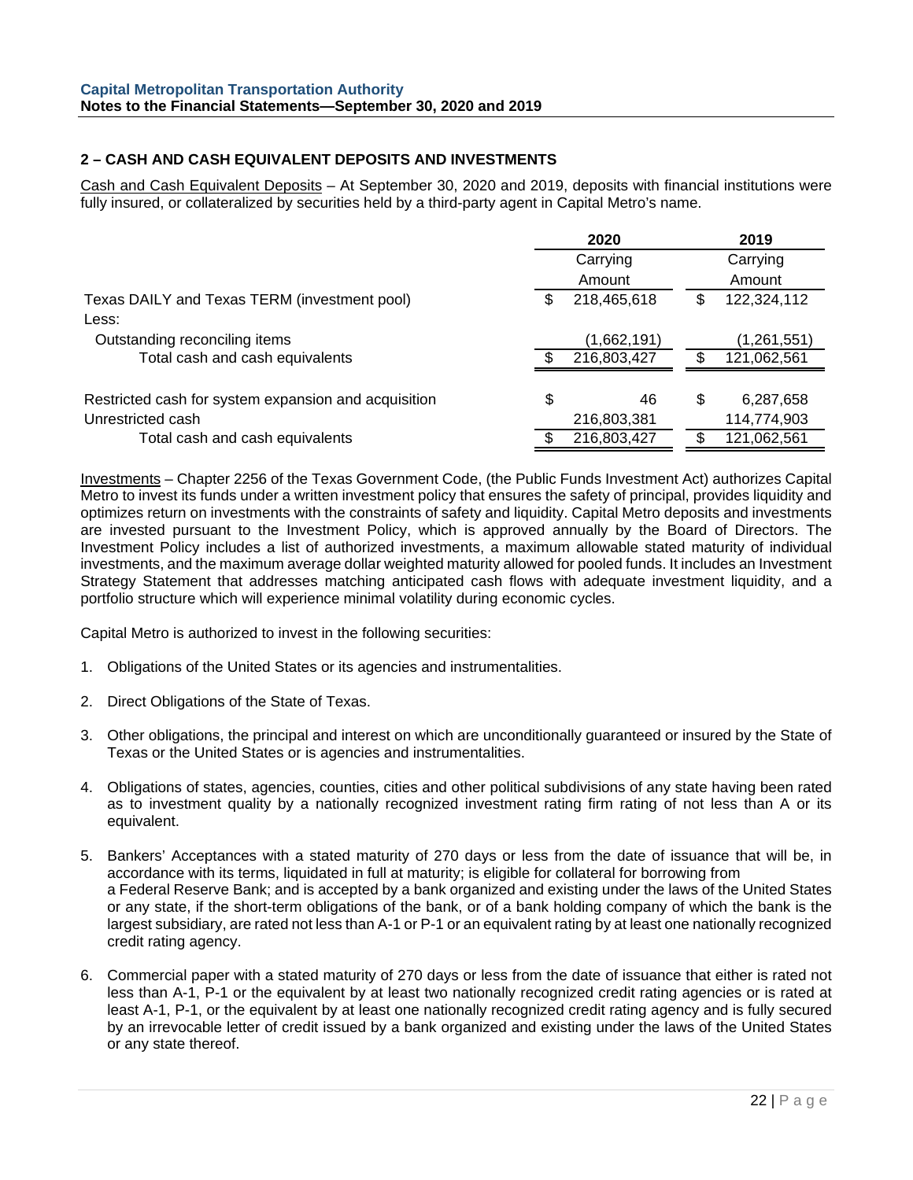## 2 – CASH AND CASH EQUIVALENT DEPOSITS AND INVESTMENTS

Cash and Cash Equivalent Deposits – At September 30, 2020 and 2019, deposits with financial institutions were fully insured, or collateralized by securities held by a third-party agent in Capital Metro's name.

| | 2020 | 2019 |
|---|---|---|
| | Carrying Amount | Carrying Amount |
| Texas DAILY and Texas TERM (investment pool) | $ 218,465,618 | $ 122,324,112 |
| Less: | | |
| Outstanding reconciling items | (1,662,191) | (1,261,551) |
| Total cash and cash equivalents | $ 216,803,427 | $ 121,062,561 |
| | | |
| Restricted cash for system expansion and acquisition | $ 46 | $ 6,287,658 |
| Unrestricted cash | 216,803,381 | 114,774,903 |
| Total cash and cash equivalents | $ 216,803,427 | $ 121,062,561 |

Investments – Chapter 2256 of the Texas Government Code, (the Public Funds Investment Act) authorizes Capital Metro to invest its funds under a written investment policy that ensures the safety of principal, provides liquidity and optimizes return on investments with the constraints of safety and liquidity. Capital Metro deposits and investments are invested pursuant to the Investment Policy, which is approved annually by the Board of Directors. The Investment Policy includes a list of authorized investments, a maximum allowable stated maturity of individual investments, and the maximum average dollar weighted maturity allowed for pooled funds. It includes an Investment Strategy Statement that addresses matching anticipated cash flows with adequate investment liquidity, and a portfolio structure which will experience minimal volatility during economic cycles.

Capital Metro is authorized to invest in the following securities:

1. Obligations of the United States or its agencies and instrumentalities.
2. Direct Obligations of the State of Texas.
3. Other obligations, the principal and interest on which are unconditionally guaranteed or insured by the State of Texas or the United States or is agencies and instrumentalities.
4. Obligations of states, agencies, counties, cities and other political subdivisions of any state having been rated as to investment quality by a nationally recognized investment rating firm rating of not less than A or its equivalent.
5. Bankers' Acceptances with a stated maturity of 270 days or less from the date of issuance that will be, in accordance with its terms, liquidated in full at maturity; is eligible for collateral for borrowing from a Federal Reserve Bank; and is accepted by a bank organized and existing under the laws of the United States or any state, if the short-term obligations of the bank, or of a bank holding company of which the bank is the largest subsidiary, are rated not less than A-1 or P-1 or an equivalent rating by at least one nationally recognized credit rating agency.
6. Commercial paper with a stated maturity of 270 days or less from the date of issuance that either is rated not less than A-1, P-1 or the equivalent by at least two nationally recognized credit rating agencies or is rated at least A-1, P-1, or the equivalent by at least one nationally recognized credit rating agency and is fully secured by an irrevocable letter of credit issued by a bank organized and existing under the laws of the United States or any state thereof.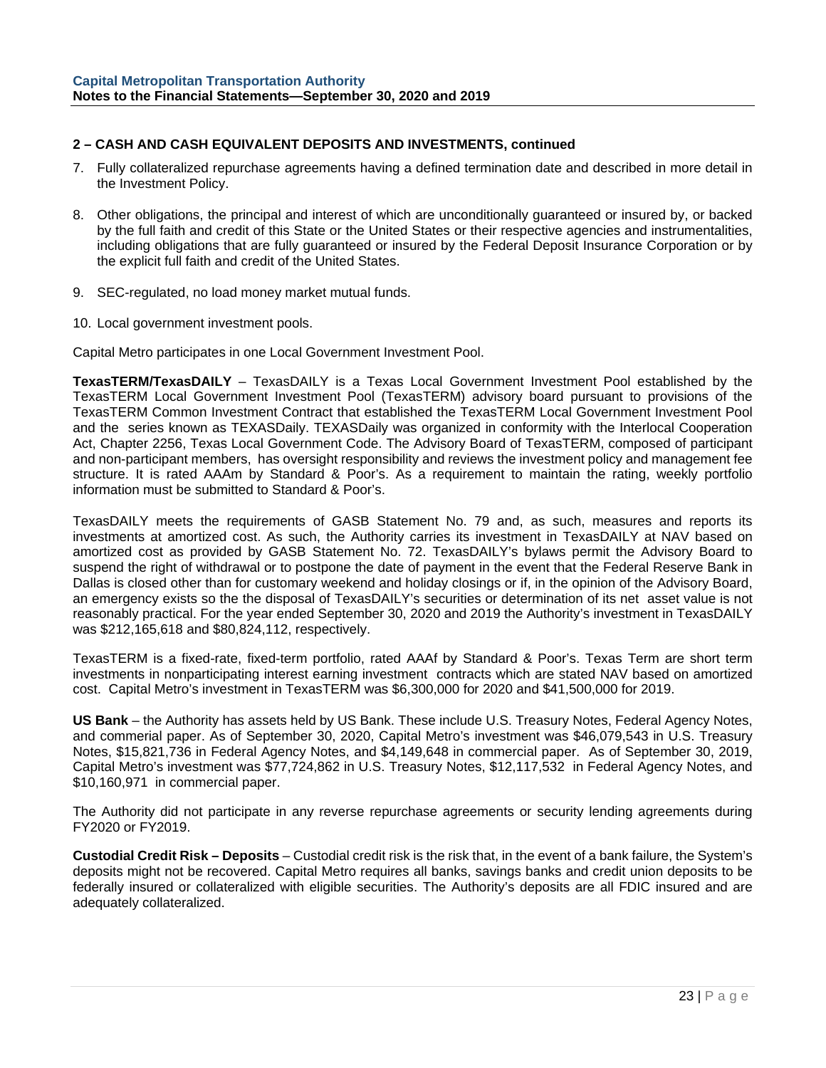## 2 – CASH AND CASH EQUIVALENT DEPOSITS AND INVESTMENTS, continued

7. Fully collateralized repurchase agreements having a defined termination date and described in more detail in the Investment Policy.

8. Other obligations, the principal and interest of which are unconditionally guaranteed or insured by, or backed by the full faith and credit of this State or the United States or their respective agencies and instrumentalities, including obligations that are fully guaranteed or insured by the Federal Deposit Insurance Corporation or by the explicit full faith and credit of the United States.

9. SEC-regulated, no load money market mutual funds.

10. Local government investment pools.

Capital Metro participates in one Local Government Investment Pool.

**TexasTERM/TexasDAILY** – TexasDAILY is a Texas Local Government Investment Pool established by the TexasTERM Local Government Investment Pool (TexasTERM) advisory board pursuant to provisions of the TexasTERM Common Investment Contract that established the TexasTERM Local Government Investment Pool and the series known as TEXASDaily. TEXASDaily was organized in conformity with the Interlocal Cooperation Act, Chapter 2256, Texas Local Government Code. The Advisory Board of TexasTERM, composed of participant and non-participant members, has oversight responsibility and reviews the investment policy and management fee structure. It is rated AAAm by Standard & Poor's. As a requirement to maintain the rating, weekly portfolio information must be submitted to Standard & Poor's.

TexasDAILY meets the requirements of GASB Statement No. 79 and, as such, measures and reports its investments at amortized cost. As such, the Authority carries its investment in TexasDAILY at NAV based on amortized cost as provided by GASB Statement No. 72. TexasDAILY's bylaws permit the Advisory Board to suspend the right of withdrawal or to postpone the date of payment in the event that the Federal Reserve Bank in Dallas is closed other than for customary weekend and holiday closings or if, in the opinion of the Advisory Board, an emergency exists so the the disposal of TexasDAILY's securities or determination of its net asset value is not reasonably practical. For the year ended September 30, 2020 and 2019 the Authority's investment in TexasDAILY was $212,165,618 and $80,824,112, respectively.

TexasTERM is a fixed-rate, fixed-term portfolio, rated AAAf by Standard & Poor's. Texas Term are short term investments in nonparticipating interest earning investment contracts which are stated NAV based on amortized cost. Capital Metro's investment in TexasTERM was $6,300,000 for 2020 and $41,500,000 for 2019.

**US Bank** – the Authority has assets held by US Bank. These include U.S. Treasury Notes, Federal Agency Notes, and commerial paper. As of September 30, 2020, Capital Metro's investment was $46,079,543 in U.S. Treasury Notes, $15,821,736 in Federal Agency Notes, and $4,149,648 in commercial paper. As of September 30, 2019, Capital Metro's investment was $77,724,862 in U.S. Treasury Notes, $12,117,532 in Federal Agency Notes, and $10,160,971 in commercial paper.

The Authority did not participate in any reverse repurchase agreements or security lending agreements during FY2020 or FY2019.

**Custodial Credit Risk – Deposits** – Custodial credit risk is the risk that, in the event of a bank failure, the System's deposits might not be recovered. Capital Metro requires all banks, savings banks and credit union deposits to be federally insured or collateralized with eligible securities. The Authority's deposits are all FDIC insured and are adequately collateralized.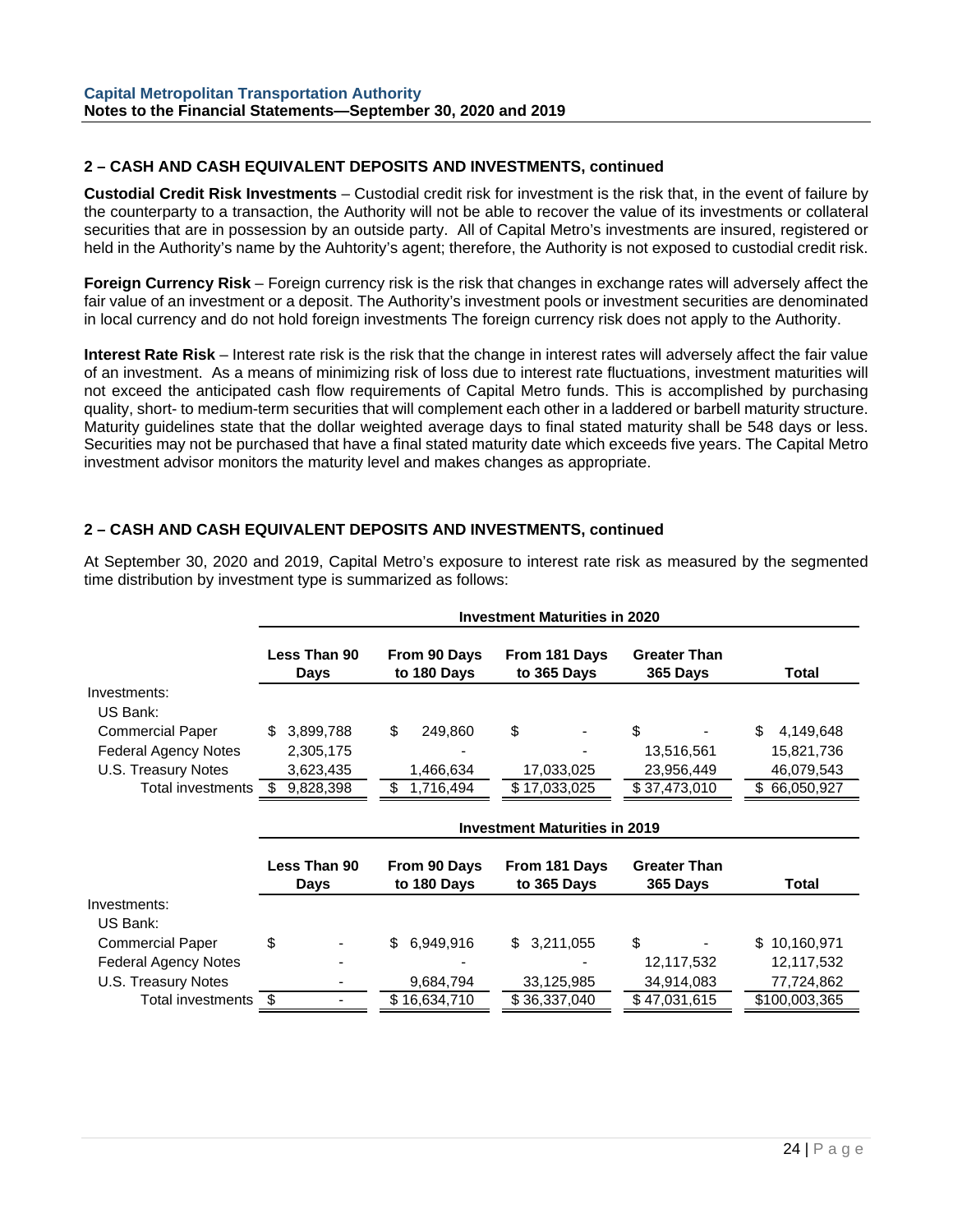## 2 – CASH AND CASH EQUIVALENT DEPOSITS AND INVESTMENTS, continued

**Custodial Credit Risk Investments** – Custodial credit risk for investment is the risk that, in the event of failure by the counterparty to a transaction, the Authority will not be able to recover the value of its investments or collateral securities that are in possession by an outside party. All of Capital Metro's investments are insured, registered or held in the Authority's name by the Auhtority's agent; therefore, the Authority is not exposed to custodial credit risk.

**Foreign Currency Risk** – Foreign currency risk is the risk that changes in exchange rates will adversely affect the fair value of an investment or a deposit. The Authority's investment pools or investment securities are denominated in local currency and do not hold foreign investments The foreign currency risk does not apply to the Authority.

**Interest Rate Risk** – Interest rate risk is the risk that the change in interest rates will adversely affect the fair value of an investment. As a means of minimizing risk of loss due to interest rate fluctuations, investment maturities will not exceed the anticipated cash flow requirements of Capital Metro funds. This is accomplished by purchasing quality, short- to medium-term securities that will complement each other in a laddered or barbell maturity structure. Maturity guidelines state that the dollar weighted average days to final stated maturity shall be 548 days or less. Securities may not be purchased that have a final stated maturity date which exceeds five years. The Capital Metro investment advisor monitors the maturity level and makes changes as appropriate.

## 2 – CASH AND CASH EQUIVALENT DEPOSITS AND INVESTMENTS, continued

At September 30, 2020 and 2019, Capital Metro's exposure to interest rate risk as measured by the segmented time distribution by investment type is summarized as follows:

| | Investment Maturities in 2020 | | | | |
|---|---|---|---|---|---|
| | Less Than 90 Days | From 90 Days to 180 Days | From 181 Days to 365 Days | Greater Than 365 Days | Total |
| Investments: | | | | | |
| US Bank: | | | | | |
| Commercial Paper | $ 3,899,788 | $ 249,860 | $ - | $ - | $ 4,149,648 |
| Federal Agency Notes | 2,305,175 | - | - | 13,516,561 | 15,821,736 |
| U.S. Treasury Notes | 3,623,435 | 1,466,634 | 17,033,025 | 23,956,449 | 46,079,543 |
| Total investments | $ 9,828,398 | $ 1,716,494 | $ 17,033,025 | $ 37,473,010 | $ 66,050,927 |

| | Investment Maturities in 2019 | | | | |
|---|---|---|---|---|---|
| | Less Than 90 Days | From 90 Days to 180 Days | From 181 Days to 365 Days | Greater Than 365 Days | Total |
| Investments: | | | | | |
| US Bank: | | | | | |
| Commercial Paper | $ - | $ 6,949,916 | $ 3,211,055 | $ - | $ 10,160,971 |
| Federal Agency Notes | - | - | - | 12,117,532 | 12,117,532 |
| U.S. Treasury Notes | - | 9,684,794 | 33,125,985 | 34,914,083 | 77,724,862 |
| Total investments | $ - | $ 16,634,710 | $ 36,337,040 | $ 47,031,615 | $100,003,365 |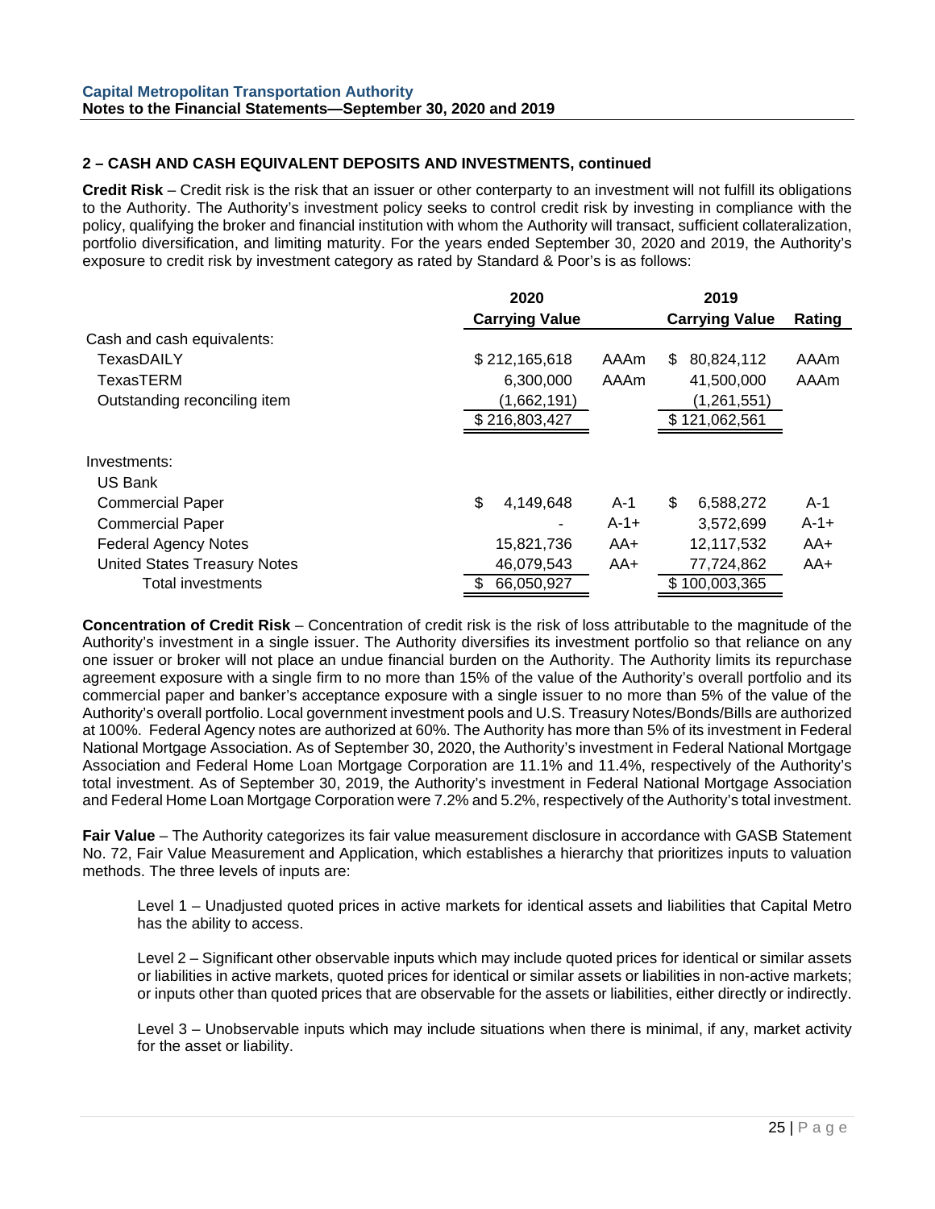**2 – CASH AND CASH EQUIVALENT DEPOSITS AND INVESTMENTS, continued**

**Credit Risk** – Credit risk is the risk that an issuer or other conterparty to an investment will not fulfill its obligations to the Authority. The Authority's investment policy seeks to control credit risk by investing in compliance with the policy, qualifying the broker and financial institution with whom the Authority will transact, sufficient collateralization, portfolio diversification, and limiting maturity. For the years ended September 30, 2020 and 2019, the Authority's exposure to credit risk by investment category as rated by Standard & Poor's is as follows:

| | 2020 | | 2019 | |
|---|---|---|---|---|
| | Carrying Value | | Carrying Value | Rating |
| Cash and cash equivalents: | | | | |
| TexasDAILY | $ 212,165,618 | AAAm | $ 80,824,112 | AAAm |
| TexasTERM | 6,300,000 | AAAm | 41,500,000 | AAAm |
| Outstanding reconciling item | (1,662,191) | | (1,261,551) | |
| | $ 216,803,427 | | $ 121,062,561 | |
| Investments: | | | | |
| US Bank | | | | |
| Commercial Paper | $ 4,149,648 | A-1 | $ 6,588,272 | A-1 |
| Commercial Paper | - | A-1+ | 3,572,699 | A-1+ |
| Federal Agency Notes | 15,821,736 | AA+ | 12,117,532 | AA+ |
| United States Treasury Notes | 46,079,543 | AA+ | 77,724,862 | AA+ |
| Total investments | $ 66,050,927 | | $ 100,003,365 | |

**Concentration of Credit Risk** – Concentration of credit risk is the risk of loss attributable to the magnitude of the Authority's investment in a single issuer. The Authority diversifies its investment portfolio so that reliance on any one issuer or broker will not place an undue financial burden on the Authority. The Authority limits its repurchase agreement exposure with a single firm to no more than 15% of the value of the Authority's overall portfolio and its commercial paper and banker's acceptance exposure with a single issuer to no more than 5% of the value of the Authority's overall portfolio. Local government investment pools and U.S. Treasury Notes/Bonds/Bills are authorized at 100%. Federal Agency notes are authorized at 60%. The Authority has more than 5% of its investment in Federal National Mortgage Association. As of September 30, 2020, the Authority's investment in Federal National Mortgage Association and Federal Home Loan Mortgage Corporation are 11.1% and 11.4%, respectively of the Authority's total investment. As of September 30, 2019, the Authority's investment in Federal National Mortgage Association and Federal Home Loan Mortgage Corporation were 7.2% and 5.2%, respectively of the Authority's total investment.

**Fair Value** – The Authority categorizes its fair value measurement disclosure in accordance with GASB Statement No. 72, Fair Value Measurement and Application, which establishes a hierarchy that prioritizes inputs to valuation methods. The three levels of inputs are:

Level 1 – Unadjusted quoted prices in active markets for identical assets and liabilities that Capital Metro has the ability to access.

Level 2 – Significant other observable inputs which may include quoted prices for identical or similar assets or liabilities in active markets, quoted prices for identical or similar assets or liabilities in non-active markets; or inputs other than quoted prices that are observable for the assets or liabilities, either directly or indirectly.

Level 3 – Unobservable inputs which may include situations when there is minimal, if any, market activity for the asset or liability.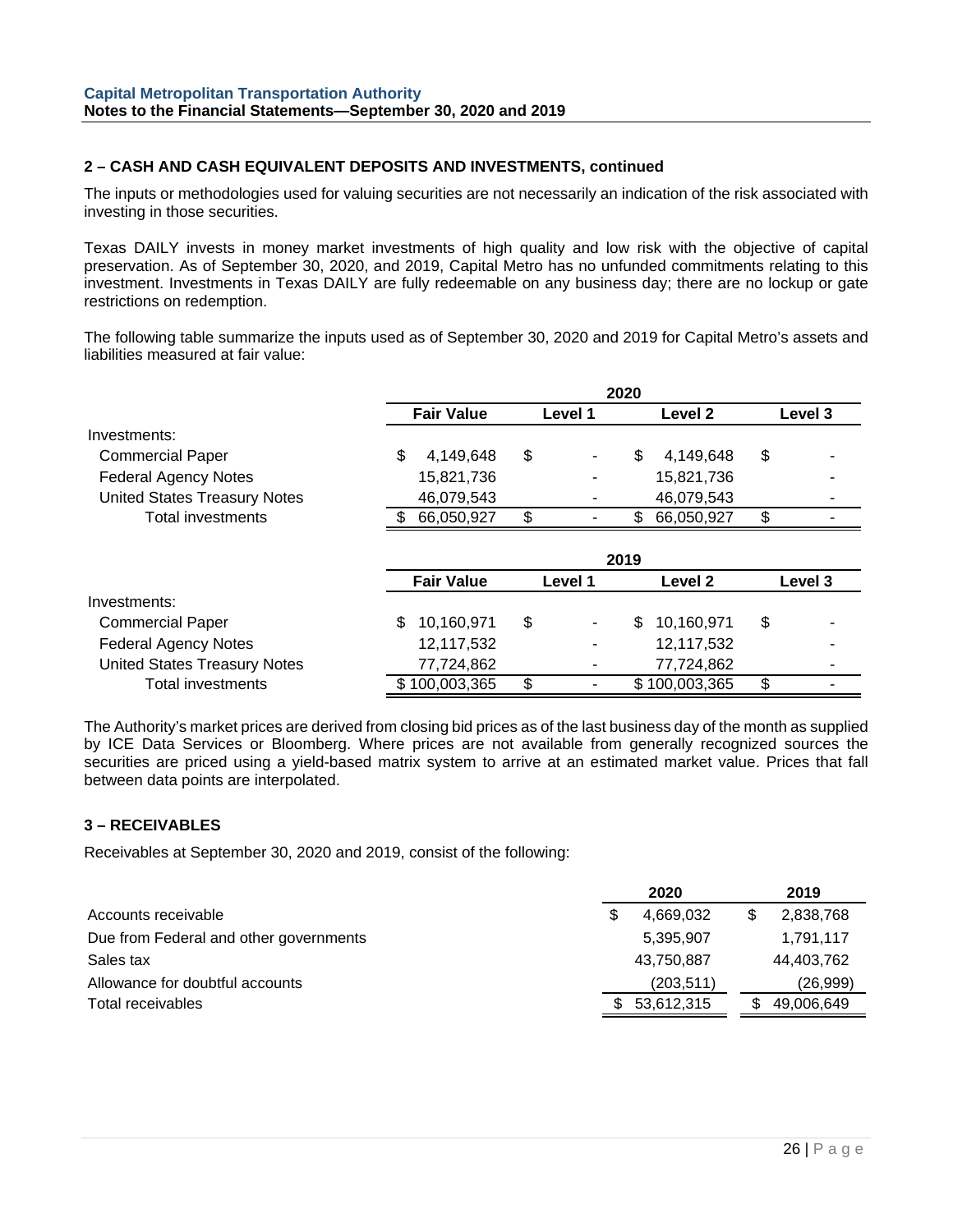## 2 – CASH AND CASH EQUIVALENT DEPOSITS AND INVESTMENTS, continued

The inputs or methodologies used for valuing securities are not necessarily an indication of the risk associated with investing in those securities.

Texas DAILY invests in money market investments of high quality and low risk with the objective of capital preservation. As of September 30, 2020, and 2019, Capital Metro has no unfunded commitments relating to this investment. Investments in Texas DAILY are fully redeemable on any business day; there are no lockup or gate restrictions on redemption.

The following table summarize the inputs used as of September 30, 2020 and 2019 for Capital Metro's assets and liabilities measured at fair value:

| | 2020 | | | |
|---|---|---|---|---|
| | **Fair Value** | **Level 1** | **Level 2** | **Level 3** |
| Investments: | | | | |
| Commercial Paper | $ 4,149,648 | $ - | $ 4,149,648 | $ - |
| Federal Agency Notes | 15,821,736 | - | 15,821,736 | - |
| United States Treasury Notes | 46,079,543 | - | 46,079,543 | - |
| Total investments | $ 66,050,927 | $ - | $ 66,050,927 | $ - |

| | 2019 | | | |
|---|---|---|---|---|
| | **Fair Value** | **Level 1** | **Level 2** | **Level 3** |
| Investments: | | | | |
| Commercial Paper | $ 10,160,971 | $ - | $ 10,160,971 | $ - |
| Federal Agency Notes | 12,117,532 | - | 12,117,532 | - |
| United States Treasury Notes | 77,724,862 | - | 77,724,862 | - |
| Total investments | $ 100,003,365 | $ - | $ 100,003,365 | $ - |

The Authority's market prices are derived from closing bid prices as of the last business day of the month as supplied by ICE Data Services or Bloomberg. Where prices are not available from generally recognized sources the securities are priced using a yield-based matrix system to arrive at an estimated market value. Prices that fall between data points are interpolated.

## 3 – RECEIVABLES

Receivables at September 30, 2020 and 2019, consist of the following:

| | **2020** | **2019** |
|---|---|---|
| Accounts receivable | $ 4,669,032 | $ 2,838,768 |
| Due from Federal and other governments | 5,395,907 | 1,791,117 |
| Sales tax | 43,750,887 | 44,403,762 |
| Allowance for doubtful accounts | (203,511) | (26,999) |
| Total receivables | $ 53,612,315 | $ 49,006,649 |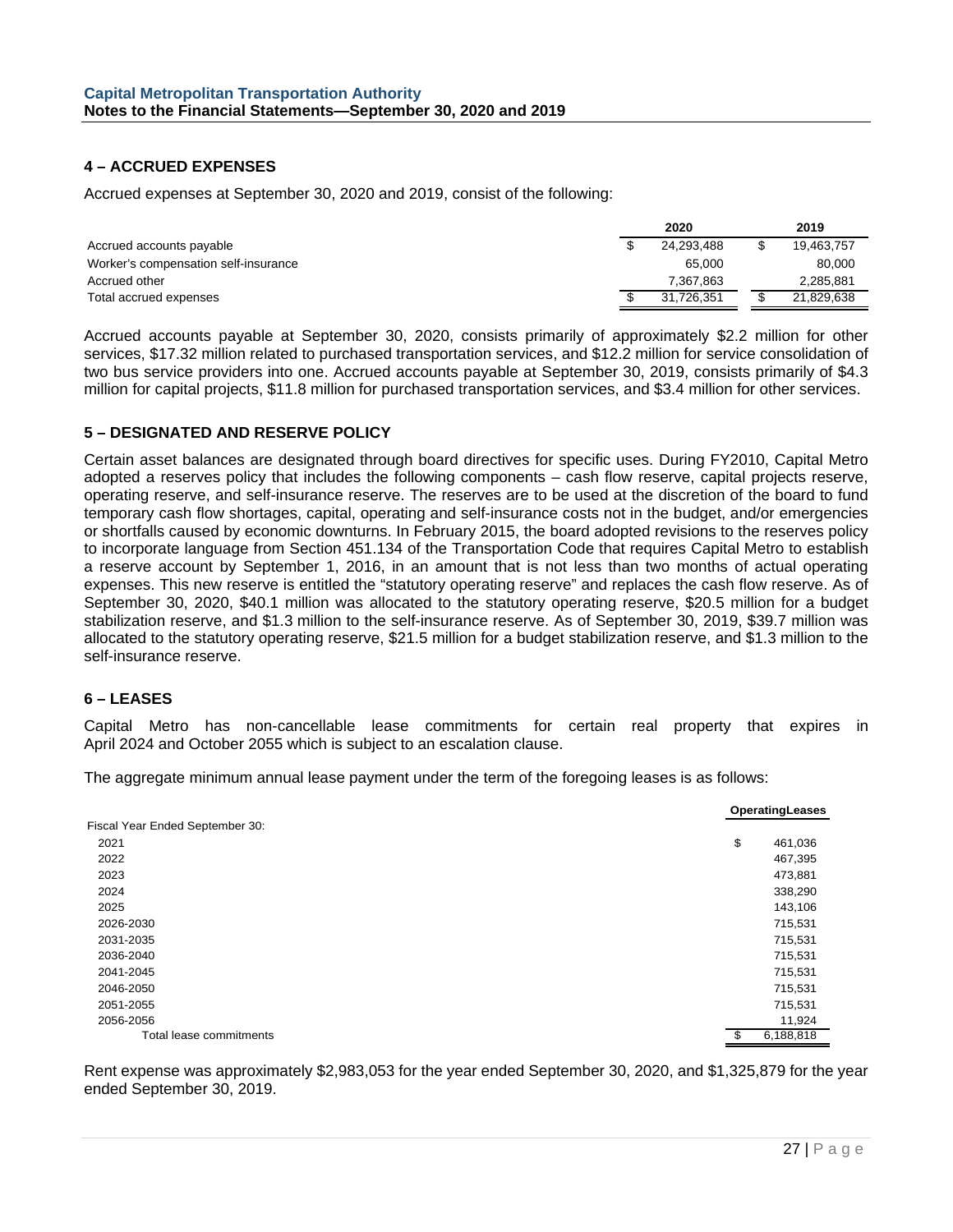## 4 – ACCRUED EXPENSES

Accrued expenses at September 30, 2020 and 2019, consist of the following:

| | 2020 | 2019 |
|---|---|---|
| Accrued accounts payable | $ 24,293,488 | $ 19,463,757 |
| Worker's compensation self-insurance | 65,000 | 80,000 |
| Accrued other | 7,367,863 | 2,285,881 |
| Total accrued expenses | $ 31,726,351 | $ 21,829,638 |

Accrued accounts payable at September 30, 2020, consists primarily of approximately $2.2 million for other services, $17.32 million related to purchased transportation services, and $12.2 million for service consolidation of two bus service providers into one. Accrued accounts payable at September 30, 2019, consists primarily of $4.3 million for capital projects, $11.8 million for purchased transportation services, and $3.4 million for other services.

## 5 – DESIGNATED AND RESERVE POLICY

Certain asset balances are designated through board directives for specific uses. During FY2010, Capital Metro adopted a reserves policy that includes the following components – cash flow reserve, capital projects reserve, operating reserve, and self-insurance reserve. The reserves are to be used at the discretion of the board to fund temporary cash flow shortages, capital, operating and self-insurance costs not in the budget, and/or emergencies or shortfalls caused by economic downturns. In February 2015, the board adopted revisions to the reserves policy to incorporate language from Section 451.134 of the Transportation Code that requires Capital Metro to establish a reserve account by September 1, 2016, in an amount that is not less than two months of actual operating expenses. This new reserve is entitled the "statutory operating reserve" and replaces the cash flow reserve. As of September 30, 2020, $40.1 million was allocated to the statutory operating reserve, $20.5 million for a budget stabilization reserve, and $1.3 million to the self-insurance reserve. As of September 30, 2019, $39.7 million was allocated to the statutory operating reserve, $21.5 million for a budget stabilization reserve, and $1.3 million to the self-insurance reserve.

## 6 – LEASES

Capital Metro has non-cancellable lease commitments for certain real property that expires in April 2024 and October 2055 which is subject to an escalation clause.

The aggregate minimum annual lease payment under the term of the foregoing leases is as follows:

| | OperatingLeases |
|---|---|
| Fiscal Year Ended September 30: | |
| 2021 | $ 461,036 |
| 2022 | 467,395 |
| 2023 | 473,881 |
| 2024 | 338,290 |
| 2025 | 143,106 |
| 2026-2030 | 715,531 |
| 2031-2035 | 715,531 |
| 2036-2040 | 715,531 |
| 2041-2045 | 715,531 |
| 2046-2050 | 715,531 |
| 2051-2055 | 715,531 |
| 2056-2056 | 11,924 |
| Total lease commitments | $ 6,188,818 |

Rent expense was approximately $2,983,053 for the year ended September 30, 2020, and $1,325,879 for the year ended September 30, 2019.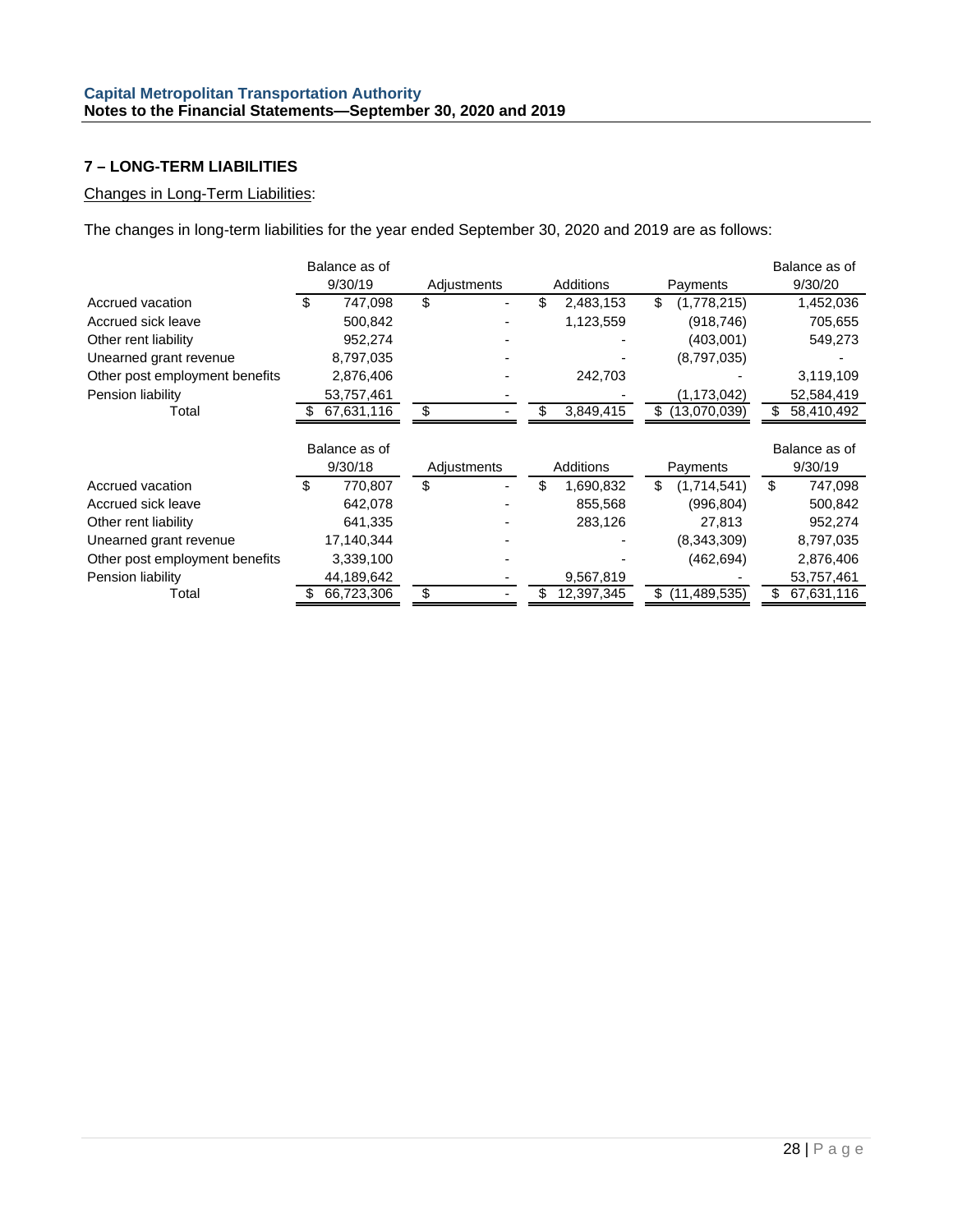## 7 – LONG-TERM LIABILITIES

Changes in Long-Term Liabilities:

The changes in long-term liabilities for the year ended September 30, 2020 and 2019 are as follows:

| | Balance as of 9/30/19 | Adjustments | Additions | Payments | Balance as of 9/30/20 |
|---|---|---|---|---|---|
| Accrued vacation | $ 747,098 | $ - | $ 2,483,153 | $ (1,778,215) | 1,452,036 |
| Accrued sick leave | 500,842 | - | 1,123,559 | (918,746) | 705,655 |
| Other rent liability | 952,274 | - | - | (403,001) | 549,273 |
| Unearned grant revenue | 8,797,035 | - | - | (8,797,035) | - |
| Other post employment benefits | 2,876,406 | - | 242,703 | | 3,119,109 |
| Pension liability | 53,757,461 | - | - | (1,173,042) | 52,584,419 |
| Total | $ 67,631,116 | $ - | $ 3,849,415 | $ (13,070,039) | $ 58,410,492 |

| | Balance as of 9/30/18 | Adjustments | Additions | Payments | Balance as of 9/30/19 |
|---|---|---|---|---|---|
| Accrued vacation | $ 770,807 | $ - | $ 1,690,832 | $ (1,714,541) | $ 747,098 |
| Accrued sick leave | 642,078 | - | 855,568 | (996,804) | 500,842 |
| Other rent liability | 641,335 | - | 283,126 | 27,813 | 952,274 |
| Unearned grant revenue | 17,140,344 | - | - | (8,343,309) | 8,797,035 |
| Other post employment benefits | 3,339,100 | - | - | (462,694) | 2,876,406 |
| Pension liability | 44,189,642 | - | 9,567,819 | - | 53,757,461 |
| Total | $ 66,723,306 | $ - | $ 12,397,345 | $ (11,489,535) | $ 67,631,116 |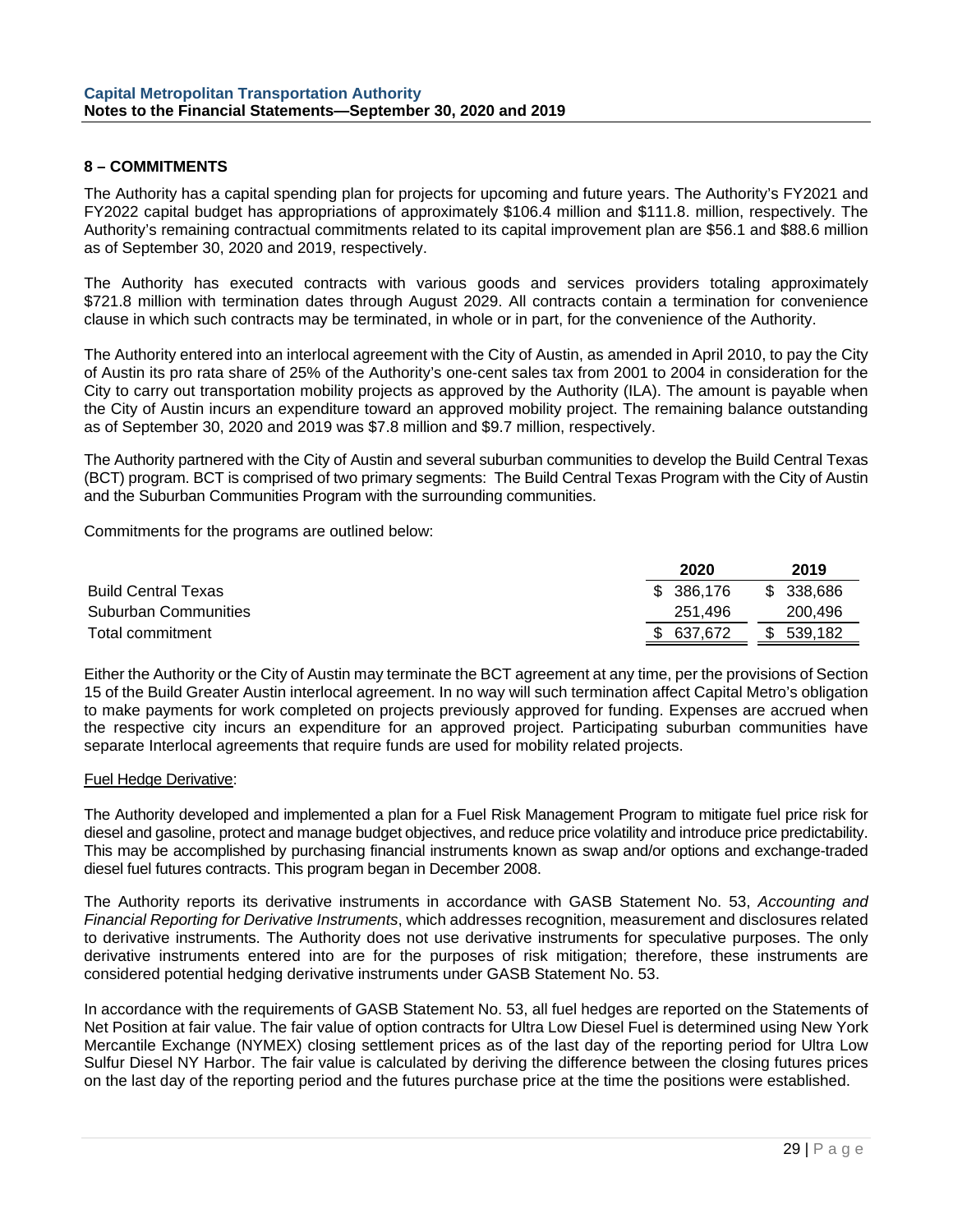## 8 – COMMITMENTS

The Authority has a capital spending plan for projects for upcoming and future years. The Authority's FY2021 and FY2022 capital budget has appropriations of approximately $106.4 million and $111.8. million, respectively. The Authority's remaining contractual commitments related to its capital improvement plan are $56.1 and $88.6 million as of September 30, 2020 and 2019, respectively.

The Authority has executed contracts with various goods and services providers totaling approximately $721.8 million with termination dates through August 2029. All contracts contain a termination for convenience clause in which such contracts may be terminated, in whole or in part, for the convenience of the Authority.

The Authority entered into an interlocal agreement with the City of Austin, as amended in April 2010, to pay the City of Austin its pro rata share of 25% of the Authority's one-cent sales tax from 2001 to 2004 in consideration for the City to carry out transportation mobility projects as approved by the Authority (ILA). The amount is payable when the City of Austin incurs an expenditure toward an approved mobility project. The remaining balance outstanding as of September 30, 2020 and 2019 was $7.8 million and $9.7 million, respectively.

The Authority partnered with the City of Austin and several suburban communities to develop the Build Central Texas (BCT) program. BCT is comprised of two primary segments: The Build Central Texas Program with the City of Austin and the Suburban Communities Program with the surrounding communities.

Commitments for the programs are outlined below:

| | 2020 | 2019 |
|---|---|---|
| Build Central Texas | $ 386,176 | $ 338,686 |
| Suburban Communities | 251,496 | 200,496 |
| Total commitment | $ 637,672 | $ 539,182 |

Either the Authority or the City of Austin may terminate the BCT agreement at any time, per the provisions of Section 15 of the Build Greater Austin interlocal agreement. In no way will such termination affect Capital Metro's obligation to make payments for work completed on projects previously approved for funding. Expenses are accrued when the respective city incurs an expenditure for an approved project. Participating suburban communities have separate Interlocal agreements that require funds are used for mobility related projects.

Fuel Hedge Derivative:

The Authority developed and implemented a plan for a Fuel Risk Management Program to mitigate fuel price risk for diesel and gasoline, protect and manage budget objectives, and reduce price volatility and introduce price predictability. This may be accomplished by purchasing financial instruments known as swap and/or options and exchange-traded diesel fuel futures contracts. This program began in December 2008.

The Authority reports its derivative instruments in accordance with GASB Statement No. 53, *Accounting and Financial Reporting for Derivative Instruments*, which addresses recognition, measurement and disclosures related to derivative instruments. The Authority does not use derivative instruments for speculative purposes. The only derivative instruments entered into are for the purposes of risk mitigation; therefore, these instruments are considered potential hedging derivative instruments under GASB Statement No. 53.

In accordance with the requirements of GASB Statement No. 53, all fuel hedges are reported on the Statements of Net Position at fair value. The fair value of option contracts for Ultra Low Diesel Fuel is determined using New York Mercantile Exchange (NYMEX) closing settlement prices as of the last day of the reporting period for Ultra Low Sulfur Diesel NY Harbor. The fair value is calculated by deriving the difference between the closing futures prices on the last day of the reporting period and the futures purchase price at the time the positions were established.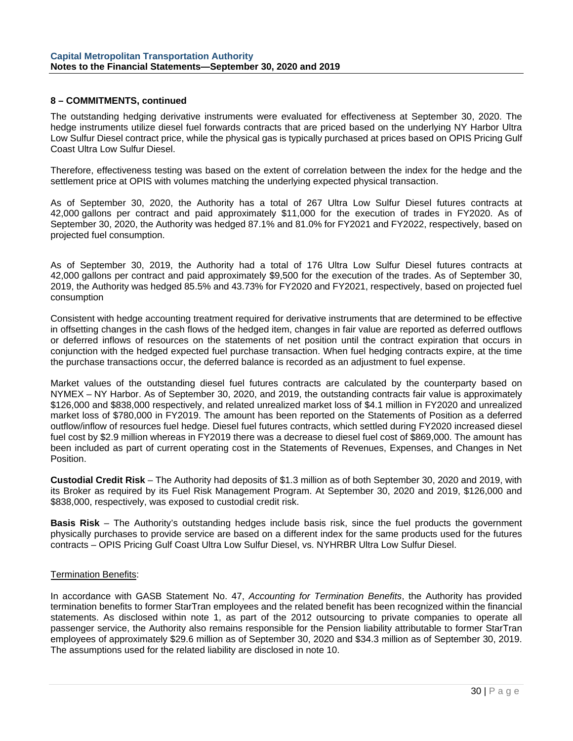**8 – COMMITMENTS, continued**

The outstanding hedging derivative instruments were evaluated for effectiveness at September 30, 2020. The hedge instruments utilize diesel fuel forwards contracts that are priced based on the underlying NY Harbor Ultra Low Sulfur Diesel contract price, while the physical gas is typically purchased at prices based on OPIS Pricing Gulf Coast Ultra Low Sulfur Diesel.

Therefore, effectiveness testing was based on the extent of correlation between the index for the hedge and the settlement price at OPIS with volumes matching the underlying expected physical transaction.

As of September 30, 2020, the Authority has a total of 267 Ultra Low Sulfur Diesel futures contracts at 42,000 gallons per contract and paid approximately $11,000 for the execution of trades in FY2020. As of September 30, 2020, the Authority was hedged 87.1% and 81.0% for FY2021 and FY2022, respectively, based on projected fuel consumption.

As of September 30, 2019, the Authority had a total of 176 Ultra Low Sulfur Diesel futures contracts at 42,000 gallons per contract and paid approximately $9,500 for the execution of the trades. As of September 30, 2019, the Authority was hedged 85.5% and 43.73% for FY2020 and FY2021, respectively, based on projected fuel consumption

Consistent with hedge accounting treatment required for derivative instruments that are determined to be effective in offsetting changes in the cash flows of the hedged item, changes in fair value are reported as deferred outflows or deferred inflows of resources on the statements of net position until the contract expiration that occurs in conjunction with the hedged expected fuel purchase transaction. When fuel hedging contracts expire, at the time the purchase transactions occur, the deferred balance is recorded as an adjustment to fuel expense.

Market values of the outstanding diesel fuel futures contracts are calculated by the counterparty based on NYMEX – NY Harbor. As of September 30, 2020, and 2019, the outstanding contracts fair value is approximately $126,000 and $838,000 respectively, and related unrealized market loss of $4.1 million in FY2020 and unrealized market loss of $780,000 in FY2019. The amount has been reported on the Statements of Position as a deferred outflow/inflow of resources fuel hedge. Diesel fuel futures contracts, which settled during FY2020 increased diesel fuel cost by $2.9 million whereas in FY2019 there was a decrease to diesel fuel cost of $869,000. The amount has been included as part of current operating cost in the Statements of Revenues, Expenses, and Changes in Net Position.

**Custodial Credit Risk** – The Authority had deposits of $1.3 million as of both September 30, 2020 and 2019, with its Broker as required by its Fuel Risk Management Program. At September 30, 2020 and 2019, $126,000 and $838,000, respectively, was exposed to custodial credit risk.

**Basis Risk** – The Authority's outstanding hedges include basis risk, since the fuel products the government physically purchases to provide service are based on a different index for the same products used for the futures contracts – OPIS Pricing Gulf Coast Ultra Low Sulfur Diesel, vs. NYHRBR Ultra Low Sulfur Diesel.

<u>Termination Benefits</u>:

In accordance with GASB Statement No. 47, *Accounting for Termination Benefits*, the Authority has provided termination benefits to former StarTran employees and the related benefit has been recognized within the financial statements. As disclosed within note 1, as part of the 2012 outsourcing to private companies to operate all passenger service, the Authority also remains responsible for the Pension liability attributable to former StarTran employees of approximately $29.6 million as of September 30, 2020 and $34.3 million as of September 30, 2019. The assumptions used for the related liability are disclosed in note 10.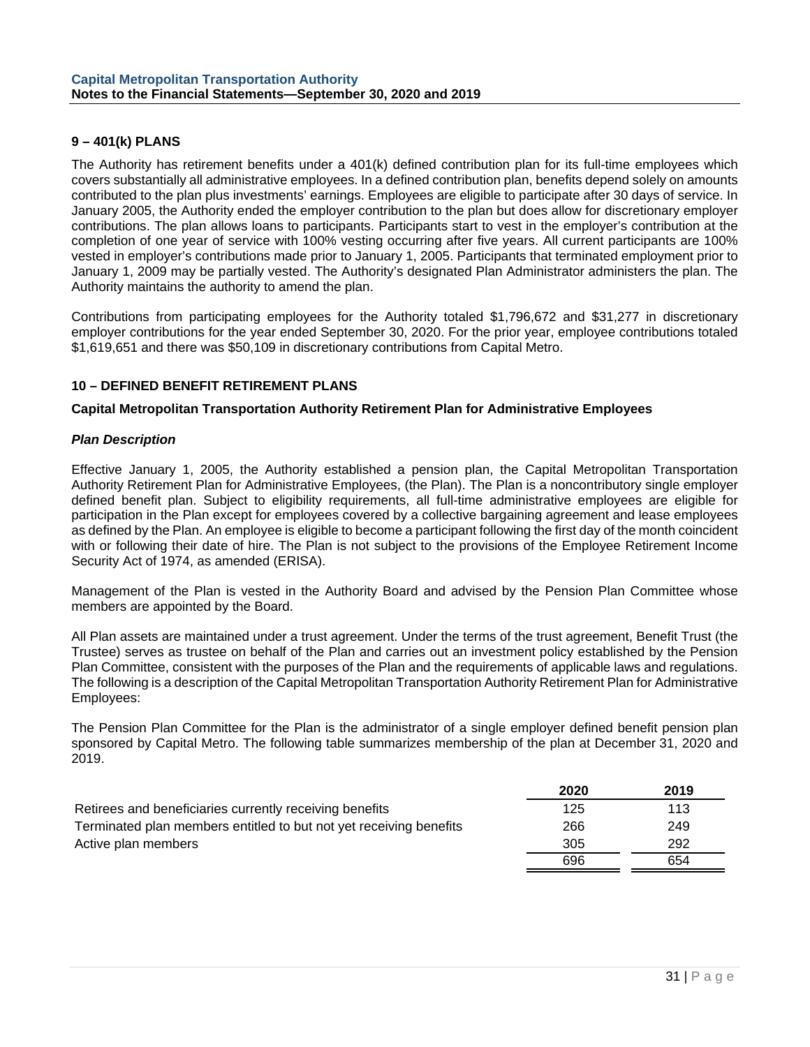## 9 – 401(k) PLANS

The Authority has retirement benefits under a 401(k) defined contribution plan for its full-time employees which covers substantially all administrative employees. In a defined contribution plan, benefits depend solely on amounts contributed to the plan plus investments' earnings. Employees are eligible to participate after 30 days of service. In January 2005, the Authority ended the employer contribution to the plan but does allow for discretionary employer contributions. The plan allows loans to participants. Participants start to vest in the employer's contribution at the completion of one year of service with 100% vesting occurring after five years. All current participants are 100% vested in employer's contributions made prior to January 1, 2005. Participants that terminated employment prior to January 1, 2009 may be partially vested. The Authority's designated Plan Administrator administers the plan. The Authority maintains the authority to amend the plan.

Contributions from participating employees for the Authority totaled $1,796,672 and $31,277 in discretionary employer contributions for the year ended September 30, 2020. For the prior year, employee contributions totaled $1,619,651 and there was $50,109 in discretionary contributions from Capital Metro.

## 10 – DEFINED BENEFIT RETIREMENT PLANS

### Capital Metropolitan Transportation Authority Retirement Plan for Administrative Employees

***Plan Description***

Effective January 1, 2005, the Authority established a pension plan, the Capital Metropolitan Transportation Authority Retirement Plan for Administrative Employees, (the Plan). The Plan is a noncontributory single employer defined benefit plan. Subject to eligibility requirements, all full-time administrative employees are eligible for participation in the Plan except for employees covered by a collective bargaining agreement and lease employees as defined by the Plan. An employee is eligible to become a participant following the first day of the month coincident with or following their date of hire. The Plan is not subject to the provisions of the Employee Retirement Income Security Act of 1974, as amended (ERISA).

Management of the Plan is vested in the Authority Board and advised by the Pension Plan Committee whose members are appointed by the Board.

All Plan assets are maintained under a trust agreement. Under the terms of the trust agreement, Benefit Trust (the Trustee) serves as trustee on behalf of the Plan and carries out an investment policy established by the Pension Plan Committee, consistent with the purposes of the Plan and the requirements of applicable laws and regulations. The following is a description of the Capital Metropolitan Transportation Authority Retirement Plan for Administrative Employees:

The Pension Plan Committee for the Plan is the administrator of a single employer defined benefit pension plan sponsored by Capital Metro. The following table summarizes membership of the plan at December 31, 2020 and 2019.

| | 2020 | 2019 |
|---|---|---|
| Retirees and beneficiaries currently receiving benefits | 125 | 113 |
| Terminated plan members entitled to but not yet receiving benefits | 266 | 249 |
| Active plan members | 305 | 292 |
| | 696 | 654 |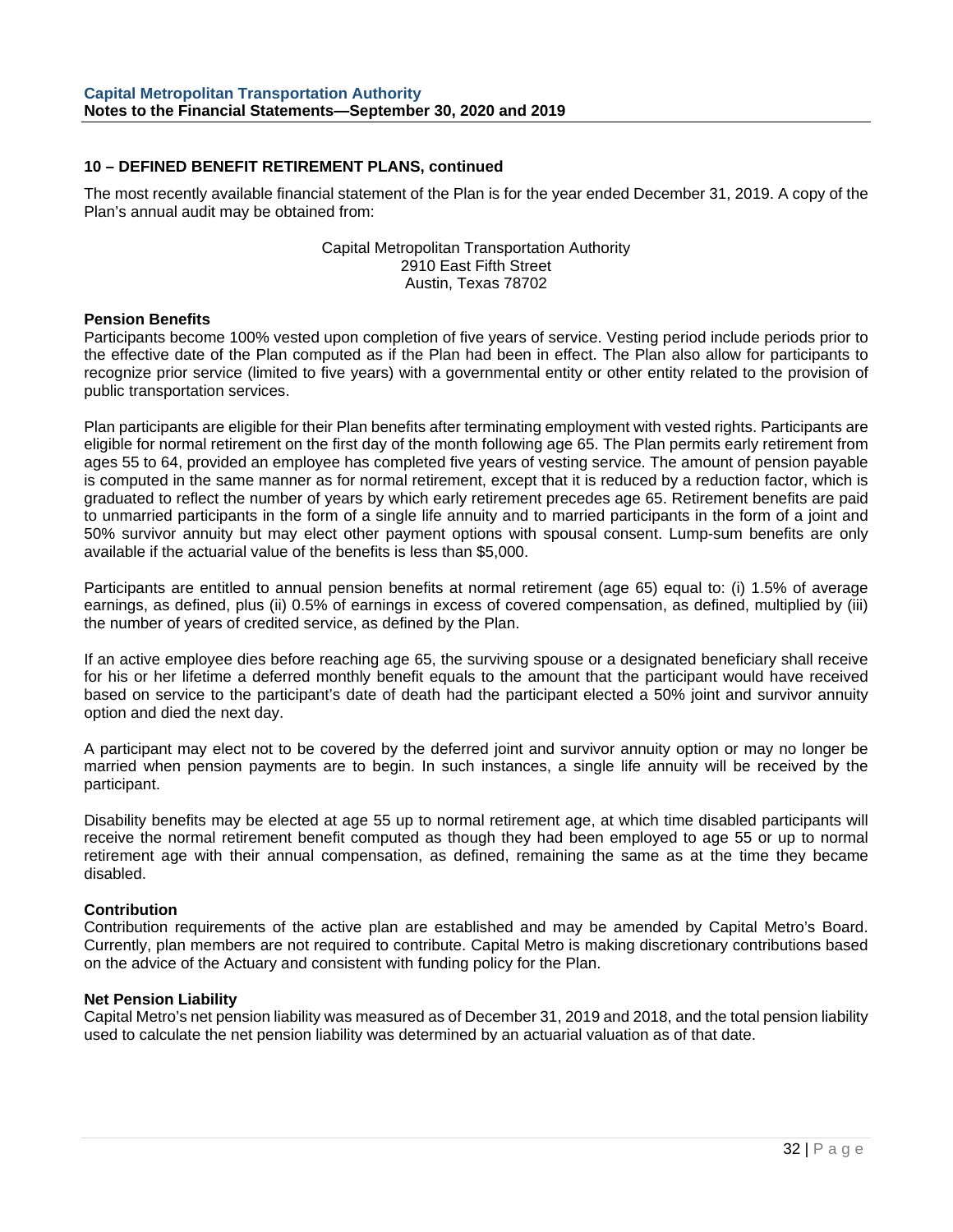## 10 – DEFINED BENEFIT RETIREMENT PLANS, continued

The most recently available financial statement of the Plan is for the year ended December 31, 2019. A copy of the Plan's annual audit may be obtained from:

Capital Metropolitan Transportation Authority
2910 East Fifth Street
Austin, Texas 78702

### Pension Benefits

Participants become 100% vested upon completion of five years of service. Vesting period include periods prior to the effective date of the Plan computed as if the Plan had been in effect. The Plan also allow for participants to recognize prior service (limited to five years) with a governmental entity or other entity related to the provision of public transportation services.

Plan participants are eligible for their Plan benefits after terminating employment with vested rights. Participants are eligible for normal retirement on the first day of the month following age 65. The Plan permits early retirement from ages 55 to 64, provided an employee has completed five years of vesting service. The amount of pension payable is computed in the same manner as for normal retirement, except that it is reduced by a reduction factor, which is graduated to reflect the number of years by which early retirement precedes age 65. Retirement benefits are paid to unmarried participants in the form of a single life annuity and to married participants in the form of a joint and 50% survivor annuity but may elect other payment options with spousal consent. Lump-sum benefits are only available if the actuarial value of the benefits is less than $5,000.

Participants are entitled to annual pension benefits at normal retirement (age 65) equal to: (i) 1.5% of average earnings, as defined, plus (ii) 0.5% of earnings in excess of covered compensation, as defined, multiplied by (iii) the number of years of credited service, as defined by the Plan.

If an active employee dies before reaching age 65, the surviving spouse or a designated beneficiary shall receive for his or her lifetime a deferred monthly benefit equals to the amount that the participant would have received based on service to the participant's date of death had the participant elected a 50% joint and survivor annuity option and died the next day.

A participant may elect not to be covered by the deferred joint and survivor annuity option or may no longer be married when pension payments are to begin. In such instances, a single life annuity will be received by the participant.

Disability benefits may be elected at age 55 up to normal retirement age, at which time disabled participants will receive the normal retirement benefit computed as though they had been employed to age 55 or up to normal retirement age with their annual compensation, as defined, remaining the same as at the time they became disabled.

### Contribution

Contribution requirements of the active plan are established and may be amended by Capital Metro's Board. Currently, plan members are not required to contribute. Capital Metro is making discretionary contributions based on the advice of the Actuary and consistent with funding policy for the Plan.

### Net Pension Liability

Capital Metro's net pension liability was measured as of December 31, 2019 and 2018, and the total pension liability used to calculate the net pension liability was determined by an actuarial valuation as of that date.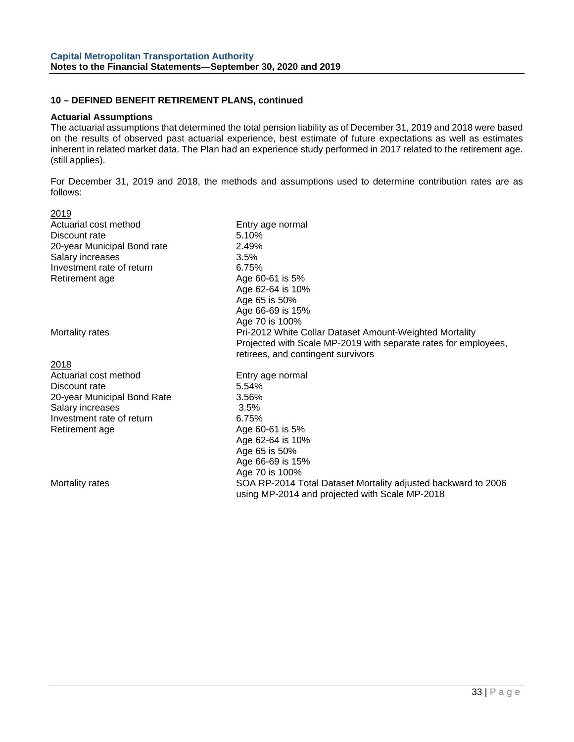## 10 – DEFINED BENEFIT RETIREMENT PLANS, continued

### Actuarial Assumptions

The actuarial assumptions that determined the total pension liability as of December 31, 2019 and 2018 were based on the results of observed past actuarial experience, best estimate of future expectations as well as estimates inherent in related market data. The Plan had an experience study performed in 2017 related to the retirement age. (still applies).

For December 31, 2019 and 2018, the methods and assumptions used to determine contribution rates are as follows:

<u>2019</u>

| | |
|---|---|
| Actuarial cost method | Entry age normal |
| Discount rate | 5.10% |
| 20-year Municipal Bond rate | 2.49% |
| Salary increases | 3.5% |
| Investment rate of return | 6.75% |
| Retirement age | Age 60-61 is 5%<br>Age 62-64 is 10%<br>Age 65 is 50%<br>Age 66-69 is 15%<br>Age 70 is 100% |
| Mortality rates | Pri-2012 White Collar Dataset Amount-Weighted Mortality Projected with Scale MP-2019 with separate rates for employees, retirees, and contingent survivors |

<u>2018</u>

| | |
|---|---|
| Actuarial cost method | Entry age normal |
| Discount rate | 5.54% |
| 20-year Municipal Bond Rate | 3.56% |
| Salary increases | 3.5% |
| Investment rate of return | 6.75% |
| Retirement age | Age 60-61 is 5%<br>Age 62-64 is 10%<br>Age 65 is 50%<br>Age 66-69 is 15%<br>Age 70 is 100% |
| Mortality rates | SOA RP-2014 Total Dataset Mortality adjusted backward to 2006 using MP-2014 and projected with Scale MP-2018 |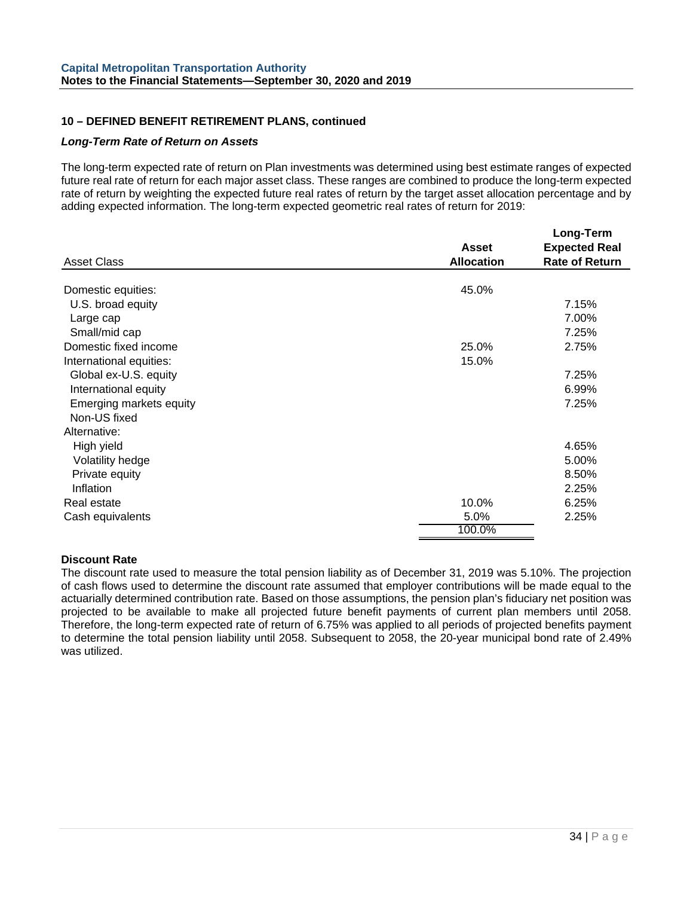## 10 – DEFINED BENEFIT RETIREMENT PLANS, continued

### *Long-Term Rate of Return on Assets*

The long-term expected rate of return on Plan investments was determined using best estimate ranges of expected future real rate of return for each major asset class. These ranges are combined to produce the long-term expected rate of return by weighting the expected future real rates of return by the target asset allocation percentage and by adding expected information. The long-term expected geometric real rates of return for 2019:

| Asset Class | Asset Allocation | Long-Term Expected Real Rate of Return |
|---|---|---|
| Domestic equities: | 45.0% | |
| U.S. broad equity | | 7.15% |
| Large cap | | 7.00% |
| Small/mid cap | | 7.25% |
| Domestic fixed income | 25.0% | 2.75% |
| International equities: | 15.0% | |
| Global ex-U.S. equity | | 7.25% |
| International equity | | 6.99% |
| Emerging markets equity | | 7.25% |
| Non-US fixed | | |
| Alternative: | | |
| High yield | | 4.65% |
| Volatility hedge | | 5.00% |
| Private equity | | 8.50% |
| Inflation | | 2.25% |
| Real estate | 10.0% | 6.25% |
| Cash equivalents | 5.0% | 2.25% |
| | 100.0% | |

**Discount Rate**

The discount rate used to measure the total pension liability as of December 31, 2019 was 5.10%. The projection of cash flows used to determine the discount rate assumed that employer contributions will be made equal to the actuarially determined contribution rate. Based on those assumptions, the pension plan's fiduciary net position was projected to be available to make all projected future benefit payments of current plan members until 2058. Therefore, the long-term expected rate of return of 6.75% was applied to all periods of projected benefits payment to determine the total pension liability until 2058. Subsequent to 2058, the 20-year municipal bond rate of 2.49% was utilized.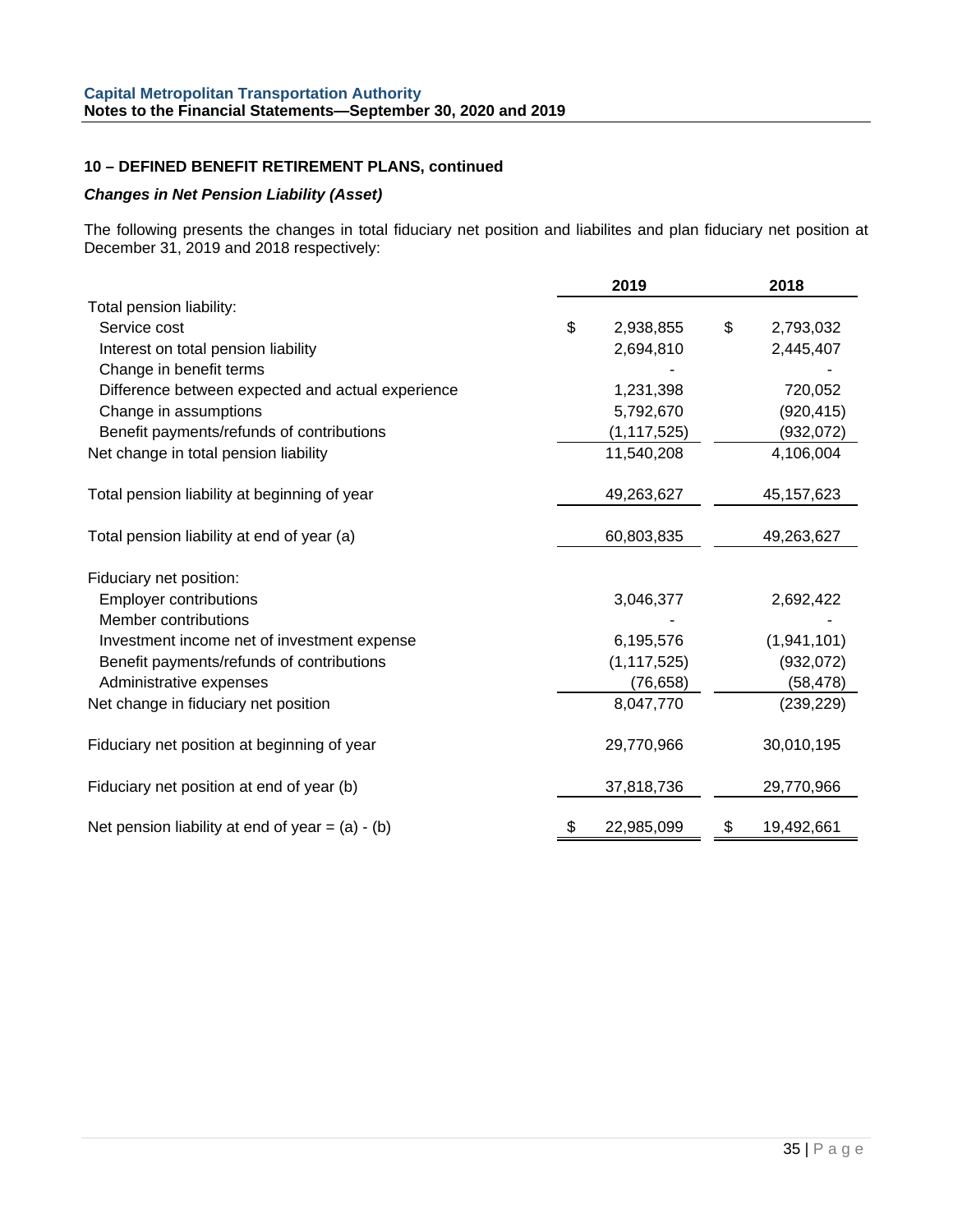## 10 – DEFINED BENEFIT RETIREMENT PLANS, continued

### *Changes in Net Pension Liability (Asset)*

The following presents the changes in total fiduciary net position and liabilites and plan fiduciary net position at December 31, 2019 and 2018 respectively:

| | 2019 | 2018 |
|---|---|---|
| Total pension liability: | | |
| Service cost | $ 2,938,855 | $ 2,793,032 |
| Interest on total pension liability | 2,694,810 | 2,445,407 |
| Change in benefit terms | - | - |
| Difference between expected and actual experience | 1,231,398 | 720,052 |
| Change in assumptions | 5,792,670 | (920,415) |
| Benefit payments/refunds of contributions | (1,117,525) | (932,072) |
| Net change in total pension liability | 11,540,208 | 4,106,004 |
| Total pension liability at beginning of year | 49,263,627 | 45,157,623 |
| Total pension liability at end of year (a) | 60,803,835 | 49,263,627 |
| Fiduciary net position: | | |
| Employer contributions | 3,046,377 | 2,692,422 |
| Member contributions | - | - |
| Investment income net of investment expense | 6,195,576 | (1,941,101) |
| Benefit payments/refunds of contributions | (1,117,525) | (932,072) |
| Administrative expenses | (76,658) | (58,478) |
| Net change in fiduciary net position | 8,047,770 | (239,229) |
| Fiduciary net position at beginning of year | 29,770,966 | 30,010,195 |
| Fiduciary net position at end of year (b) | 37,818,736 | 29,770,966 |
| Net pension liability at end of year = (a) - (b) | $ 22,985,099 | $ 19,492,661 |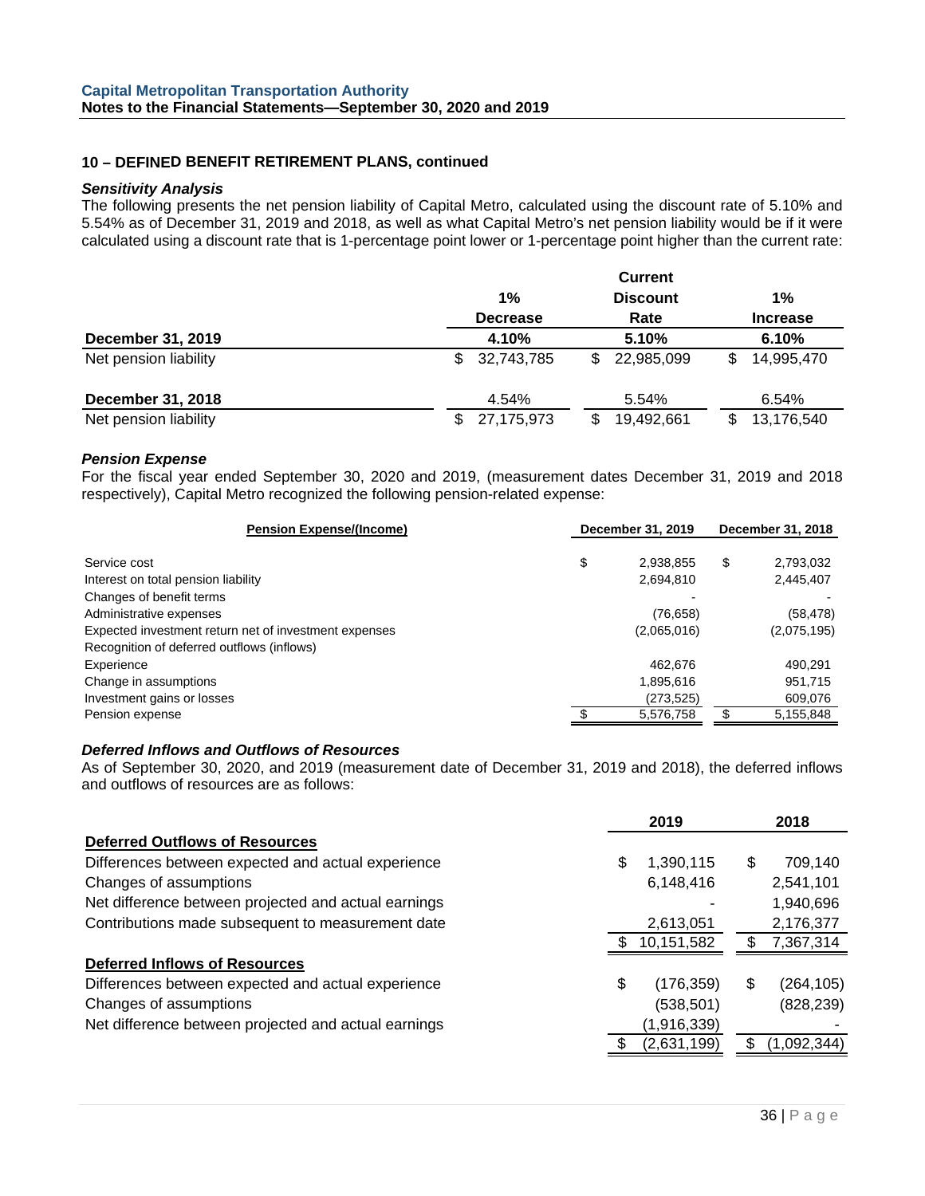## 10 – DEFINED BENEFIT RETIREMENT PLANS, continued

### *Sensitivity Analysis*

The following presents the net pension liability of Capital Metro, calculated using the discount rate of 5.10% and 5.54% as of December 31, 2019 and 2018, as well as what Capital Metro's net pension liability would be if it were calculated using a discount rate that is 1-percentage point lower or 1-percentage point higher than the current rate:

| | 1% Decrease | Current Discount Rate | 1% Increase |
|---|---|---|---|
| **December 31, 2019** | **4.10%** | **5.10%** | **6.10%** |
| Net pension liability | $ 32,743,785 | $ 22,985,099 | $ 14,995,470 |
| **December 31, 2018** | 4.54% | 5.54% | 6.54% |
| Net pension liability | $ 27,175,973 | $ 19,492,661 | $ 13,176,540 |

### *Pension Expense*

For the fiscal year ended September 30, 2020 and 2019, (measurement dates December 31, 2019 and 2018 respectively), Capital Metro recognized the following pension-related expense:

| Pension Expense/(Income) | December 31, 2019 | December 31, 2018 |
|---|---|---|
| Service cost | $ 2,938,855 | $ 2,793,032 |
| Interest on total pension liability | 2,694,810 | 2,445,407 |
| Changes of benefit terms | - | - |
| Administrative expenses | (76,658) | (58,478) |
| Expected investment return net of investment expenses | (2,065,016) | (2,075,195) |
| Recognition of deferred outflows (inflows) | | |
| Experience | 462,676 | 490,291 |
| Change in assumptions | 1,895,616 | 951,715 |
| Investment gains or losses | (273,525) | 609,076 |
| Pension expense | $ 5,576,758 | $ 5,155,848 |

### *Deferred Inflows and Outflows of Resources*

As of September 30, 2020, and 2019 (measurement date of December 31, 2019 and 2018), the deferred inflows and outflows of resources are as follows:

| | 2019 | 2018 |
|---|---|---|
| **Deferred Outflows of Resources** | | |
| Differences between expected and actual experience | $ 1,390,115 | $ 709,140 |
| Changes of assumptions | 6,148,416 | 2,541,101 |
| Net difference between projected and actual earnings | - | 1,940,696 |
| Contributions made subsequent to measurement date | 2,613,051 | 2,176,377 |
| | $ 10,151,582 | $ 7,367,314 |
| **Deferred Inflows of Resources** | | |
| Differences between expected and actual experience | $ (176,359) | $ (264,105) |
| Changes of assumptions | (538,501) | (828,239) |
| Net difference between projected and actual earnings | (1,916,339) | - |
| | $ (2,631,199) | $ (1,092,344) |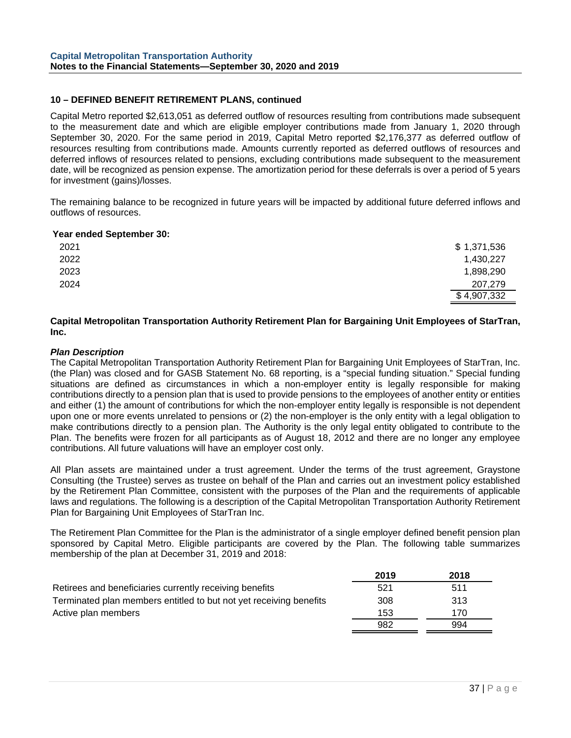## 10 – DEFINED BENEFIT RETIREMENT PLANS, continued

Capital Metro reported $2,613,051 as deferred outflow of resources resulting from contributions made subsequent to the measurement date and which are eligible employer contributions made from January 1, 2020 through September 30, 2020. For the same period in 2019, Capital Metro reported $2,176,377 as deferred outflow of resources resulting from contributions made. Amounts currently reported as deferred outflows of resources and deferred inflows of resources related to pensions, excluding contributions made subsequent to the measurement date, will be recognized as pension expense. The amortization period for these deferrals is over a period of 5 years for investment (gains)/losses.

The remaining balance to be recognized in future years will be impacted by additional future deferred inflows and outflows of resources.

| Year ended September 30: | |
|---|---|
| 2021 | $ 1,371,536 |
| 2022 | 1,430,227 |
| 2023 | 1,898,290 |
| 2024 | 207,279 |
| | $ 4,907,332 |

### Capital Metropolitan Transportation Authority Retirement Plan for Bargaining Unit Employees of StarTran, Inc.

***Plan Description***

The Capital Metropolitan Transportation Authority Retirement Plan for Bargaining Unit Employees of StarTran, Inc. (the Plan) was closed and for GASB Statement No. 68 reporting, is a "special funding situation." Special funding situations are defined as circumstances in which a non-employer entity is legally responsible for making contributions directly to a pension plan that is used to provide pensions to the employees of another entity or entities and either (1) the amount of contributions for which the non-employer entity legally is responsible is not dependent upon one or more events unrelated to pensions or (2) the non-employer is the only entity with a legal obligation to make contributions directly to a pension plan. The Authority is the only legal entity obligated to contribute to the Plan. The benefits were frozen for all participants as of August 18, 2012 and there are no longer any employee contributions. All future valuations will have an employer cost only.

All Plan assets are maintained under a trust agreement. Under the terms of the trust agreement, Graystone Consulting (the Trustee) serves as trustee on behalf of the Plan and carries out an investment policy established by the Retirement Plan Committee, consistent with the purposes of the Plan and the requirements of applicable laws and regulations. The following is a description of the Capital Metropolitan Transportation Authority Retirement Plan for Bargaining Unit Employees of StarTran Inc.

The Retirement Plan Committee for the Plan is the administrator of a single employer defined benefit pension plan sponsored by Capital Metro. Eligible participants are covered by the Plan. The following table summarizes membership of the plan at December 31, 2019 and 2018:

| | 2019 | 2018 |
|---|---|---|
| Retirees and beneficiaries currently receiving benefits | 521 | 511 |
| Terminated plan members entitled to but not yet receiving benefits | 308 | 313 |
| Active plan members | 153 | 170 |
| | 982 | 994 |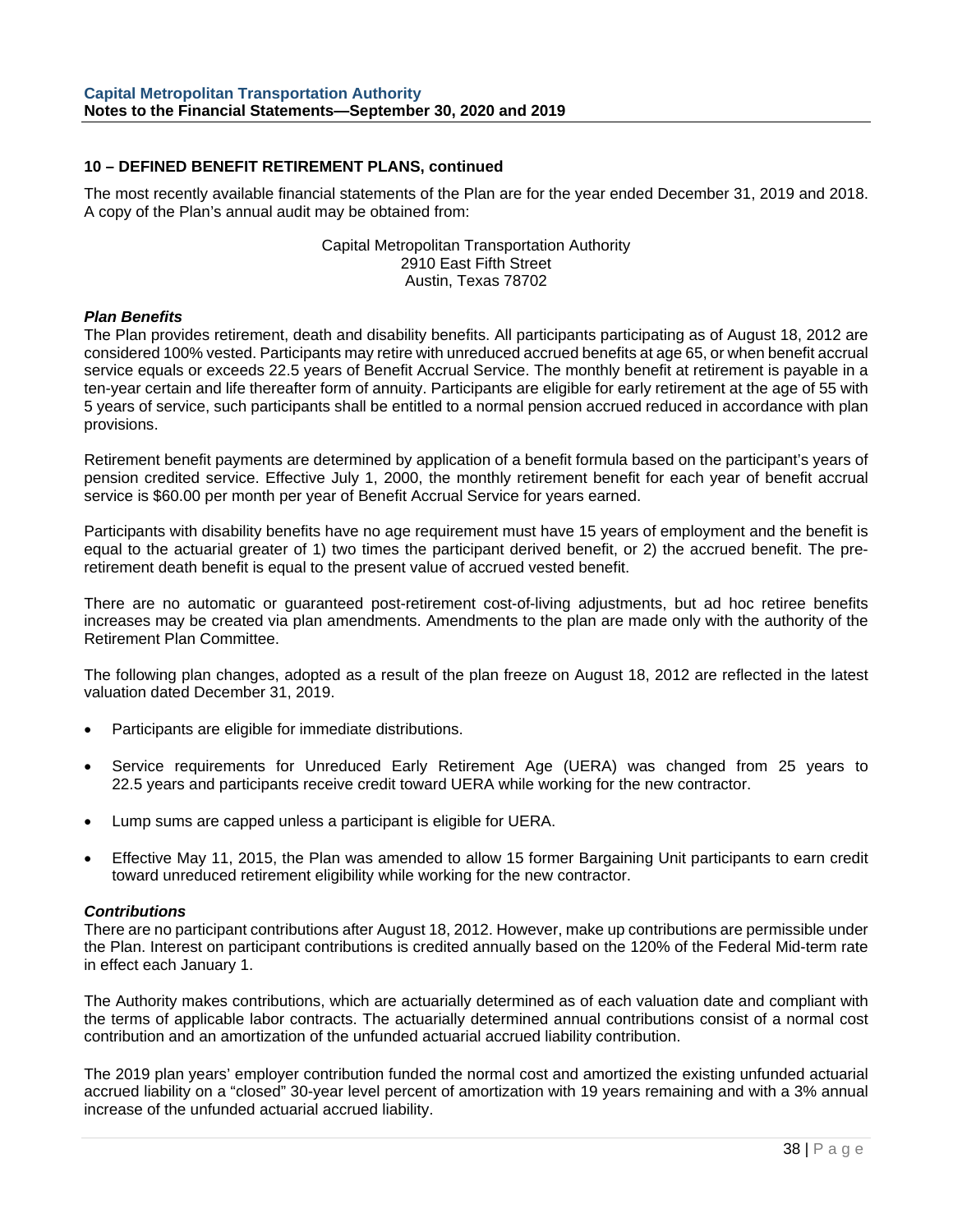## 10 – DEFINED BENEFIT RETIREMENT PLANS, continued

The most recently available financial statements of the Plan are for the year ended December 31, 2019 and 2018. A copy of the Plan's annual audit may be obtained from:

Capital Metropolitan Transportation Authority
2910 East Fifth Street
Austin, Texas 78702

***Plan Benefits***

The Plan provides retirement, death and disability benefits. All participants participating as of August 18, 2012 are considered 100% vested. Participants may retire with unreduced accrued benefits at age 65, or when benefit accrual service equals or exceeds 22.5 years of Benefit Accrual Service. The monthly benefit at retirement is payable in a ten-year certain and life thereafter form of annuity. Participants are eligible for early retirement at the age of 55 with 5 years of service, such participants shall be entitled to a normal pension accrued reduced in accordance with plan provisions.

Retirement benefit payments are determined by application of a benefit formula based on the participant's years of pension credited service. Effective July 1, 2000, the monthly retirement benefit for each year of benefit accrual service is $60.00 per month per year of Benefit Accrual Service for years earned.

Participants with disability benefits have no age requirement must have 15 years of employment and the benefit is equal to the actuarial greater of 1) two times the participant derived benefit, or 2) the accrued benefit. The pre-retirement death benefit is equal to the present value of accrued vested benefit.

There are no automatic or guaranteed post-retirement cost-of-living adjustments, but ad hoc retiree benefits increases may be created via plan amendments. Amendments to the plan are made only with the authority of the Retirement Plan Committee.

The following plan changes, adopted as a result of the plan freeze on August 18, 2012 are reflected in the latest valuation dated December 31, 2019.

- Participants are eligible for immediate distributions.
- Service requirements for Unreduced Early Retirement Age (UERA) was changed from 25 years to 22.5 years and participants receive credit toward UERA while working for the new contractor.
- Lump sums are capped unless a participant is eligible for UERA.
- Effective May 11, 2015, the Plan was amended to allow 15 former Bargaining Unit participants to earn credit toward unreduced retirement eligibility while working for the new contractor.

***Contributions***

There are no participant contributions after August 18, 2012. However, make up contributions are permissible under the Plan. Interest on participant contributions is credited annually based on the 120% of the Federal Mid-term rate in effect each January 1.

The Authority makes contributions, which are actuarially determined as of each valuation date and compliant with the terms of applicable labor contracts. The actuarially determined annual contributions consist of a normal cost contribution and an amortization of the unfunded actuarial accrued liability contribution.

The 2019 plan years' employer contribution funded the normal cost and amortized the existing unfunded actuarial accrued liability on a "closed" 30-year level percent of amortization with 19 years remaining and with a 3% annual increase of the unfunded actuarial accrued liability.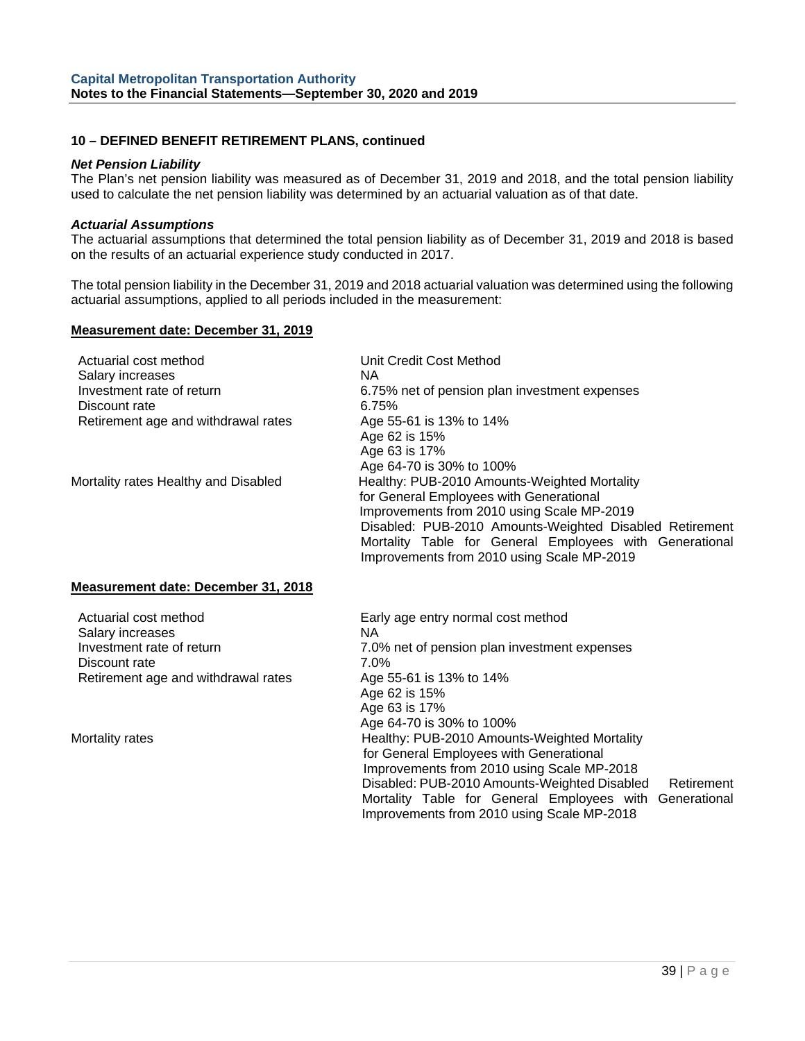## 10 – DEFINED BENEFIT RETIREMENT PLANS, continued

***Net Pension Liability***

The Plan's net pension liability was measured as of December 31, 2019 and 2018, and the total pension liability used to calculate the net pension liability was determined by an actuarial valuation as of that date.

***Actuarial Assumptions***

The actuarial assumptions that determined the total pension liability as of December 31, 2019 and 2018 is based on the results of an actuarial experience study conducted in 2017.

The total pension liability in the December 31, 2019 and 2018 actuarial valuation was determined using the following actuarial assumptions, applied to all periods included in the measurement:

**Measurement date: December 31, 2019**

| | |
|---|---|
| Actuarial cost method | Unit Credit Cost Method |
| Salary increases | NA |
| Investment rate of return | 6.75% net of pension plan investment expenses |
| Discount rate | 6.75% |
| Retirement age and withdrawal rates | Age 55-61 is 13% to 14%<br>Age 62 is 15%<br>Age 63 is 17%<br>Age 64-70 is 30% to 100% |
| Mortality rates Healthy and Disabled | Healthy: PUB-2010 Amounts-Weighted Mortality for General Employees with Generational Improvements from 2010 using Scale MP-2019<br>Disabled: PUB-2010 Amounts-Weighted Disabled Retirement Mortality Table for General Employees with Generational Improvements from 2010 using Scale MP-2019 |

**Measurement date: December 31, 2018**

| | |
|---|---|
| Actuarial cost method | Early age entry normal cost method |
| Salary increases | NA |
| Investment rate of return | 7.0% net of pension plan investment expenses |
| Discount rate | 7.0% |
| Retirement age and withdrawal rates | Age 55-61 is 13% to 14%<br>Age 62 is 15%<br>Age 63 is 17%<br>Age 64-70 is 30% to 100% |
| Mortality rates | Healthy: PUB-2010 Amounts-Weighted Mortality for General Employees with Generational Improvements from 2010 using Scale MP-2018<br>Disabled: PUB-2010 Amounts-Weighted Disabled Retirement Mortality Table for General Employees with Generational Improvements from 2010 using Scale MP-2018 |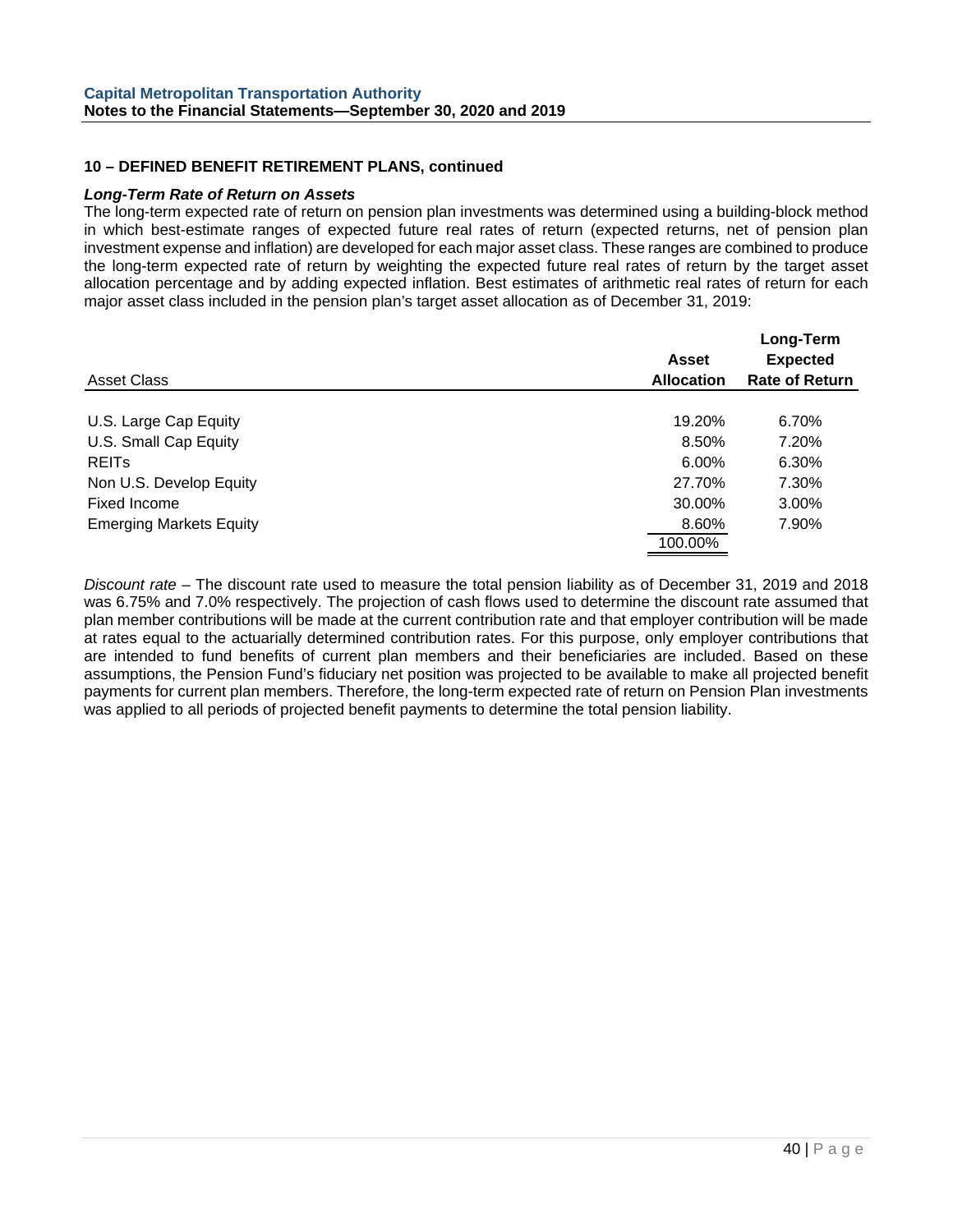## 10 – DEFINED BENEFIT RETIREMENT PLANS, continued

### *Long-Term Rate of Return on Assets*

The long-term expected rate of return on pension plan investments was determined using a building-block method in which best-estimate ranges of expected future real rates of return (expected returns, net of pension plan investment expense and inflation) are developed for each major asset class. These ranges are combined to produce the long-term expected rate of return by weighting the expected future real rates of return by the target asset allocation percentage and by adding expected inflation. Best estimates of arithmetic real rates of return for each major asset class included in the pension plan's target asset allocation as of December 31, 2019:

| Asset Class | Asset Allocation | Long-Term Expected Rate of Return |
|---|---|---|
| U.S. Large Cap Equity | 19.20% | 6.70% |
| U.S. Small Cap Equity | 8.50% | 7.20% |
| REITs | 6.00% | 6.30% |
| Non U.S. Develop Equity | 27.70% | 7.30% |
| Fixed Income | 30.00% | 3.00% |
| Emerging Markets Equity | 8.60% | 7.90% |
| | 100.00% | |

*Discount rate* – The discount rate used to measure the total pension liability as of December 31, 2019 and 2018 was 6.75% and 7.0% respectively. The projection of cash flows used to determine the discount rate assumed that plan member contributions will be made at the current contribution rate and that employer contribution will be made at rates equal to the actuarially determined contribution rates. For this purpose, only employer contributions that are intended to fund benefits of current plan members and their beneficiaries are included. Based on these assumptions, the Pension Fund's fiduciary net position was projected to be available to make all projected benefit payments for current plan members. Therefore, the long-term expected rate of return on Pension Plan investments was applied to all periods of projected benefit payments to determine the total pension liability.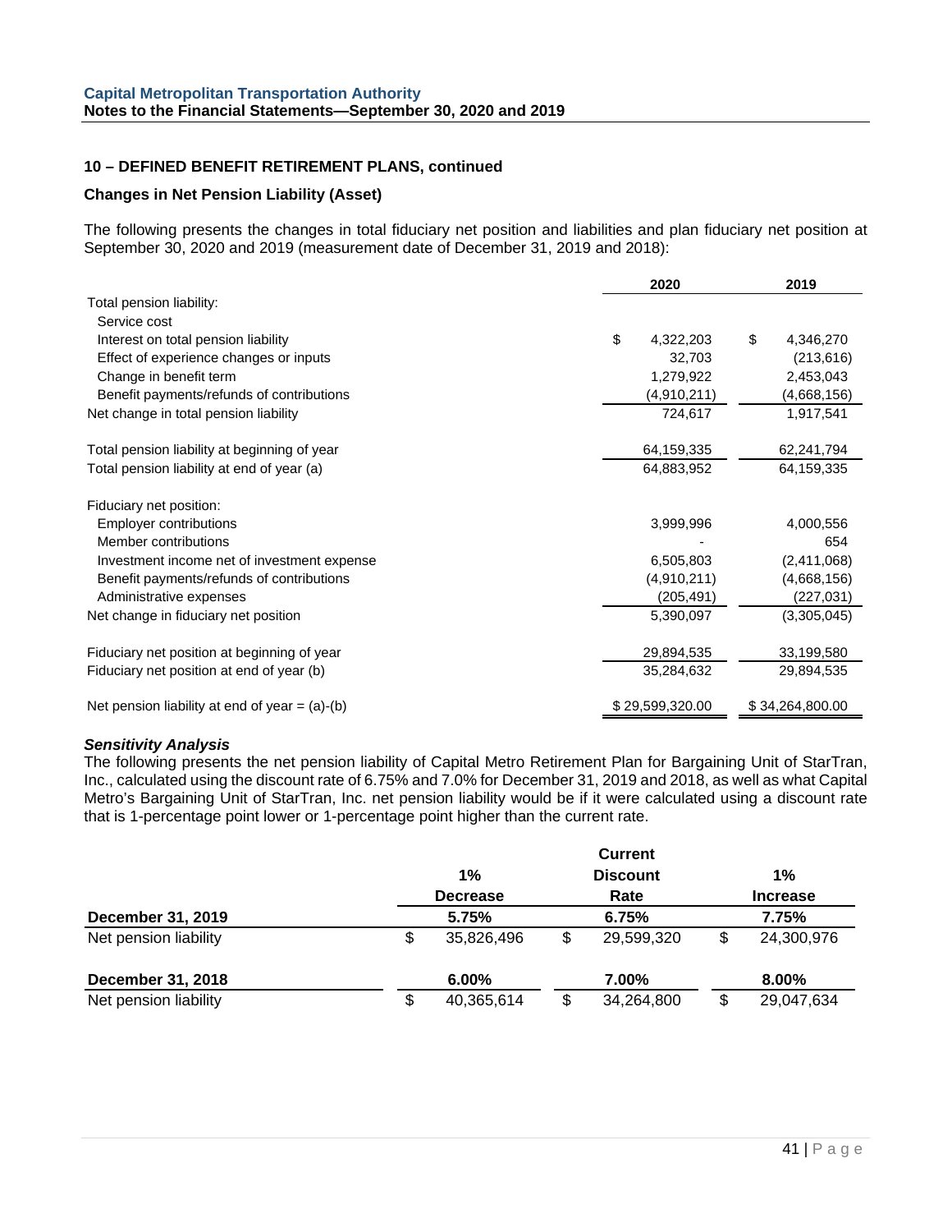## 10 – DEFINED BENEFIT RETIREMENT PLANS, continued

### Changes in Net Pension Liability (Asset)

The following presents the changes in total fiduciary net position and liabilities and plan fiduciary net position at September 30, 2020 and 2019 (measurement date of December 31, 2019 and 2018):

| | 2020 | 2019 |
|---|---|---|
| Total pension liability: | | |
| Service cost | | |
| Interest on total pension liability | $ 4,322,203 | $ 4,346,270 |
| Effect of experience changes or inputs | 32,703 | (213,616) |
| Change in benefit term | 1,279,922 | 2,453,043 |
| Benefit payments/refunds of contributions | (4,910,211) | (4,668,156) |
| Net change in total pension liability | 724,617 | 1,917,541 |
| Total pension liability at beginning of year | 64,159,335 | 62,241,794 |
| Total pension liability at end of year (a) | 64,883,952 | 64,159,335 |
| Fiduciary net position: | | |
| Employer contributions | 3,999,996 | 4,000,556 |
| Member contributions | - | 654 |
| Investment income net of investment expense | 6,505,803 | (2,411,068) |
| Benefit payments/refunds of contributions | (4,910,211) | (4,668,156) |
| Administrative expenses | (205,491) | (227,031) |
| Net change in fiduciary net position | 5,390,097 | (3,305,045) |
| Fiduciary net position at beginning of year | 29,894,535 | 33,199,580 |
| Fiduciary net position at end of year (b) | 35,284,632 | 29,894,535 |
| Net pension liability at end of year = (a)-(b) | $ 29,599,320.00 | $ 34,264,800.00 |

***Sensitivity Analysis***

The following presents the net pension liability of Capital Metro Retirement Plan for Bargaining Unit of StarTran, Inc., calculated using the discount rate of 6.75% and 7.0% for December 31, 2019 and 2018, as well as what Capital Metro's Bargaining Unit of StarTran, Inc. net pension liability would be if it were calculated using a discount rate that is 1-percentage point lower or 1-percentage point higher than the current rate.

| | 1% Decrease | Current Discount Rate | 1% Increase |
|---|---|---|---|
| **December 31, 2019** | **5.75%** | **6.75%** | **7.75%** |
| Net pension liability | $ 35,826,496 | $ 29,599,320 | $ 24,300,976 |
| **December 31, 2018** | **6.00%** | **7.00%** | **8.00%** |
| Net pension liability | $ 40,365,614 | $ 34,264,800 | $ 29,047,634 |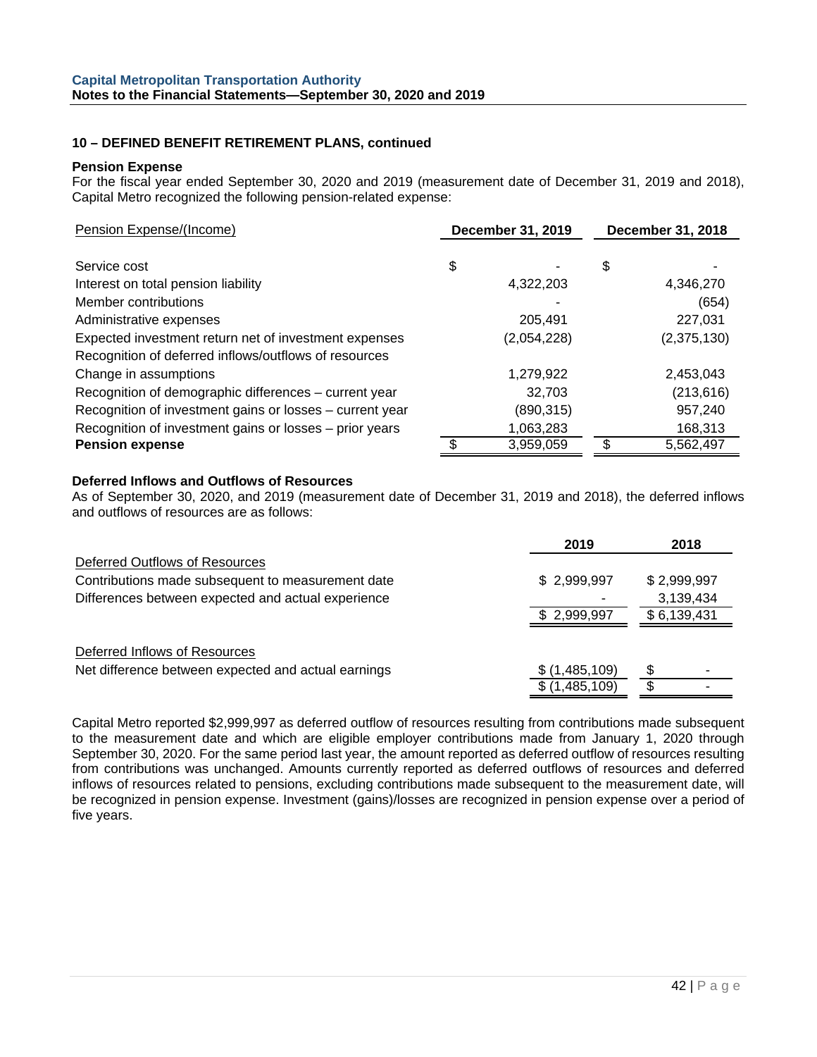## 10 – DEFINED BENEFIT RETIREMENT PLANS, continued

### Pension Expense

For the fiscal year ended September 30, 2020 and 2019 (measurement date of December 31, 2019 and 2018), Capital Metro recognized the following pension-related expense:

| Pension Expense/(Income) | December 31, 2019 | December 31, 2018 |
|---|---|---|
| Service cost | $ - | $ - |
| Interest on total pension liability | 4,322,203 | 4,346,270 |
| Member contributions | - | (654) |
| Administrative expenses | 205,491 | 227,031 |
| Expected investment return net of investment expenses | (2,054,228) | (2,375,130) |
| Recognition of deferred inflows/outflows of resources | | |
| Change in assumptions | 1,279,922 | 2,453,043 |
| Recognition of demographic differences – current year | 32,703 | (213,616) |
| Recognition of investment gains or losses – current year | (890,315) | 957,240 |
| Recognition of investment gains or losses – prior years | 1,063,283 | 168,313 |
| **Pension expense** | $ 3,959,059 | $ 5,562,497 |

### Deferred Inflows and Outflows of Resources

As of September 30, 2020, and 2019 (measurement date of December 31, 2019 and 2018), the deferred inflows and outflows of resources are as follows:

| | 2019 | 2018 |
|---|---|---|
| Deferred Outflows of Resources | | |
| Contributions made subsequent to measurement date | $ 2,999,997 | $ 2,999,997 |
| Differences between expected and actual experience | - | 3,139,434 |
| | $ 2,999,997 | $ 6,139,431 |
| Deferred Inflows of Resources | | |
| Net difference between expected and actual earnings | $ (1,485,109) | $ - |
| | $ (1,485,109) | $ - |

Capital Metro reported $2,999,997 as deferred outflow of resources resulting from contributions made subsequent to the measurement date and which are eligible employer contributions made from January 1, 2020 through September 30, 2020. For the same period last year, the amount reported as deferred outflow of resources resulting from contributions was unchanged. Amounts currently reported as deferred outflows of resources and deferred inflows of resources related to pensions, excluding contributions made subsequent to the measurement date, will be recognized in pension expense. Investment (gains)/losses are recognized in pension expense over a period of five years.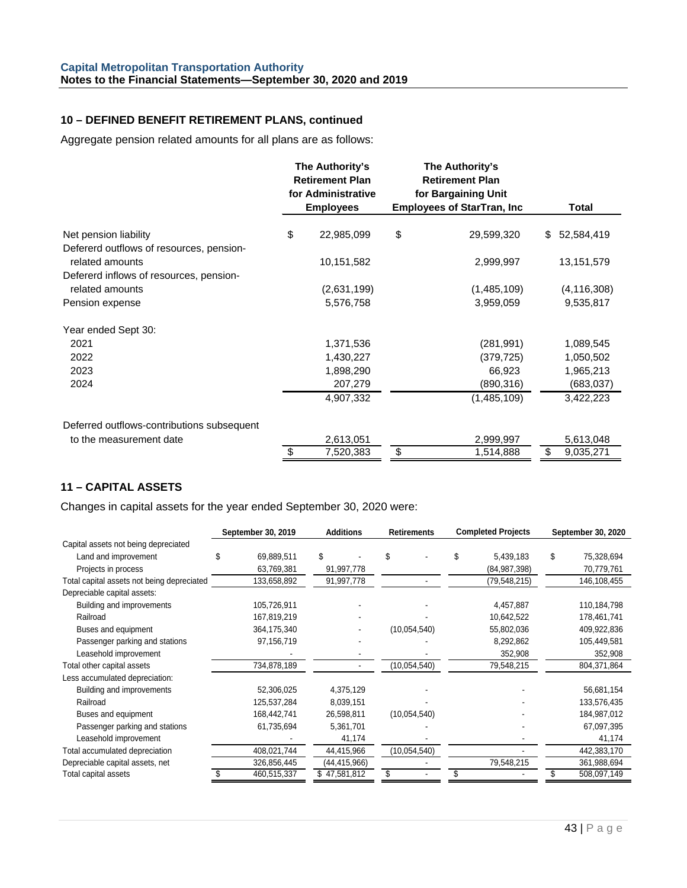## 10 – DEFINED BENEFIT RETIREMENT PLANS, continued

Aggregate pension related amounts for all plans are as follows:

| | The Authority's Retirement Plan for Administrative Employees | The Authority's Retirement Plan for Bargaining Unit Employees of StarTran, Inc | Total |
|---|---|---|---|
| Net pension liability | $ 22,985,099 | $ 29,599,320 | $ 52,584,419 |
| Defererd outflows of resources, pension-related amounts | 10,151,582 | 2,999,997 | 13,151,579 |
| Defererd inflows of resources, pension-related amounts | (2,631,199) | (1,485,109) | (4,116,308) |
| Pension expense | 5,576,758 | 3,959,059 | 9,535,817 |
| Year ended Sept 30: | | | |
| 2021 | 1,371,536 | (281,991) | 1,089,545 |
| 2022 | 1,430,227 | (379,725) | 1,050,502 |
| 2023 | 1,898,290 | 66,923 | 1,965,213 |
| 2024 | 207,279 | (890,316) | (683,037) |
| | 4,907,332 | (1,485,109) | 3,422,223 |
| Deferred outflows-contributions subsequent to the measurement date | 2,613,051 | 2,999,997 | 5,613,048 |
| | $ 7,520,383 | $ 1,514,888 | $ 9,035,271 |

## 11 – CAPITAL ASSETS

Changes in capital assets for the year ended September 30, 2020 were:

| | September 30, 2019 | Additions | Retirements | Completed Projects | September 30, 2020 |
|---|---|---|---|---|---|
| Capital assets not being depreciated | | | | | |
| Land and improvement | $ 69,889,511 | $ - | $ - | $ 5,439,183 | $ 75,328,694 |
| Projects in process | 63,769,381 | 91,997,778 | | (84,987,398) | 70,779,761 |
| Total capital assets not being depreciated | 133,658,892 | 91,997,778 | - | (79,548,215) | 146,108,455 |
| Depreciable capital assets: | | | | | |
| Building and improvements | 105,726,911 | - | - | 4,457,887 | 110,184,798 |
| Railroad | 167,819,219 | - | - | 10,642,522 | 178,461,741 |
| Buses and equipment | 364,175,340 | - | (10,054,540) | 55,802,036 | 409,922,836 |
| Passenger parking and stations | 97,156,719 | - | - | 8,292,862 | 105,449,581 |
| Leasehold improvement | - | - | - | 352,908 | 352,908 |
| Total other capital assets | 734,878,189 | - | (10,054,540) | 79,548,215 | 804,371,864 |
| Less accumulated depreciation: | | | | | |
| Building and improvements | 52,306,025 | 4,375,129 | - | - | 56,681,154 |
| Railroad | 125,537,284 | 8,039,151 | - | - | 133,576,435 |
| Buses and equipment | 168,442,741 | 26,598,811 | (10,054,540) | - | 184,987,012 |
| Passenger parking and stations | 61,735,694 | 5,361,701 | - | - | 67,097,395 |
| Leasehold improvement | - | 41,174 | - | - | 41,174 |
| Total accumulated depreciation | 408,021,744 | 44,415,966 | (10,054,540) | - | 442,383,170 |
| Depreciable capital assets, net | 326,856,445 | (44,415,966) | - | 79,548,215 | 361,988,694 |
| Total capital assets | $ 460,515,337 | $ 47,581,812 | $ - | $ - | $ 508,097,149 |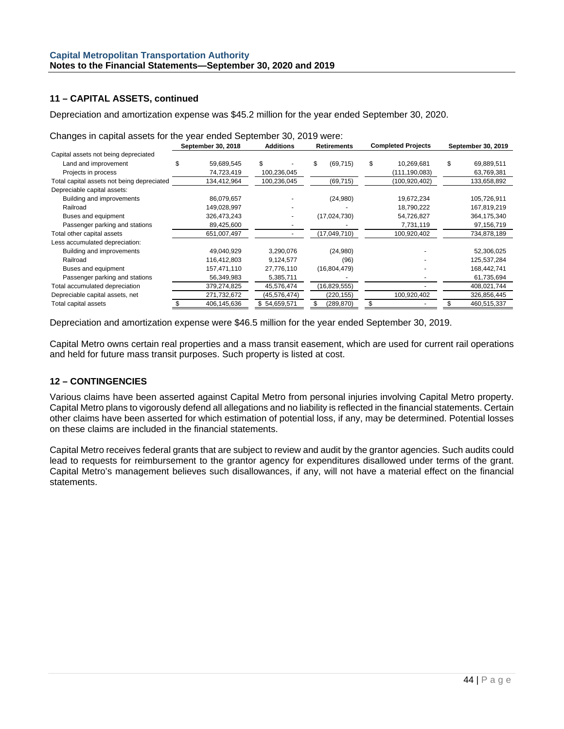## 11 – CAPITAL ASSETS, continued

Depreciation and amortization expense was $45.2 million for the year ended September 30, 2020.

Changes in capital assets for the year ended September 30, 2019 were:

| | September 30, 2018 | Additions | Retirements | Completed Projects | September 30, 2019 |
|---|---|---|---|---|---|
| Capital assets not being depreciated | | | | | |
| Land and improvement | $ 59,689,545 | $ - | $ (69,715) | $ 10,269,681 | $ 69,889,511 |
| Projects in process | 74,723,419 | 100,236,045 | | (111,190,083) | 63,769,381 |
| Total capital assets not being depreciated | 134,412,964 | 100,236,045 | (69,715) | (100,920,402) | 133,658,892 |
| Depreciable capital assets: | | | | | |
| Building and improvements | 86,079,657 | - | (24,980) | 19,672,234 | 105,726,911 |
| Railroad | 149,028,997 | - | - | 18,790,222 | 167,819,219 |
| Buses and equipment | 326,473,243 | - | (17,024,730) | 54,726,827 | 364,175,340 |
| Passenger parking and stations | 89,425,600 | - | - | 7,731,119 | 97,156,719 |
| Total other capital assets | 651,007,497 | - | (17,049,710) | 100,920,402 | 734,878,189 |
| Less accumulated depreciation: | | | | | |
| Building and improvements | 49,040,929 | 3,290,076 | (24,980) | - | 52,306,025 |
| Railroad | 116,412,803 | 9,124,577 | (96) | - | 125,537,284 |
| Buses and equipment | 157,471,110 | 27,776,110 | (16,804,479) | - | 168,442,741 |
| Passenger parking and stations | 56,349,983 | 5,385,711 | - | - | 61,735,694 |
| Total accumulated depreciation | 379,274,825 | 45,576,474 | (16,829,555) | - | 408,021,744 |
| Depreciable capital assets, net | 271,732,672 | (45,576,474) | (220,155) | 100,920,402 | 326,856,445 |
| Total capital assets | $ 406,145,636 | $ 54,659,571 | $ (289,870) | $ - | $ 460,515,337 |

Depreciation and amortization expense were $46.5 million for the year ended September 30, 2019.

Capital Metro owns certain real properties and a mass transit easement, which are used for current rail operations and held for future mass transit purposes. Such property is listed at cost.

## 12 – CONTINGENCIES

Various claims have been asserted against Capital Metro from personal injuries involving Capital Metro property. Capital Metro plans to vigorously defend all allegations and no liability is reflected in the financial statements. Certain other claims have been asserted for which estimation of potential loss, if any, may be determined. Potential losses on these claims are included in the financial statements.

Capital Metro receives federal grants that are subject to review and audit by the grantor agencies. Such audits could lead to requests for reimbursement to the grantor agency for expenditures disallowed under terms of the grant. Capital Metro's management believes such disallowances, if any, will not have a material effect on the financial statements.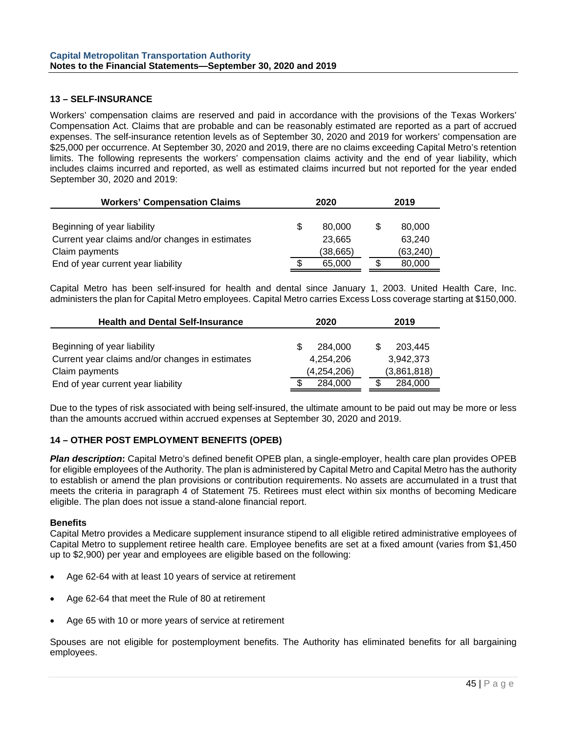## 13 – SELF-INSURANCE

Workers' compensation claims are reserved and paid in accordance with the provisions of the Texas Workers' Compensation Act. Claims that are probable and can be reasonably estimated are reported as a part of accrued expenses. The self-insurance retention levels as of September 30, 2020 and 2019 for workers' compensation are $25,000 per occurrence. At September 30, 2020 and 2019, there are no claims exceeding Capital Metro's retention limits. The following represents the workers' compensation claims activity and the end of year liability, which includes claims incurred and reported, as well as estimated claims incurred but not reported for the year ended September 30, 2020 and 2019:

| Workers' Compensation Claims | 2020 | 2019 |
|---|---|---|
| Beginning of year liability | $ 80,000 | $ 80,000 |
| Current year claims and/or changes in estimates | 23,665 | 63,240 |
| Claim payments | (38,665) | (63,240) |
| End of year current year liability | $ 65,000 | $ 80,000 |

Capital Metro has been self-insured for health and dental since January 1, 2003. United Health Care, Inc. administers the plan for Capital Metro employees. Capital Metro carries Excess Loss coverage starting at $150,000.

| Health and Dental Self-Insurance | 2020 | 2019 |
|---|---|---|
| Beginning of year liability | $ 284,000 | $ 203,445 |
| Current year claims and/or changes in estimates | 4,254,206 | 3,942,373 |
| Claim payments | (4,254,206) | (3,861,818) |
| End of year current year liability | $ 284,000 | $ 284,000 |

Due to the types of risk associated with being self-insured, the ultimate amount to be paid out may be more or less than the amounts accrued within accrued expenses at September 30, 2020 and 2019.

## 14 – OTHER POST EMPLOYMENT BENEFITS (OPEB)

***Plan description*:** Capital Metro's defined benefit OPEB plan, a single-employer, health care plan provides OPEB for eligible employees of the Authority. The plan is administered by Capital Metro and Capital Metro has the authority to establish or amend the plan provisions or contribution requirements. No assets are accumulated in a trust that meets the criteria in paragraph 4 of Statement 75. Retirees must elect within six months of becoming Medicare eligible. The plan does not issue a stand-alone financial report.

**Benefits**

Capital Metro provides a Medicare supplement insurance stipend to all eligible retired administrative employees of Capital Metro to supplement retiree health care. Employee benefits are set at a fixed amount (varies from $1,450 up to $2,900) per year and employees are eligible based on the following:

- Age 62-64 with at least 10 years of service at retirement
- Age 62-64 that meet the Rule of 80 at retirement
- Age 65 with 10 or more years of service at retirement

Spouses are not eligible for postemployment benefits. The Authority has eliminated benefits for all bargaining employees.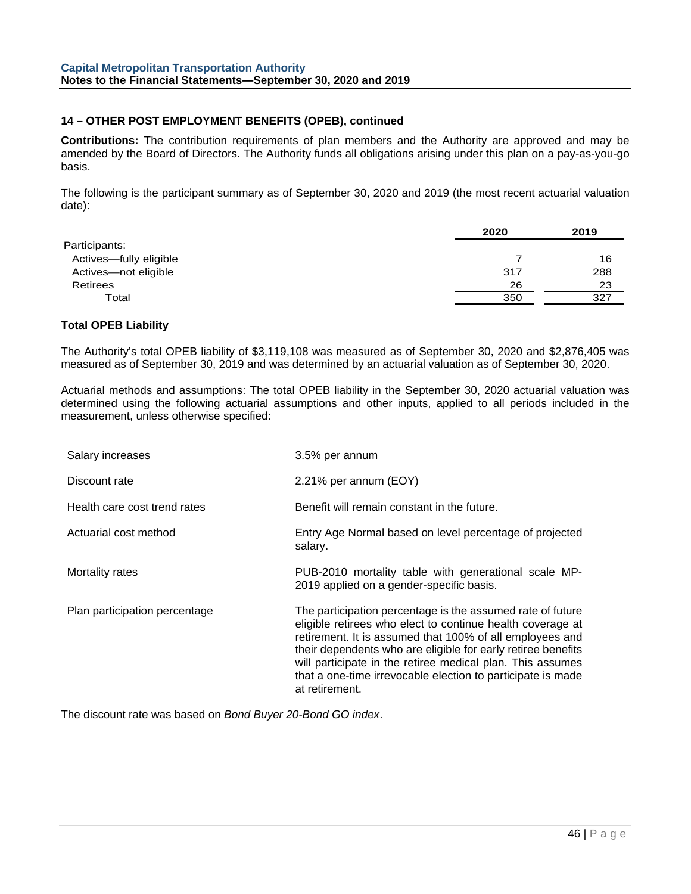## 14 – OTHER POST EMPLOYMENT BENEFITS (OPEB), continued

**Contributions:** The contribution requirements of plan members and the Authority are approved and may be amended by the Board of Directors. The Authority funds all obligations arising under this plan on a pay-as-you-go basis.

The following is the participant summary as of September 30, 2020 and 2019 (the most recent actuarial valuation date):

| | 2020 | 2019 |
|---|---|---|
| Participants: | | |
| Actives—fully eligible | 7 | 16 |
| Actives—not eligible | 317 | 288 |
| Retirees | 26 | 23 |
| Total | 350 | 327 |

### Total OPEB Liability

The Authority's total OPEB liability of $3,119,108 was measured as of September 30, 2020 and $2,876,405 was measured as of September 30, 2019 and was determined by an actuarial valuation as of September 30, 2020.

Actuarial methods and assumptions: The total OPEB liability in the September 30, 2020 actuarial valuation was determined using the following actuarial assumptions and other inputs, applied to all periods included in the measurement, unless otherwise specified:

| | |
|---|---|
| Salary increases | 3.5% per annum |
| Discount rate | 2.21% per annum (EOY) |
| Health care cost trend rates | Benefit will remain constant in the future. |
| Actuarial cost method | Entry Age Normal based on level percentage of projected salary. |
| Mortality rates | PUB-2010 mortality table with generational scale MP-2019 applied on a gender-specific basis. |
| Plan participation percentage | The participation percentage is the assumed rate of future eligible retirees who elect to continue health coverage at retirement. It is assumed that 100% of all employees and their dependents who are eligible for early retiree benefits will participate in the retiree medical plan. This assumes that a one-time irrevocable election to participate is made at retirement. |

The discount rate was based on *Bond Buyer 20-Bond GO index*.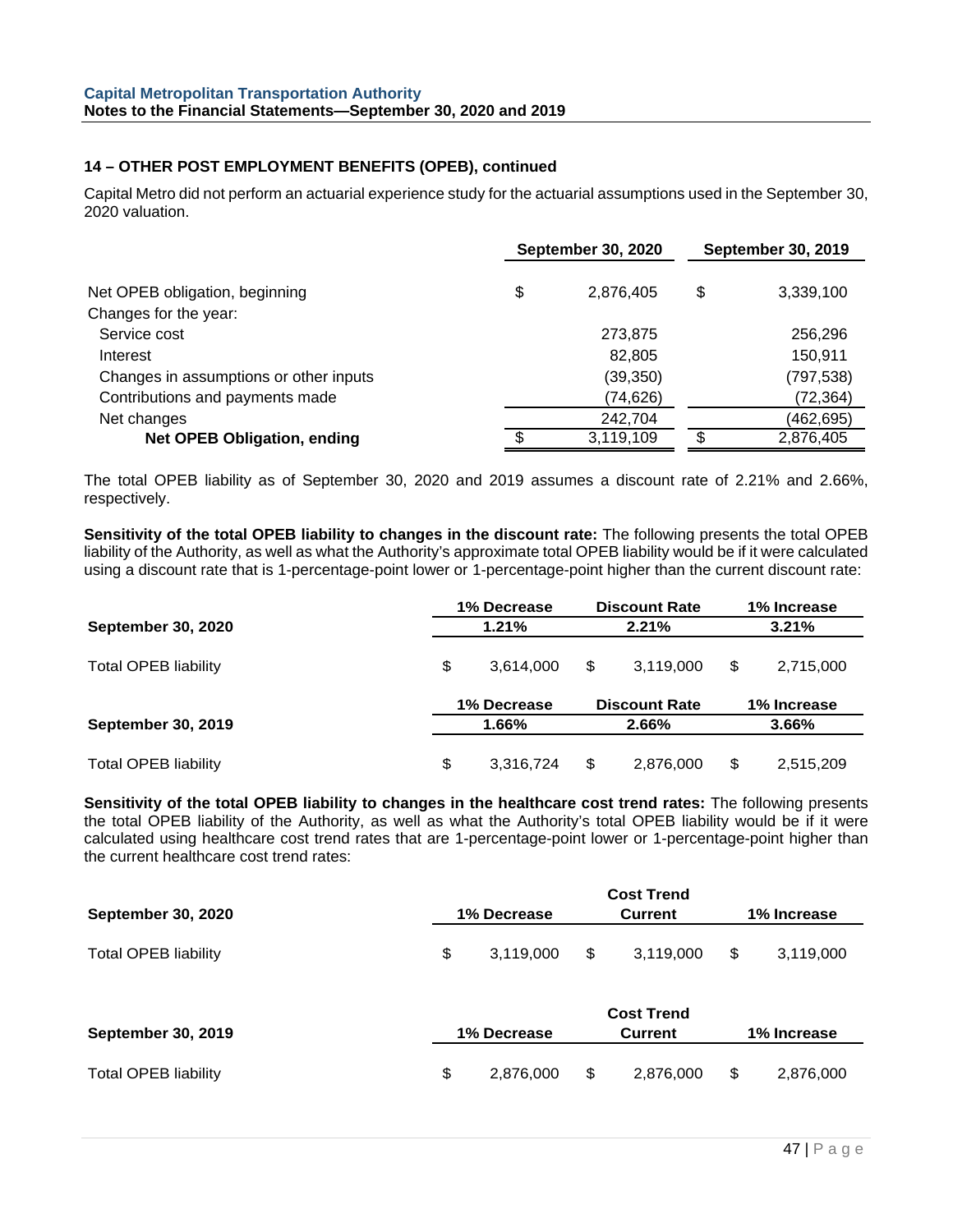### 14 – OTHER POST EMPLOYMENT BENEFITS (OPEB), continued

Capital Metro did not perform an actuarial experience study for the actuarial assumptions used in the September 30, 2020 valuation.

| | September 30, 2020 | September 30, 2019 |
|---|---|---|
| Net OPEB obligation, beginning | $ 2,876,405 | $ 3,339,100 |
| Changes for the year: | | |
| Service cost | 273,875 | 256,296 |
| Interest | 82,805 | 150,911 |
| Changes in assumptions or other inputs | (39,350) | (797,538) |
| Contributions and payments made | (74,626) | (72,364) |
| Net changes | 242,704 | (462,695) |
| **Net OPEB Obligation, ending** | $ 3,119,109 | $ 2,876,405 |

The total OPEB liability as of September 30, 2020 and 2019 assumes a discount rate of 2.21% and 2.66%, respectively.

**Sensitivity of the total OPEB liability to changes in the discount rate:** The following presents the total OPEB liability of the Authority, as well as what the Authority's approximate total OPEB liability would be if it were calculated using a discount rate that is 1-percentage-point lower or 1-percentage-point higher than the current discount rate:

| | 1% Decrease | Discount Rate | 1% Increase |
|---|---|---|---|
| **September 30, 2020** | **1.21%** | **2.21%** | **3.21%** |
| Total OPEB liability | $ 3,614,000 | $ 3,119,000 | $ 2,715,000 |

| | 1% Decrease | Discount Rate | 1% Increase |
|---|---|---|---|
| **September 30, 2019** | **1.66%** | **2.66%** | **3.66%** |
| Total OPEB liability | $ 3,316,724 | $ 2,876,000 | $ 2,515,209 |

**Sensitivity of the total OPEB liability to changes in the healthcare cost trend rates:** The following presents the total OPEB liability of the Authority, as well as what the Authority's total OPEB liability would be if it were calculated using healthcare cost trend rates that are 1-percentage-point lower or 1-percentage-point higher than the current healthcare cost trend rates:

| **September 30, 2020** | 1% Decrease | Cost Trend Current | 1% Increase |
|---|---|---|---|
| Total OPEB liability | $ 3,119,000 | $ 3,119,000 | $ 3,119,000 |

| **September 30, 2019** | 1% Decrease | Cost Trend Current | 1% Increase |
|---|---|---|---|
| Total OPEB liability | $ 2,876,000 | $ 2,876,000 | $ 2,876,000 |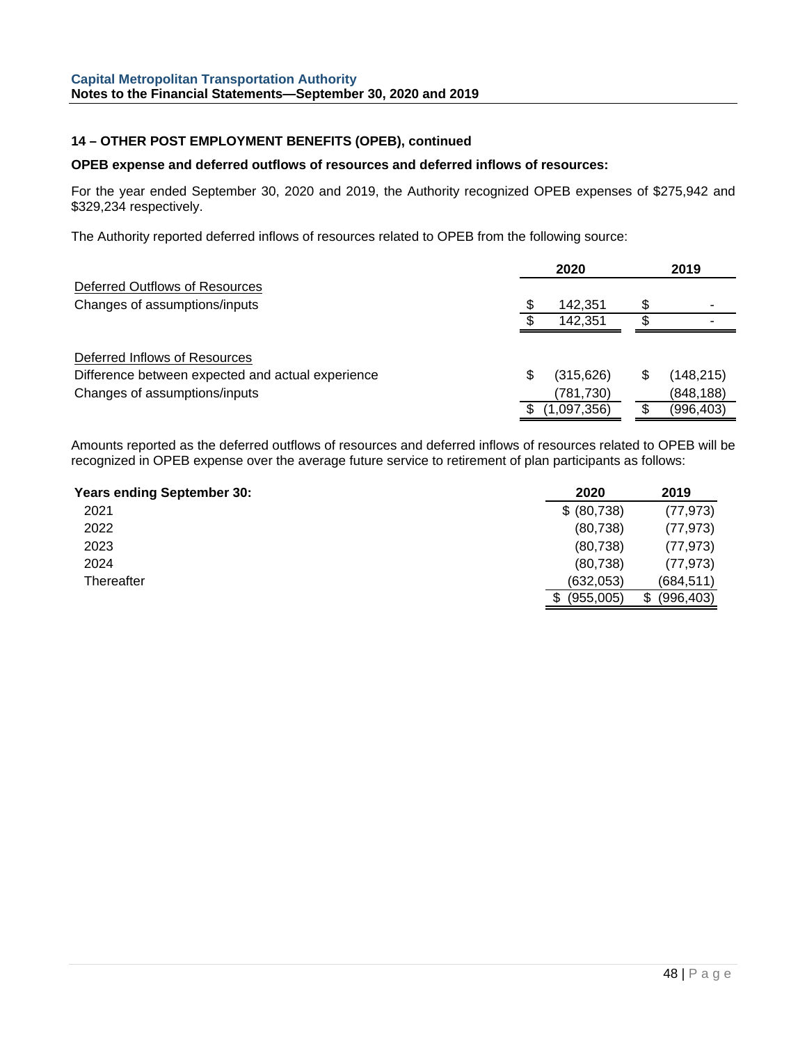### 14 – OTHER POST EMPLOYMENT BENEFITS (OPEB), continued

**OPEB expense and deferred outflows of resources and deferred inflows of resources:**

For the year ended September 30, 2020 and 2019, the Authority recognized OPEB expenses of $275,942 and $329,234 respectively.

The Authority reported deferred inflows of resources related to OPEB from the following source:

| | 2020 | 2019 |
|---|---|---|
| Deferred Outflows of Resources | | |
| Changes of assumptions/inputs | $ 142,351 | $ - |
| | $ 142,351 | $ - |
| | | |
| Deferred Inflows of Resources | | |
| Difference between expected and actual experience | $ (315,626) | $ (148,215) |
| Changes of assumptions/inputs | (781,730) | (848,188) |
| | $ (1,097,356) | $ (996,403) |

Amounts reported as the deferred outflows of resources and deferred inflows of resources related to OPEB will be recognized in OPEB expense over the average future service to retirement of plan participants as follows:

| Years ending September 30: | 2020 | 2019 |
|---|---|---|
| 2021 | $ (80,738) | (77,973) |
| 2022 | (80,738) | (77,973) |
| 2023 | (80,738) | (77,973) |
| 2024 | (80,738) | (77,973) |
| Thereafter | (632,053) | (684,511) |
| | $ (955,005) | $ (996,403) |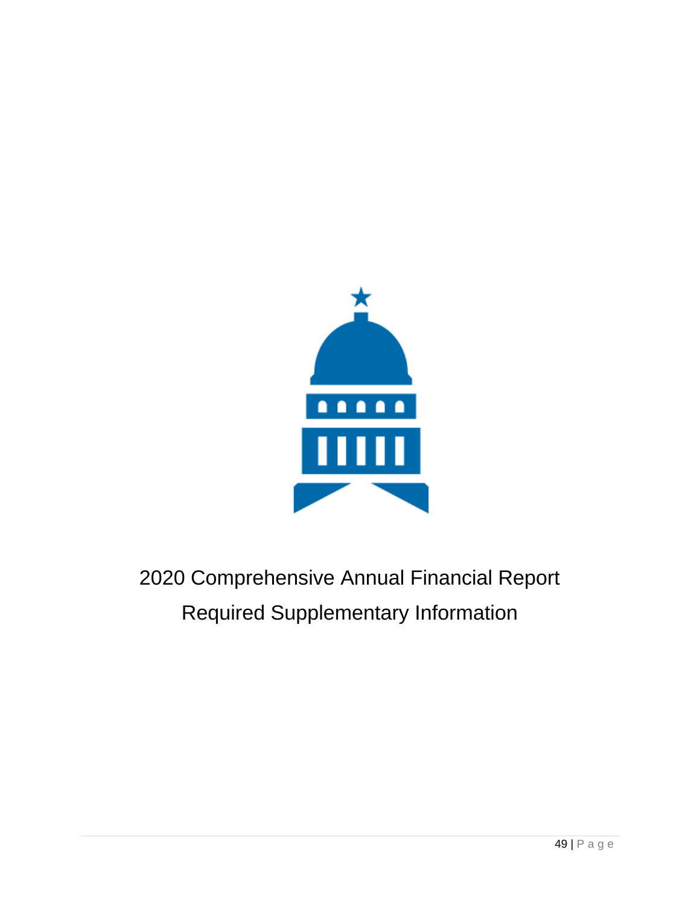# 2020 Comprehensive Annual Financial Report

## Required Supplementary Information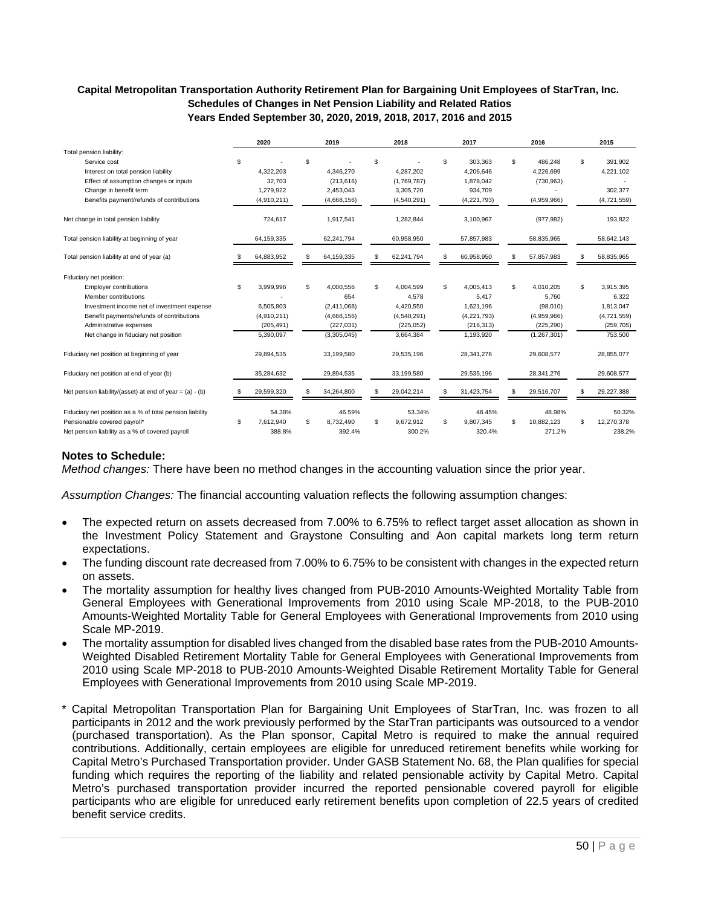### Capital Metropolitan Transportation Authority Retirement Plan for Bargaining Unit Employees of StarTran, Inc.
### Schedules of Changes in Net Pension Liability and Related Ratios
### Years Ended September 30, 2020, 2019, 2018, 2017, 2016 and 2015

| | 2020 | 2019 | 2018 | 2017 | 2016 | 2015 |
|---|---|---|---|---|---|---|
| Total pension liability: | | | | | | |
| Service cost | $ - | $ - | $ - | $ 303,363 | $ 486,248 | $ 391,902 |
| Interest on total pension liability | 4,322,203 | 4,346,270 | 4,287,202 | 4,206,646 | 4,226,699 | 4,221,102 |
| Effect of assumption changes or inputs | 32,703 | (213,616) | (1,769,787) | 1,878,042 | (730,963) | - |
| Change in benefit term | 1,279,922 | 2,453,043 | 3,305,720 | 934,709 | - | 302,377 |
| Benefits payment/refunds of contributions | (4,910,211) | (4,668,156) | (4,540,291) | (4,221,793) | (4,959,966) | (4,721,559) |
| Net change in total pension liability | 724,617 | 1,917,541 | 1,282,844 | 3,100,967 | (977,982) | 193,822 |
| Total pension liability at beginning of year | 64,159,335 | 62,241,794 | 60,958,950 | 57,857,983 | 58,835,965 | 58,642,143 |
| Total pension liability at end of year (a) | $ 64,883,952 | $ 64,159,335 | $ 62,241,794 | $ 60,958,950 | $ 57,857,983 | $ 58,835,965 |
| Fiduciary net position: | | | | | | |
| Employer contributions | $ 3,999,996 | $ 4,000,556 | $ 4,004,599 | $ 4,005,413 | $ 4,010,205 | $ 3,915,395 |
| Member contributions | - | 654 | 4,578 | 5,417 | 5,760 | 6,322 |
| Investment income net of investment expense | 6,505,803 | (2,411,068) | 4,420,550 | 1,621,196 | (98,010) | 1,813,047 |
| Benefit payments/refunds of contributions | (4,910,211) | (4,668,156) | (4,540,291) | (4,221,793) | (4,959,966) | (4,721,559) |
| Administrative expenses | (205,491) | (227,031) | (225,052) | (216,313) | (225,290) | (259,705) |
| Net change in fiduciary net position | 5,390,097 | (3,305,045) | 3,664,384 | 1,193,920 | (1,267,301) | 753,500 |
| Fiduciary net position at beginning of year | 29,894,535 | 33,199,580 | 29,535,196 | 28,341,276 | 29,608,577 | 28,855,077 |
| Fiduciary net position at end of year (b) | 35,284,632 | 29,894,535 | 33,199,580 | 29,535,196 | 28,341,276 | 29,608,577 |
| Net pension liability/(asset) at end of year = (a) - (b) | $ 29,599,320 | $ 34,264,800 | $ 29,042,214 | $ 31,423,754 | $ 29,516,707 | $ 29,227,388 |
| Fiduciary net position as a % of total pension liability | 54.38% | 46.59% | 53.34% | 48.45% | 48.98% | 50.32% |
| Pensionable covered payroll* | $ 7,612,940 | $ 8,732,490 | $ 9,672,912 | $ 9,807,345 | $ 10,882,123 | $ 12,270,378 |
| Net pension liability as a % of covered payroll | 388.8% | 392.4% | 300.2% | 320.4% | 271.2% | 238.2% |

**Notes to Schedule:**

*Method changes:* There have been no method changes in the accounting valuation since the prior year.

*Assumption Changes:* The financial accounting valuation reflects the following assumption changes:

- The expected return on assets decreased from 7.00% to 6.75% to reflect target asset allocation as shown in the Investment Policy Statement and Graystone Consulting and Aon capital markets long term return expectations.
- The funding discount rate decreased from 7.00% to 6.75% to be consistent with changes in the expected return on assets.
- The mortality assumption for healthy lives changed from PUB-2010 Amounts-Weighted Mortality Table from General Employees with Generational Improvements from 2010 using Scale MP-2018, to the PUB-2010 Amounts-Weighted Mortality Table for General Employees with Generational Improvements from 2010 using Scale MP-2019.
- The mortality assumption for disabled lives changed from the disabled base rates from the PUB-2010 Amounts-Weighted Disabled Retirement Mortality Table for General Employees with Generational Improvements from 2010 using Scale MP-2018 to PUB-2010 Amounts-Weighted Disable Retirement Mortality Table for General Employees with Generational Improvements from 2010 using Scale MP-2019.

\* Capital Metropolitan Transportation Plan for Bargaining Unit Employees of StarTran, Inc. was frozen to all participants in 2012 and the work previously performed by the StarTran participants was outsourced to a vendor (purchased transportation). As the Plan sponsor, Capital Metro is required to make the annual required contributions. Additionally, certain employees are eligible for unreduced retirement benefits while working for Capital Metro's Purchased Transportation provider. Under GASB Statement No. 68, the Plan qualifies for special funding which requires the reporting of the liability and related pensionable activity by Capital Metro. Capital Metro's purchased transportation provider incurred the reported pensionable covered payroll for eligible participants who are eligible for unreduced early retirement benefits upon completion of 22.5 years of credited benefit service credits.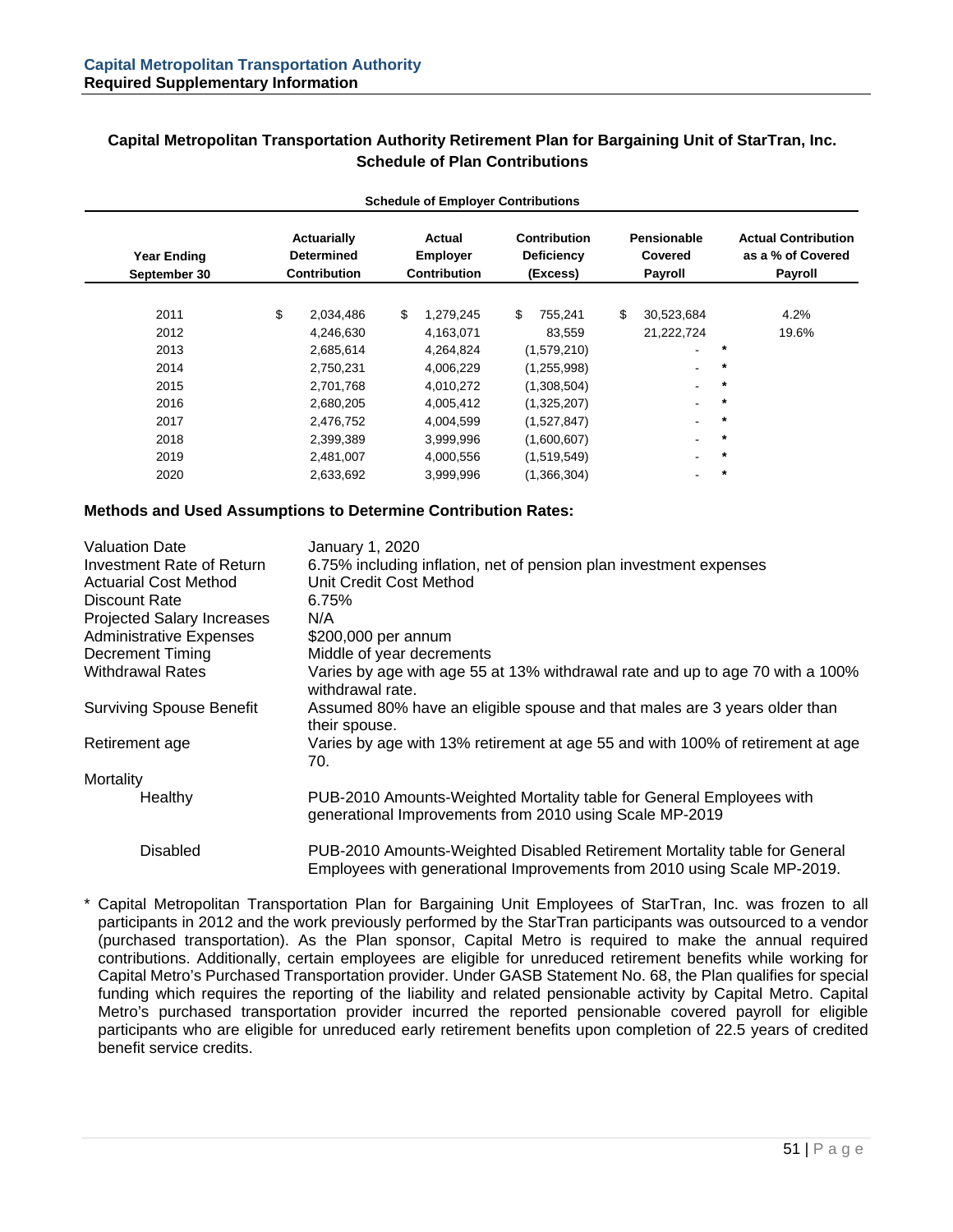**Capital Metropolitan Transportation Authority**
**Required Supplementary Information**

## Capital Metropolitan Transportation Authority Retirement Plan for Bargaining Unit of StarTran, Inc. Schedule of Plan Contributions

**Schedule of Employer Contributions**

| Year Ending September 30 | Actuarially Determined Contribution | Actual Employer Contribution | Contribution Deficiency (Excess) | Pensionable Covered Payroll | Actual Contribution as a % of Covered Payroll |
|---|---|---|---|---|---|
| 2011 | $ 2,034,486 | $ 1,279,245 | $ 755,241 | $ 30,523,684 | 4.2% |
| 2012 | 4,246,630 | 4,163,071 | 83,559 | 21,222,724 | 19.6% |
| 2013 | 2,685,614 | 4,264,824 | (1,579,210) | - * | |
| 2014 | 2,750,231 | 4,006,229 | (1,255,998) | - * | |
| 2015 | 2,701,768 | 4,010,272 | (1,308,504) | - * | |
| 2016 | 2,680,205 | 4,005,412 | (1,325,207) | - * | |
| 2017 | 2,476,752 | 4,004,599 | (1,527,847) | - * | |
| 2018 | 2,399,389 | 3,999,996 | (1,600,607) | - * | |
| 2019 | 2,481,007 | 4,000,556 | (1,519,549) | - * | |
| 2020 | 2,633,692 | 3,999,996 | (1,366,304) | - * | |

### Methods and Used Assumptions to Determine Contribution Rates:

| | |
|---|---|
| Valuation Date | January 1, 2020 |
| Investment Rate of Return | 6.75% including inflation, net of pension plan investment expenses |
| Actuarial Cost Method | Unit Credit Cost Method |
| Discount Rate | 6.75% |
| Projected Salary Increases | N/A |
| Administrative Expenses | $200,000 per annum |
| Decrement Timing | Middle of year decrements |
| Withdrawal Rates | Varies by age with age 55 at 13% withdrawal rate and up to age 70 with a 100% withdrawal rate. |
| Surviving Spouse Benefit | Assumed 80% have an eligible spouse and that males are 3 years older than their spouse. |
| Retirement age | Varies by age with 13% retirement at age 55 and with 100% of retirement at age 70. |
| Mortality | |
| Healthy | PUB-2010 Amounts-Weighted Mortality table for General Employees with generational Improvements from 2010 using Scale MP-2019 |
| Disabled | PUB-2010 Amounts-Weighted Disabled Retirement Mortality table for General Employees with generational Improvements from 2010 using Scale MP-2019. |

* Capital Metropolitan Transportation Plan for Bargaining Unit Employees of StarTran, Inc. was frozen to all participants in 2012 and the work previously performed by the StarTran participants was outsourced to a vendor (purchased transportation). As the Plan sponsor, Capital Metro is required to make the annual required contributions. Additionally, certain employees are eligible for unreduced retirement benefits while working for Capital Metro's Purchased Transportation provider. Under GASB Statement No. 68, the Plan qualifies for special funding which requires the reporting of the liability and related pensionable activity by Capital Metro. Capital Metro's purchased transportation provider incurred the reported pensionable covered payroll for eligible participants who are eligible for unreduced early retirement benefits upon completion of 22.5 years of credited benefit service credits.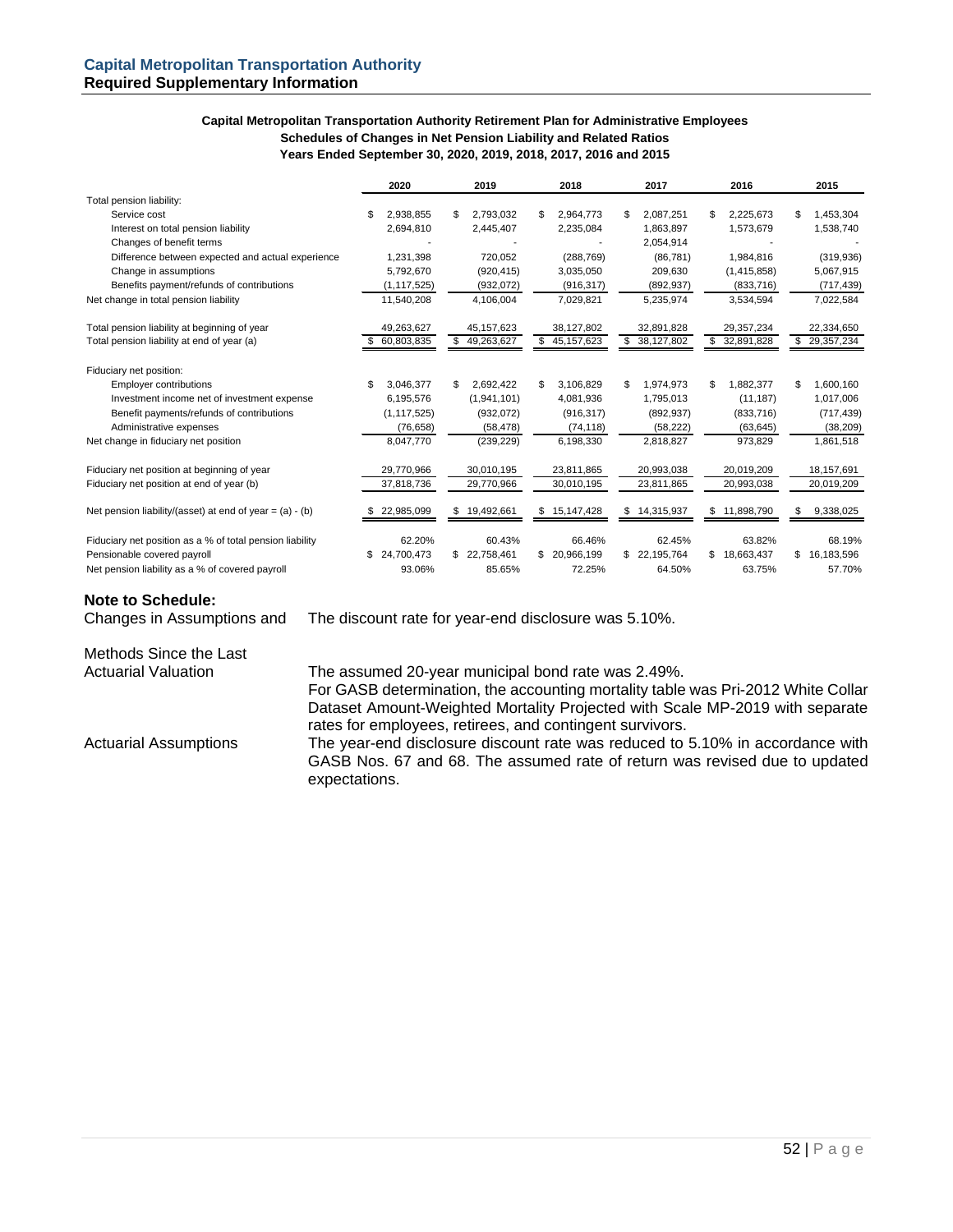# Capital Metropolitan Transportation Authority
## Required Supplementary Information

### Capital Metropolitan Transportation Authority Retirement Plan for Administrative Employees
### Schedules of Changes in Net Pension Liability and Related Ratios
### Years Ended September 30, 2020, 2019, 2018, 2017, 2016 and 2015

| | 2020 | 2019 | 2018 | 2017 | 2016 | 2015 |
|---|---|---|---|---|---|---|
| Total pension liability: | | | | | | |
| Service cost | $ 2,938,855 | $ 2,793,032 | $ 2,964,773 | $ 2,087,251 | $ 2,225,673 | $ 1,453,304 |
| Interest on total pension liability | 2,694,810 | 2,445,407 | 2,235,084 | 1,863,897 | 1,573,679 | 1,538,740 |
| Changes of benefit terms | - | - | - | 2,054,914 | - | - |
| Difference between expected and actual experience | 1,231,398 | 720,052 | (288,769) | (86,781) | 1,984,816 | (319,936) |
| Change in assumptions | 5,792,670 | (920,415) | 3,035,050 | 209,630 | (1,415,858) | 5,067,915 |
| Benefits payment/refunds of contributions | (1,117,525) | (932,072) | (916,317) | (892,937) | (833,716) | (717,439) |
| Net change in total pension liability | 11,540,208 | 4,106,004 | 7,029,821 | 5,235,974 | 3,534,594 | 7,022,584 |
| Total pension liability at beginning of year | 49,263,627 | 45,157,623 | 38,127,802 | 32,891,828 | 29,357,234 | 22,334,650 |
| Total pension liability at end of year (a) | $ 60,803,835 | $ 49,263,627 | $ 45,157,623 | $ 38,127,802 | $ 32,891,828 | $ 29,357,234 |
| Fiduciary net position: | | | | | | |
| Employer contributions | $ 3,046,377 | $ 2,692,422 | $ 3,106,829 | $ 1,974,973 | $ 1,882,377 | $ 1,600,160 |
| Investment income net of investment expense | 6,195,576 | (1,941,101) | 4,081,936 | 1,795,013 | (11,187) | 1,017,006 |
| Benefit payments/refunds of contributions | (1,117,525) | (932,072) | (916,317) | (892,937) | (833,716) | (717,439) |
| Administrative expenses | (76,658) | (58,478) | (74,118) | (58,222) | (63,645) | (38,209) |
| Net change in fiduciary net position | 8,047,770 | (239,229) | 6,198,330 | 2,818,827 | 973,829 | 1,861,518 |
| Fiduciary net position at beginning of year | 29,770,966 | 30,010,195 | 23,811,865 | 20,993,038 | 20,019,209 | 18,157,691 |
| Fiduciary net position at end of year (b) | 37,818,736 | 29,770,966 | 30,010,195 | 23,811,865 | 20,993,038 | 20,019,209 |
| Net pension liability/(asset) at end of year = (a) - (b) | $ 22,985,099 | $ 19,492,661 | $ 15,147,428 | $ 14,315,937 | $ 11,898,790 | $ 9,338,025 |
| Fiduciary net position as a % of total pension liability | 62.20% | 60.43% | 66.46% | 62.45% | 63.82% | 68.19% |
| Pensionable covered payroll | $ 24,700,473 | $ 22,758,461 | $ 20,966,199 | $ 22,195,764 | $ 18,663,437 | $ 16,183,596 |
| Net pension liability as a % of covered payroll | 93.06% | 85.65% | 72.25% | 64.50% | 63.75% | 57.70% |

**Note to Schedule:**

Changes in Assumptions and Methods Since the Last Actuarial Valuation
: The discount rate for year-end disclosure was 5.10%.
The assumed 20-year municipal bond rate was 2.49%.
For GASB determination, the accounting mortality table was Pri-2012 White Collar Dataset Amount-Weighted Mortality Projected with Scale MP-2019 with separate rates for employees, retirees, and contingent survivors.

Actuarial Assumptions
: The year-end disclosure discount rate was reduced to 5.10% in accordance with GASB Nos. 67 and 68. The assumed rate of return was revised due to updated expectations.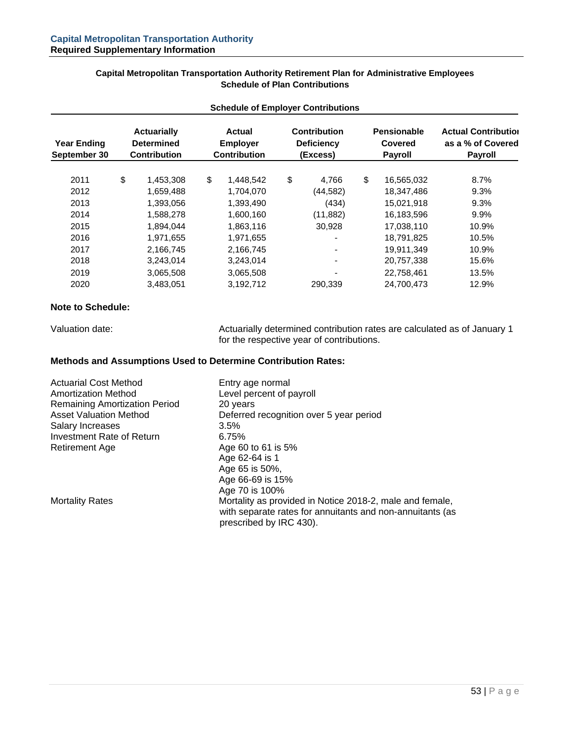**Capital Metropolitan Transportation Authority**
**Required Supplementary Information**

### Capital Metropolitan Transportation Authority Retirement Plan for Administrative Employees
### Schedule of Plan Contributions

**Schedule of Employer Contributions**

| Year Ending September 30 | Actuarially Determined Contribution | Actual Employer Contribution | Contribution Deficiency (Excess) | Pensionable Covered Payroll | Actual Contribution as a % of Covered Payroll |
|---|---|---|---|---|---|
| 2011 | $ 1,453,308 | $ 1,448,542 | $ 4,766 | $ 16,565,032 | 8.7% |
| 2012 | 1,659,488 | 1,704,070 | (44,582) | 18,347,486 | 9.3% |
| 2013 | 1,393,056 | 1,393,490 | (434) | 15,021,918 | 9.3% |
| 2014 | 1,588,278 | 1,600,160 | (11,882) | 16,183,596 | 9.9% |
| 2015 | 1,894,044 | 1,863,116 | 30,928 | 17,038,110 | 10.9% |
| 2016 | 1,971,655 | 1,971,655 | - | 18,791,825 | 10.5% |
| 2017 | 2,166,745 | 2,166,745 | - | 19,911,349 | 10.9% |
| 2018 | 3,243,014 | 3,243,014 | - | 20,757,338 | 15.6% |
| 2019 | 3,065,508 | 3,065,508 | - | 22,758,461 | 13.5% |
| 2020 | 3,483,051 | 3,192,712 | 290,339 | 24,700,473 | 12.9% |

**Note to Schedule:**

Valuation date: Actuarially determined contribution rates are calculated as of January 1 for the respective year of contributions.

**Methods and Assumptions Used to Determine Contribution Rates:**

| | |
|---|---|
| Actuarial Cost Method | Entry age normal |
| Amortization Method | Level percent of payroll |
| Remaining Amortization Period | 20 years |
| Asset Valuation Method | Deferred recognition over 5 year period |
| Salary Increases | 3.5% |
| Investment Rate of Return | 6.75% |
| Retirement Age | Age 60 to 61 is 5%<br>Age 62-64 is 1<br>Age 65 is 50%,<br>Age 66-69 is 15%<br>Age 70 is 100% |
| Mortality Rates | Mortality as provided in Notice 2018-2, male and female, with separate rates for annuitants and non-annuitants (as prescribed by IRC 430). |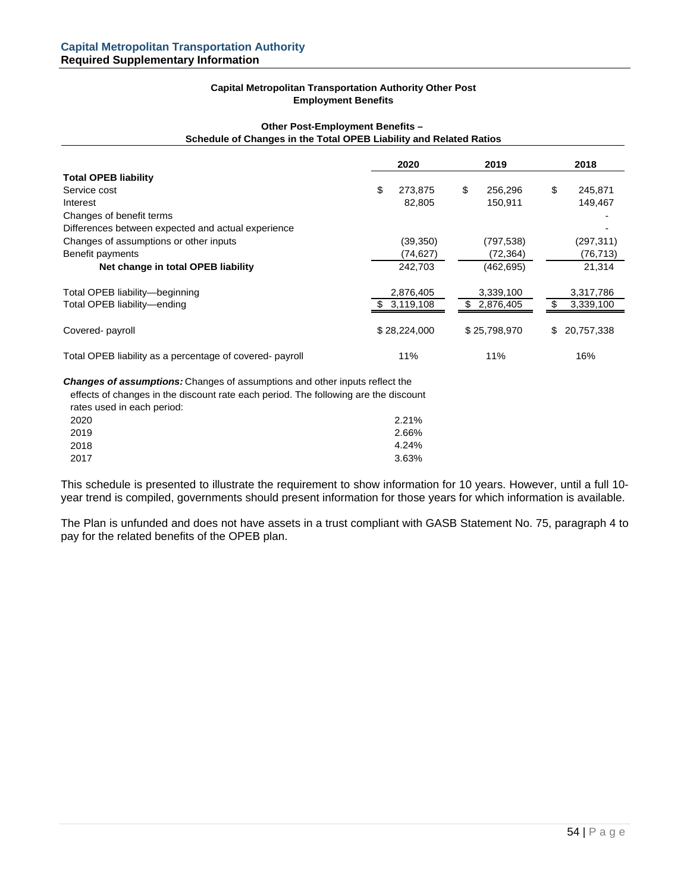**Capital Metropolitan Transportation Authority**
**Required Supplementary Information**

### Capital Metropolitan Transportation Authority Other Post Employment Benefits

#### Other Post-Employment Benefits – Schedule of Changes in the Total OPEB Liability and Related Ratios

| | 2020 | 2019 | 2018 |
|---|---|---|---|
| **Total OPEB liability** | | | |
| Service cost | $ 273,875 | $ 256,296 | $ 245,871 |
| Interest | 82,805 | 150,911 | 149,467 |
| Changes of benefit terms | | | - |
| Differences between expected and actual experience | | | - |
| Changes of assumptions or other inputs | (39,350) | (797,538) | (297,311) |
| Benefit payments | (74,627) | (72,364) | (76,713) |
| **Net change in total OPEB liability** | 242,703 | (462,695) | 21,314 |
| Total OPEB liability—beginning | 2,876,405 | 3,339,100 | 3,317,786 |
| Total OPEB liability—ending | $ 3,119,108 | $ 2,876,405 | $ 3,339,100 |
| Covered- payroll | $ 28,224,000 | $ 25,798,970 | $ 20,757,338 |
| Total OPEB liability as a percentage of covered- payroll | 11% | 11% | 16% |

***Changes of assumptions:*** Changes of assumptions and other inputs reflect the effects of changes in the discount rate each period. The following are the discount rates used in each period:

| | |
|---|---|
| 2020 | 2.21% |
| 2019 | 2.66% |
| 2018 | 4.24% |
| 2017 | 3.63% |

This schedule is presented to illustrate the requirement to show information for 10 years. However, until a full 10-year trend is compiled, governments should present information for those years for which information is available.

The Plan is unfunded and does not have assets in a trust compliant with GASB Statement No. 75, paragraph 4 to pay for the related benefits of the OPEB plan.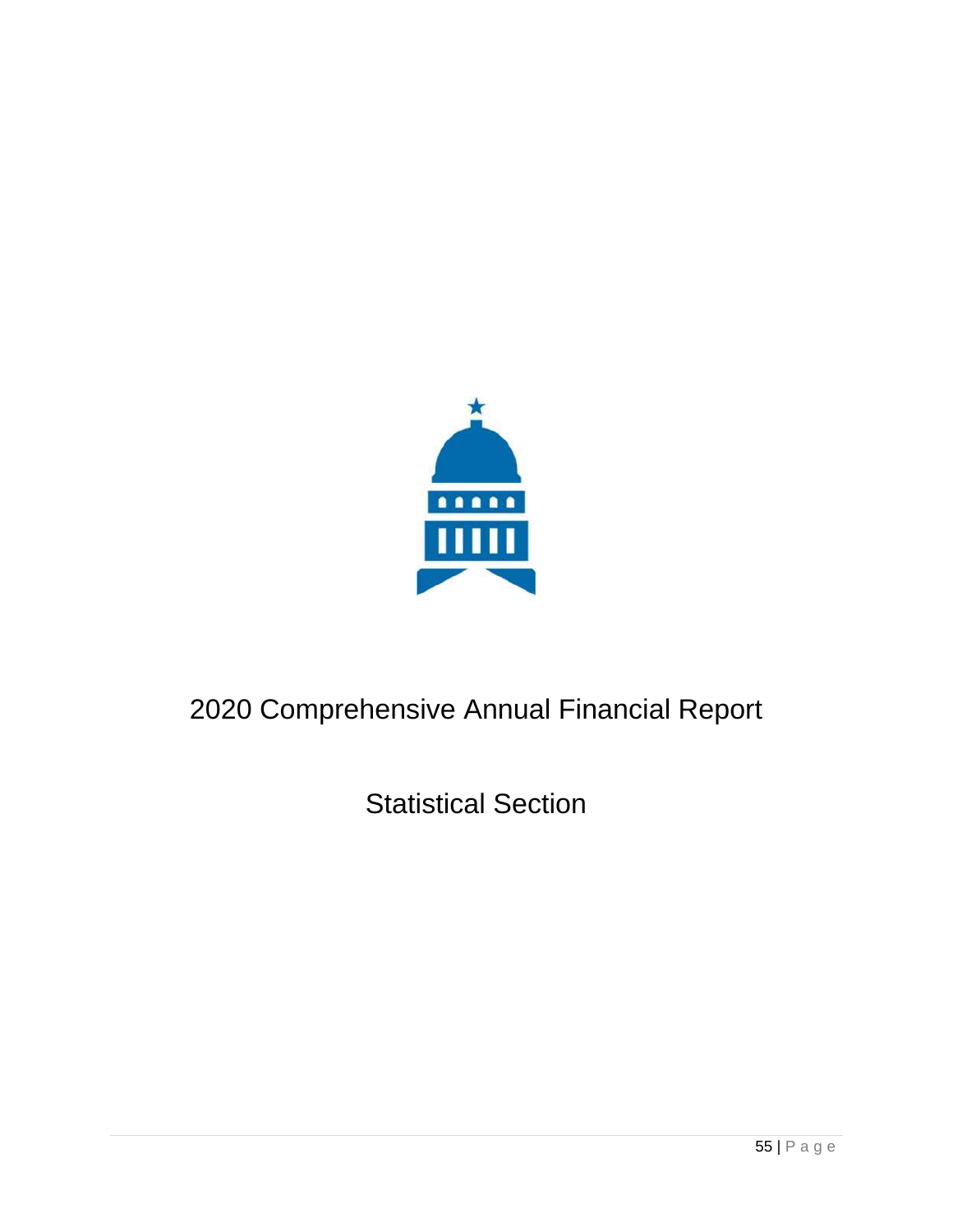# 2020 Comprehensive Annual Financial Report

## Statistical Section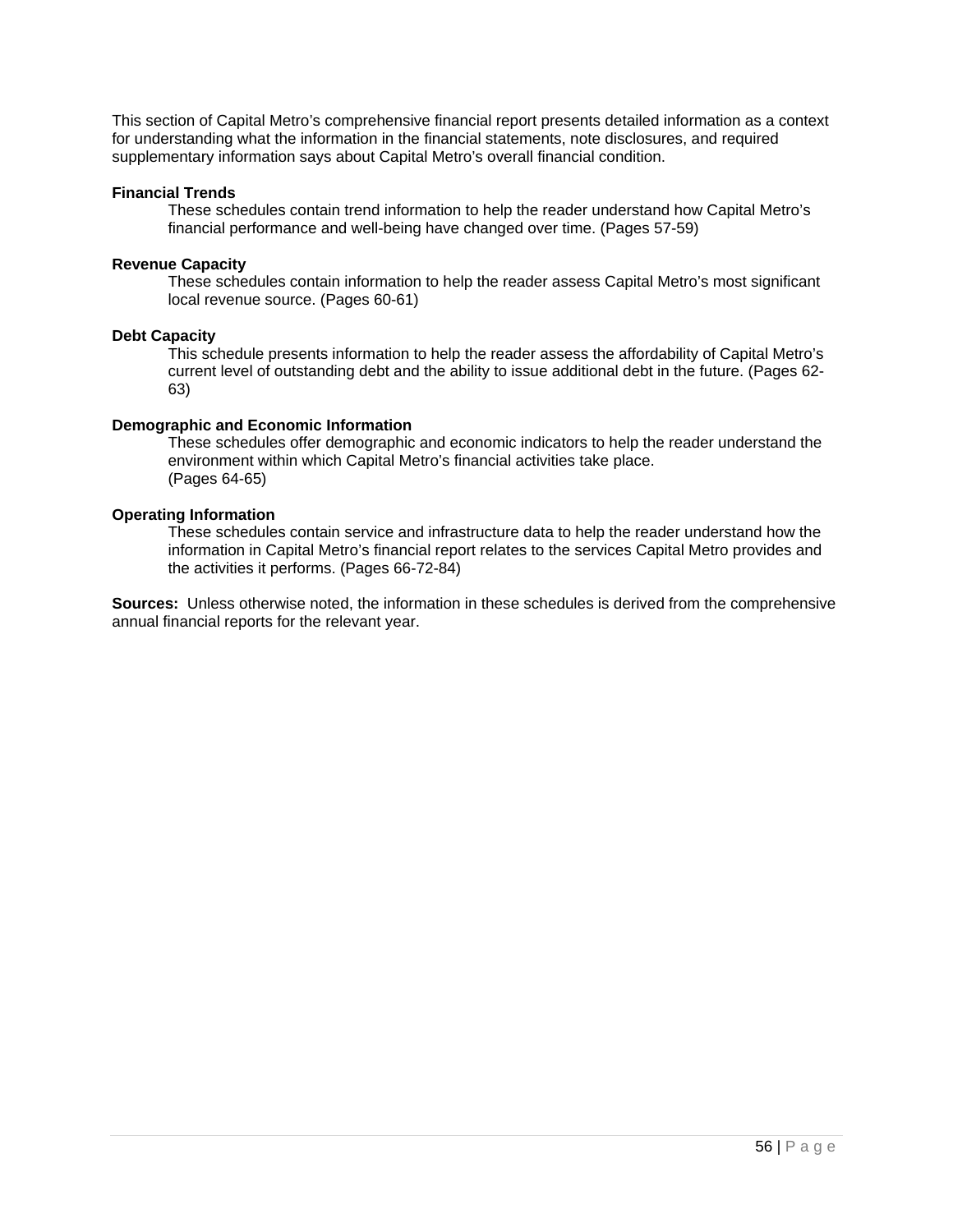This section of Capital Metro's comprehensive financial report presents detailed information as a context for understanding what the information in the financial statements, note disclosures, and required supplementary information says about Capital Metro's overall financial condition.

**Financial Trends**

These schedules contain trend information to help the reader understand how Capital Metro's financial performance and well-being have changed over time. (Pages 57-59)

**Revenue Capacity**

These schedules contain information to help the reader assess Capital Metro's most significant local revenue source. (Pages 60-61)

**Debt Capacity**

This schedule presents information to help the reader assess the affordability of Capital Metro's current level of outstanding debt and the ability to issue additional debt in the future. (Pages 62-63)

**Demographic and Economic Information**

These schedules offer demographic and economic indicators to help the reader understand the environment within which Capital Metro's financial activities take place.
(Pages 64-65)

**Operating Information**

These schedules contain service and infrastructure data to help the reader understand how the information in Capital Metro's financial report relates to the services Capital Metro provides and the activities it performs. (Pages 66-72-84)

**Sources:** Unless otherwise noted, the information in these schedules is derived from the comprehensive annual financial reports for the relevant year.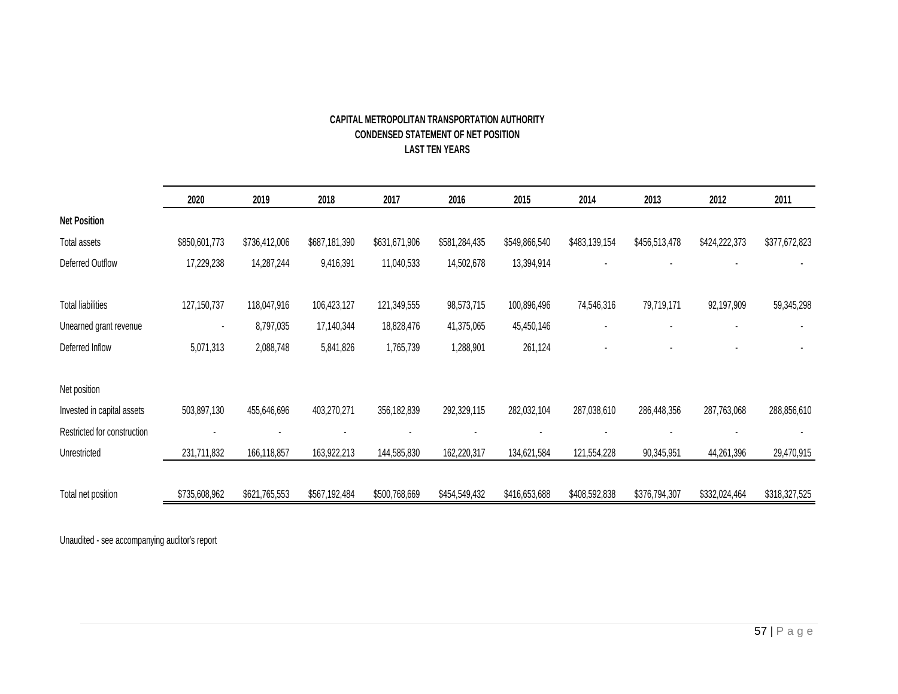**CAPITAL METROPOLITAN TRANSPORTATION AUTHORITY**
**CONDENSED STATEMENT OF NET POSITION**
**LAST TEN YEARS**

| | 2020 | 2019 | 2018 | 2017 | 2016 | 2015 | 2014 | 2013 | 2012 | 2011 |
|---|---|---|---|---|---|---|---|---|---|---|
| **Net Position** | | | | | | | | | | |
| Total assets | $850,601,773 | $736,412,006 | $687,181,390 | $631,671,906 | $581,284,435 | $549,866,540 | $483,139,154 | $456,513,478 | $424,222,373 | $377,672,823 |
| Deferred Outflow | 17,229,238 | 14,287,244 | 9,416,391 | 11,040,533 | 14,502,678 | 13,394,914 | - | - | - | - |
| | | | | | | | | | | |
| Total liabilities | 127,150,737 | 118,047,916 | 106,423,127 | 121,349,555 | 98,573,715 | 100,896,496 | 74,546,316 | 79,719,171 | 92,197,909 | 59,345,298 |
| Unearned grant revenue | - | 8,797,035 | 17,140,344 | 18,828,476 | 41,375,065 | 45,450,146 | - | - | - | - |
| Deferred Inflow | 5,071,313 | 2,088,748 | 5,841,826 | 1,765,739 | 1,288,901 | 261,124 | - | - | - | - |
| | | | | | | | | | | |
| Net position | | | | | | | | | | |
| Invested in capital assets | 503,897,130 | 455,646,696 | 403,270,271 | 356,182,839 | 292,329,115 | 282,032,104 | 287,038,610 | 286,448,356 | 287,763,068 | 288,856,610 |
| Restricted for construction | - | - | - | - | - | - | - | - | - | - |
| Unrestricted | 231,711,832 | 166,118,857 | 163,922,213 | 144,585,830 | 162,220,317 | 134,621,584 | 121,554,228 | 90,345,951 | 44,261,396 | 29,470,915 |
| | | | | | | | | | | |
| Total net position | $735,608,962 | $621,765,553 | $567,192,484 | $500,768,669 | $454,549,432 | $416,653,688 | $408,592,838 | $376,794,307 | $332,024,464 | $318,327,525 |

Unaudited - see accompanying auditor's report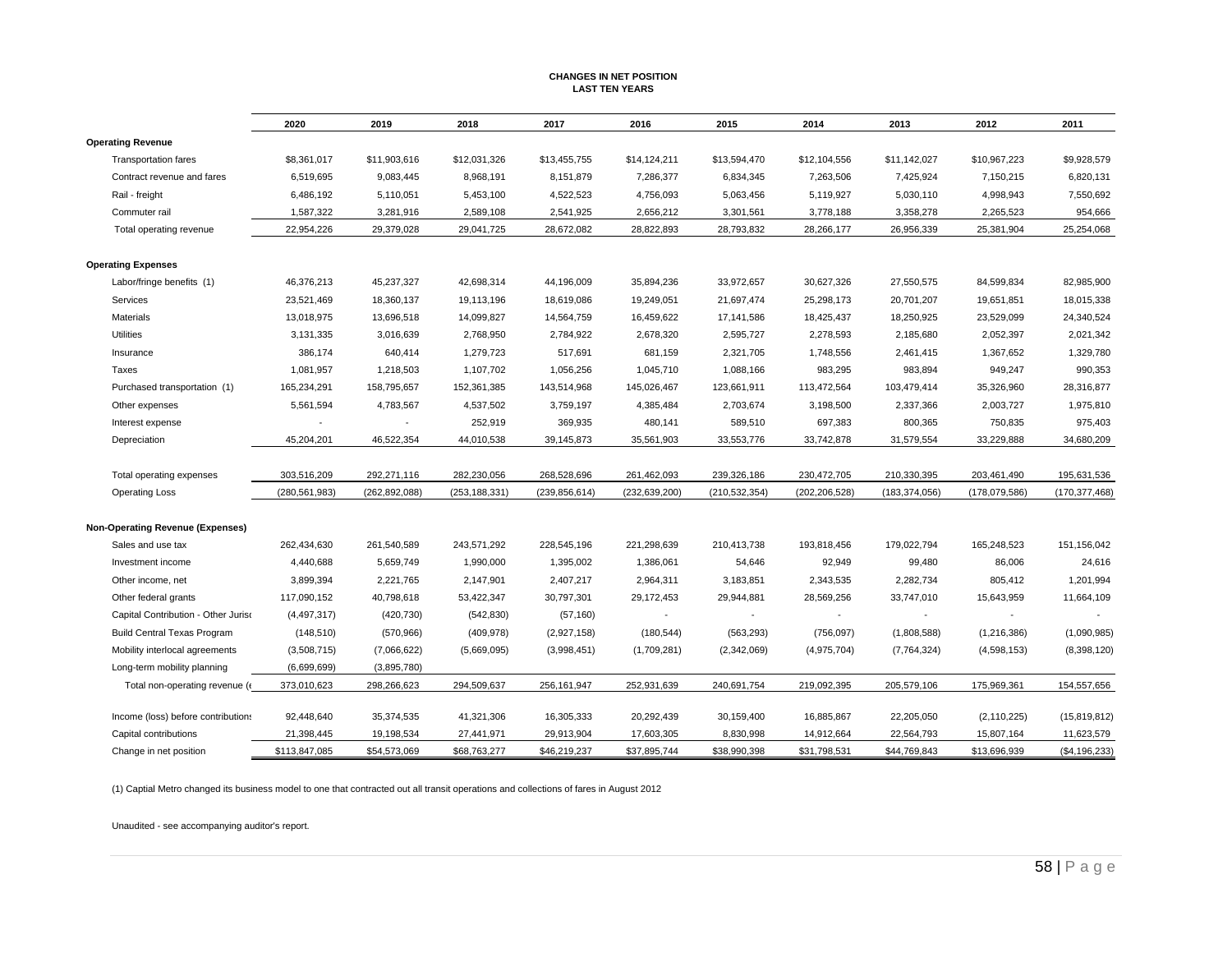# CHANGES IN NET POSITION
## LAST TEN YEARS

| | 2020 | 2019 | 2018 | 2017 | 2016 | 2015 | 2014 | 2013 | 2012 | 2011 |
|---|---|---|---|---|---|---|---|---|---|---|
| **Operating Revenue** | | | | | | | | | | |
| Transportation fares | $8,361,017 | $11,903,616 | $12,031,326 | $13,455,755 | $14,124,211 | $13,594,470 | $12,104,556 | $11,142,027 | $10,967,223 | $9,928,579 |
| Contract revenue and fares | 6,519,695 | 9,083,445 | 8,968,191 | 8,151,879 | 7,286,377 | 6,834,345 | 7,263,506 | 7,425,924 | 7,150,215 | 6,820,131 |
| Rail - freight | 6,486,192 | 5,110,051 | 5,453,100 | 4,522,523 | 4,756,093 | 5,063,456 | 5,119,927 | 5,030,110 | 4,998,943 | 7,550,692 |
| Commuter rail | 1,587,322 | 3,281,916 | 2,589,108 | 2,541,925 | 2,656,212 | 3,301,561 | 3,778,188 | 3,358,278 | 2,265,523 | 954,666 |
| Total operating revenue | 22,954,226 | 29,379,028 | 29,041,725 | 28,672,082 | 28,822,893 | 28,793,832 | 28,266,177 | 26,956,339 | 25,381,904 | 25,254,068 |
| **Operating Expenses** | | | | | | | | | | |
| Labor/fringe benefits (1) | 46,376,213 | 45,237,327 | 42,698,314 | 44,196,009 | 35,894,236 | 33,972,657 | 30,627,326 | 27,550,575 | 84,599,834 | 82,985,900 |
| Services | 23,521,469 | 18,360,137 | 19,113,196 | 18,619,086 | 19,249,051 | 21,697,474 | 25,298,173 | 20,701,207 | 19,651,851 | 18,015,338 |
| Materials | 13,018,975 | 13,696,518 | 14,099,827 | 14,564,759 | 16,459,622 | 17,141,586 | 18,425,437 | 18,250,925 | 23,529,099 | 24,340,524 |
| Utilities | 3,131,335 | 3,016,639 | 2,768,950 | 2,784,922 | 2,678,320 | 2,595,727 | 2,278,593 | 2,185,680 | 2,052,397 | 2,021,342 |
| Insurance | 386,174 | 640,414 | 1,279,723 | 517,691 | 681,159 | 2,321,705 | 1,748,556 | 2,461,415 | 1,367,652 | 1,329,780 |
| Taxes | 1,081,957 | 1,218,503 | 1,107,702 | 1,056,256 | 1,045,710 | 1,088,166 | 983,295 | 983,894 | 949,247 | 990,353 |
| Purchased transportation (1) | 165,234,291 | 158,795,657 | 152,361,385 | 143,514,968 | 145,026,467 | 123,661,911 | 113,472,564 | 103,479,414 | 35,326,960 | 28,316,877 |
| Other expenses | 5,561,594 | 4,783,567 | 4,537,502 | 3,759,197 | 4,385,484 | 2,703,674 | 3,198,500 | 2,337,366 | 2,003,727 | 1,975,810 |
| Interest expense | - | - | 252,919 | 369,935 | 480,141 | 589,510 | 697,383 | 800,365 | 750,835 | 975,403 |
| Depreciation | 45,204,201 | 46,522,354 | 44,010,538 | 39,145,873 | 35,561,903 | 33,553,776 | 33,742,878 | 31,579,554 | 33,229,888 | 34,680,209 |
| Total operating expenses | 303,516,209 | 292,271,116 | 282,230,056 | 268,528,696 | 261,462,093 | 239,326,186 | 230,472,705 | 210,330,395 | 203,461,490 | 195,631,536 |
| Operating Loss | (280,561,983) | (262,892,088) | (253,188,331) | (239,856,614) | (232,639,200) | (210,532,354) | (202,206,528) | (183,374,056) | (178,079,586) | (170,377,468) |
| **Non-Operating Revenue (Expenses)** | | | | | | | | | | |
| Sales and use tax | 262,434,630 | 261,540,589 | 243,571,292 | 228,545,196 | 221,298,639 | 210,413,738 | 193,818,456 | 179,022,794 | 165,248,523 | 151,156,042 |
| Investment income | 4,440,688 | 5,659,749 | 1,990,000 | 1,395,002 | 1,386,061 | 54,646 | 92,949 | 99,480 | 86,006 | 24,616 |
| Other income, net | 3,899,394 | 2,221,765 | 2,147,901 | 2,407,217 | 2,964,311 | 3,183,851 | 2,343,535 | 2,282,734 | 805,412 | 1,201,994 |
| Other federal grants | 117,090,152 | 40,798,618 | 53,422,347 | 30,797,301 | 29,172,453 | 29,944,881 | 28,569,256 | 33,747,010 | 15,643,959 | 11,664,109 |
| Capital Contribution - Other Jurisd | (4,497,317) | (420,730) | (542,830) | (57,160) | - | - | - | - | - | - |
| Build Central Texas Program | (148,510) | (570,966) | (409,978) | (2,927,158) | (180,544) | (563,293) | (756,097) | (1,808,588) | (1,216,386) | (1,090,985) |
| Mobility interlocal agreements | (3,508,715) | (7,066,622) | (5,669,095) | (3,998,451) | (1,709,281) | (2,342,069) | (4,975,704) | (7,764,324) | (4,598,153) | (8,398,120) |
| Long-term mobility planning | (6,699,699) | (3,895,780) | | | | | | | | |
| Total non-operating revenue (e | 373,010,623 | 298,266,623 | 294,509,637 | 256,161,947 | 252,931,639 | 240,691,754 | 219,092,395 | 205,579,106 | 175,969,361 | 154,557,656 |
| Income (loss) before contributions | 92,448,640 | 35,374,535 | 41,321,306 | 16,305,333 | 20,292,439 | 30,159,400 | 16,885,867 | 22,205,050 | (2,110,225) | (15,819,812) |
| Capital contributions | 21,398,445 | 19,198,534 | 27,441,971 | 29,913,904 | 17,603,305 | 8,830,998 | 14,912,664 | 22,564,793 | 15,807,164 | 11,623,579 |
| Change in net position | $113,847,085 | $54,573,069 | $68,763,277 | $46,219,237 | $37,895,744 | $38,990,398 | $31,798,531 | $44,769,843 | $13,696,939 | ($4,196,233) |

(1) Captial Metro changed its business model to one that contracted out all transit operations and collections of fares in August 2012

Unaudited - see accompanying auditor's report.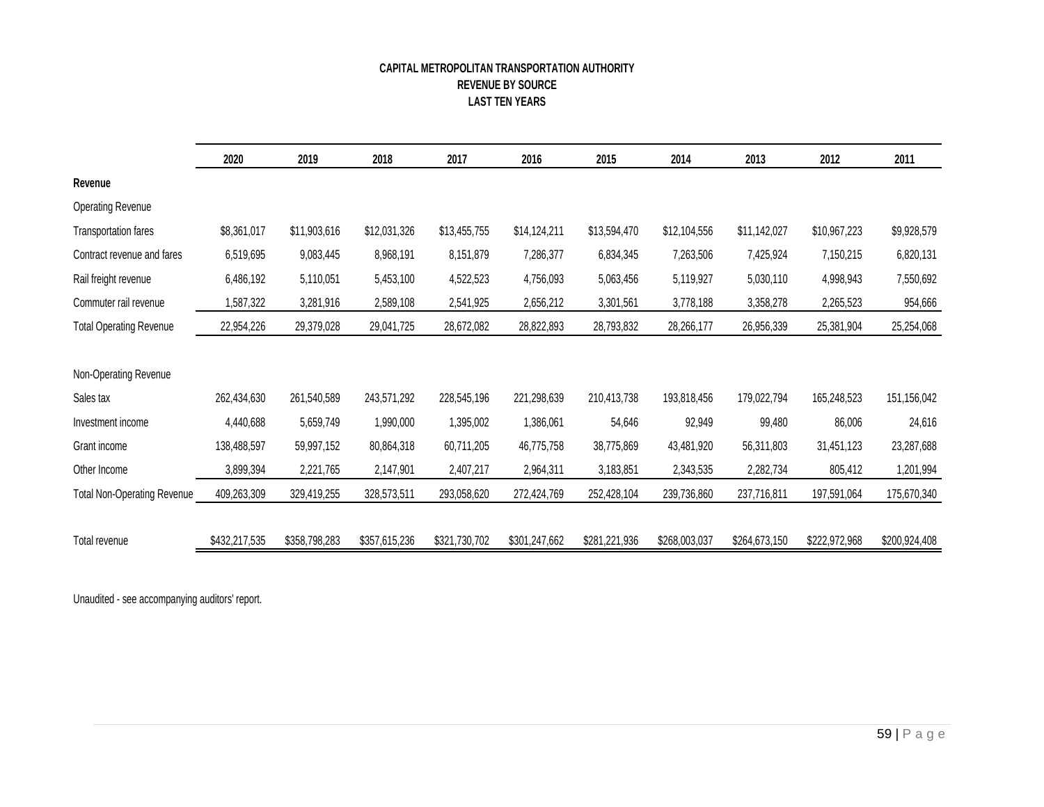# CAPITAL METROPOLITAN TRANSPORTATION AUTHORITY
## REVENUE BY SOURCE
### LAST TEN YEARS

| | 2020 | 2019 | 2018 | 2017 | 2016 | 2015 | 2014 | 2013 | 2012 | 2011 |
|---|---|---|---|---|---|---|---|---|---|---|
| **Revenue** | | | | | | | | | | |
| Operating Revenue | | | | | | | | | | |
| Transportation fares | $8,361,017 | $11,903,616 | $12,031,326 | $13,455,755 | $14,124,211 | $13,594,470 | $12,104,556 | $11,142,027 | $10,967,223 | $9,928,579 |
| Contract revenue and fares | 6,519,695 | 9,083,445 | 8,968,191 | 8,151,879 | 7,286,377 | 6,834,345 | 7,263,506 | 7,425,924 | 7,150,215 | 6,820,131 |
| Rail freight revenue | 6,486,192 | 5,110,051 | 5,453,100 | 4,522,523 | 4,756,093 | 5,063,456 | 5,119,927 | 5,030,110 | 4,998,943 | 7,550,692 |
| Commuter rail revenue | 1,587,322 | 3,281,916 | 2,589,108 | 2,541,925 | 2,656,212 | 3,301,561 | 3,778,188 | 3,358,278 | 2,265,523 | 954,666 |
| Total Operating Revenue | 22,954,226 | 29,379,028 | 29,041,725 | 28,672,082 | 28,822,893 | 28,793,832 | 28,266,177 | 26,956,339 | 25,381,904 | 25,254,068 |
| | | | | | | | | | | |
| Non-Operating Revenue | | | | | | | | | | |
| Sales tax | 262,434,630 | 261,540,589 | 243,571,292 | 228,545,196 | 221,298,639 | 210,413,738 | 193,818,456 | 179,022,794 | 165,248,523 | 151,156,042 |
| Investment income | 4,440,688 | 5,659,749 | 1,990,000 | 1,395,002 | 1,386,061 | 54,646 | 92,949 | 99,480 | 86,006 | 24,616 |
| Grant income | 138,488,597 | 59,997,152 | 80,864,318 | 60,711,205 | 46,775,758 | 38,775,869 | 43,481,920 | 56,311,803 | 31,451,123 | 23,287,688 |
| Other Income | 3,899,394 | 2,221,765 | 2,147,901 | 2,407,217 | 2,964,311 | 3,183,851 | 2,343,535 | 2,282,734 | 805,412 | 1,201,994 |
| Total Non-Operating Revenue | 409,263,309 | 329,419,255 | 328,573,511 | 293,058,620 | 272,424,769 | 252,428,104 | 239,736,860 | 237,716,811 | 197,591,064 | 175,670,340 |
| | | | | | | | | | | |
| Total revenue | $432,217,535 | $358,798,283 | $357,615,236 | $321,730,702 | $301,247,662 | $281,221,936 | $268,003,037 | $264,673,150 | $222,972,968 | $200,924,408 |

Unaudited - see accompanying auditors' report.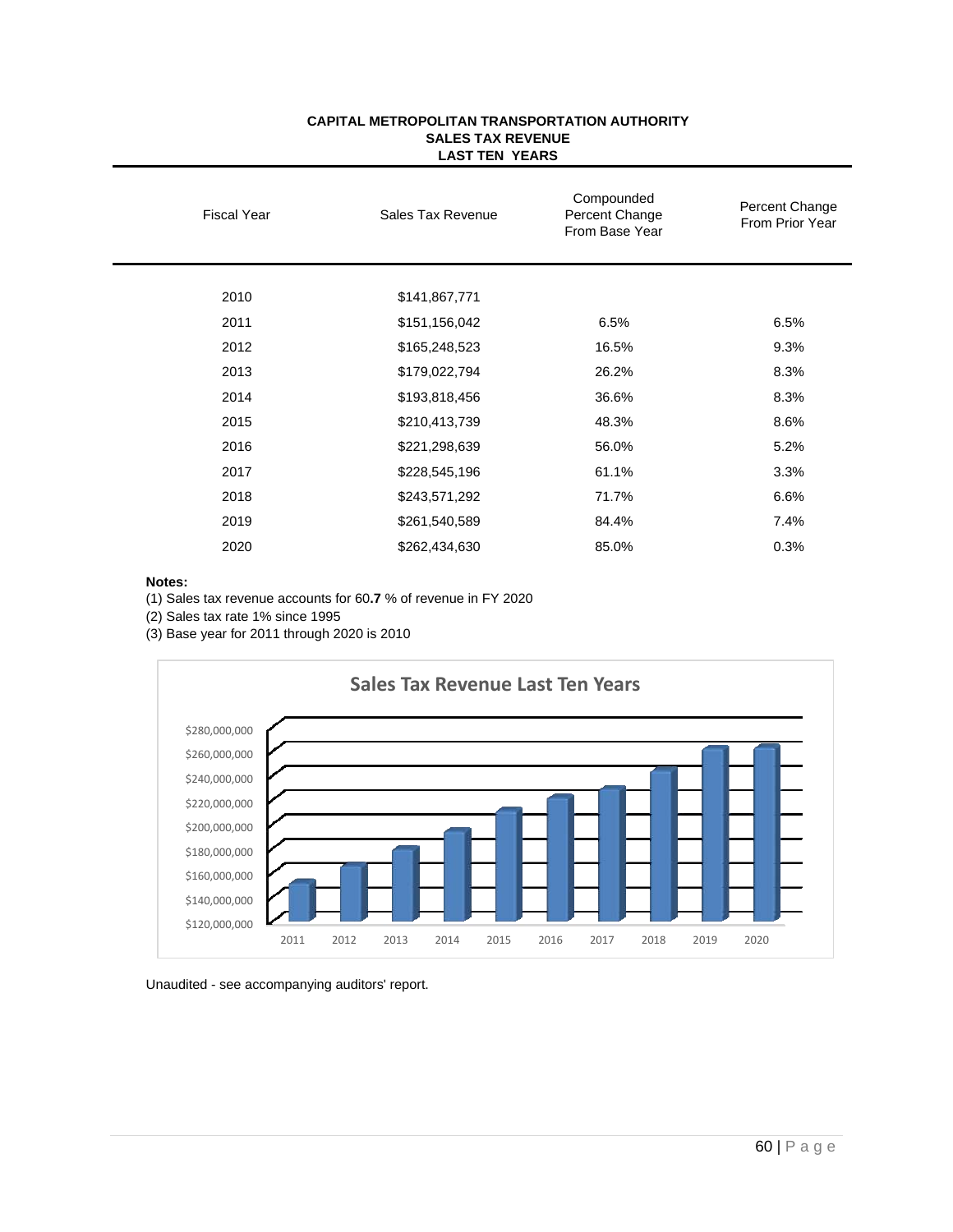# CAPITAL METROPOLITAN TRANSPORTATION AUTHORITY
## SALES TAX REVENUE
## LAST TEN YEARS

| Fiscal Year | Sales Tax Revenue | Compounded Percent Change From Base Year | Percent Change From Prior Year |
|---|---|---|---|
| 2010 | $141,867,771 | | |
| 2011 | $151,156,042 | 6.5% | 6.5% |
| 2012 | $165,248,523 | 16.5% | 9.3% |
| 2013 | $179,022,794 | 26.2% | 8.3% |
| 2014 | $193,818,456 | 36.6% | 8.3% |
| 2015 | $210,413,739 | 48.3% | 8.6% |
| 2016 | $221,298,639 | 56.0% | 5.2% |
| 2017 | $228,545,196 | 61.1% | 3.3% |
| 2018 | $243,571,292 | 71.7% | 6.6% |
| 2019 | $261,540,589 | 84.4% | 7.4% |
| 2020 | $262,434,630 | 85.0% | 0.3% |

**Notes:**

(1) Sales tax revenue accounts for 60.**7** % of revenue in FY 2020

(2) Sales tax rate 1% since 1995

(3) Base year for 2011 through 2020 is 2010

**Sales Tax Revenue Last Ten Years**

Unaudited - see accompanying auditors' report.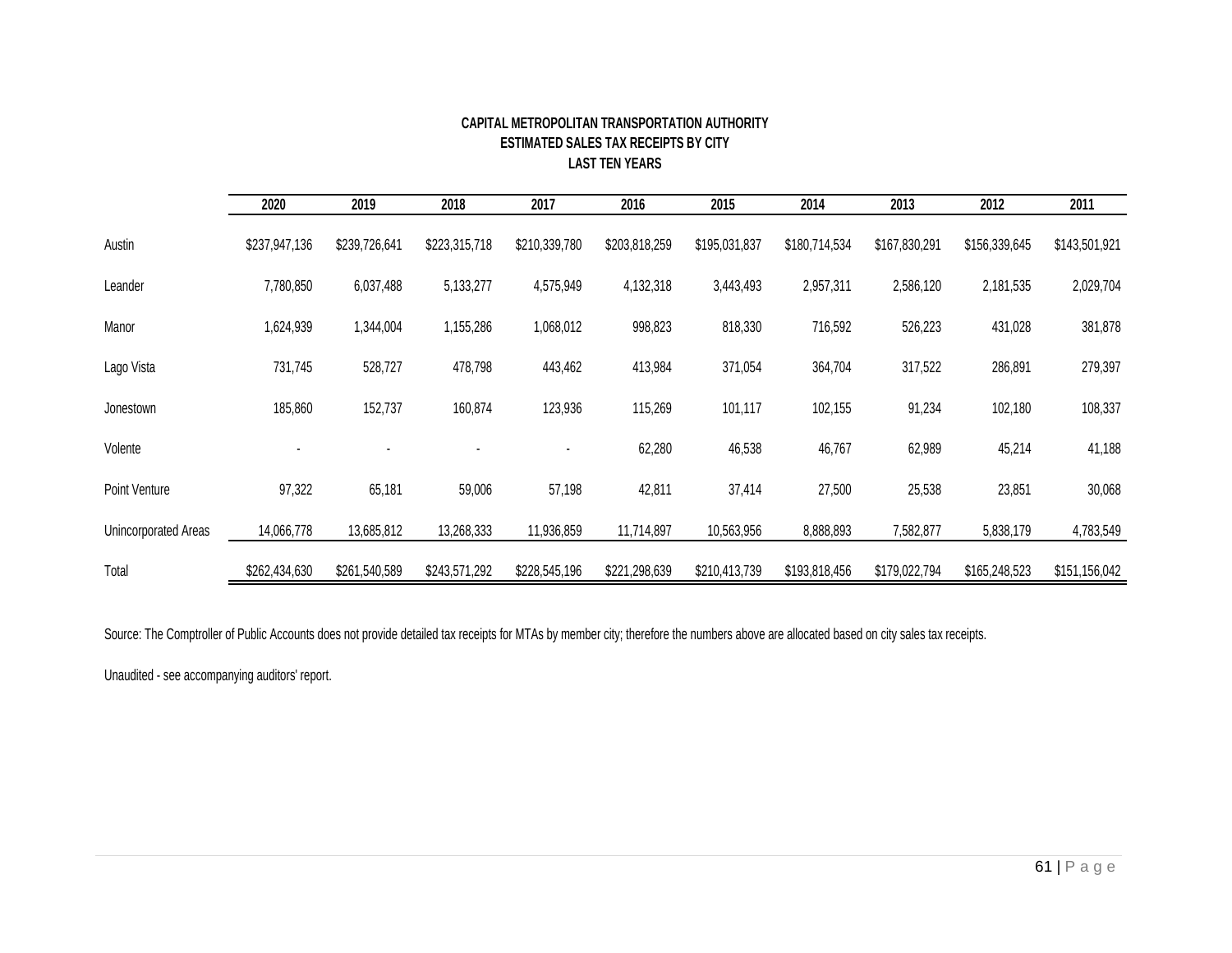**CAPITAL METROPOLITAN TRANSPORTATION AUTHORITY**
**ESTIMATED SALES TAX RECEIPTS BY CITY**
**LAST TEN YEARS**

| | 2020 | 2019 | 2018 | 2017 | 2016 | 2015 | 2014 | 2013 | 2012 | 2011 |
|---|---|---|---|---|---|---|---|---|---|---|
| Austin | $237,947,136 | $239,726,641 | $223,315,718 | $210,339,780 | $203,818,259 | $195,031,837 | $180,714,534 | $167,830,291 | $156,339,645 | $143,501,921 |
| Leander | 7,780,850 | 6,037,488 | 5,133,277 | 4,575,949 | 4,132,318 | 3,443,493 | 2,957,311 | 2,586,120 | 2,181,535 | 2,029,704 |
| Manor | 1,624,939 | 1,344,004 | 1,155,286 | 1,068,012 | 998,823 | 818,330 | 716,592 | 526,223 | 431,028 | 381,878 |
| Lago Vista | 731,745 | 528,727 | 478,798 | 443,462 | 413,984 | 371,054 | 364,704 | 317,522 | 286,891 | 279,397 |
| Jonestown | 185,860 | 152,737 | 160,874 | 123,936 | 115,269 | 101,117 | 102,155 | 91,234 | 102,180 | 108,337 |
| Volente | - | - | - | - | 62,280 | 46,538 | 46,767 | 62,989 | 45,214 | 41,188 |
| Point Venture | 97,322 | 65,181 | 59,006 | 57,198 | 42,811 | 37,414 | 27,500 | 25,538 | 23,851 | 30,068 |
| Unincorporated Areas | 14,066,778 | 13,685,812 | 13,268,333 | 11,936,859 | 11,714,897 | 10,563,956 | 8,888,893 | 7,582,877 | 5,838,179 | 4,783,549 |
| Total | $262,434,630 | $261,540,589 | $243,571,292 | $228,545,196 | $221,298,639 | $210,413,739 | $193,818,456 | $179,022,794 | $165,248,523 | $151,156,042 |

Source: The Comptroller of Public Accounts does not provide detailed tax receipts for MTAs by member city; therefore the numbers above are allocated based on city sales tax receipts.

Unaudited - see accompanying auditors' report.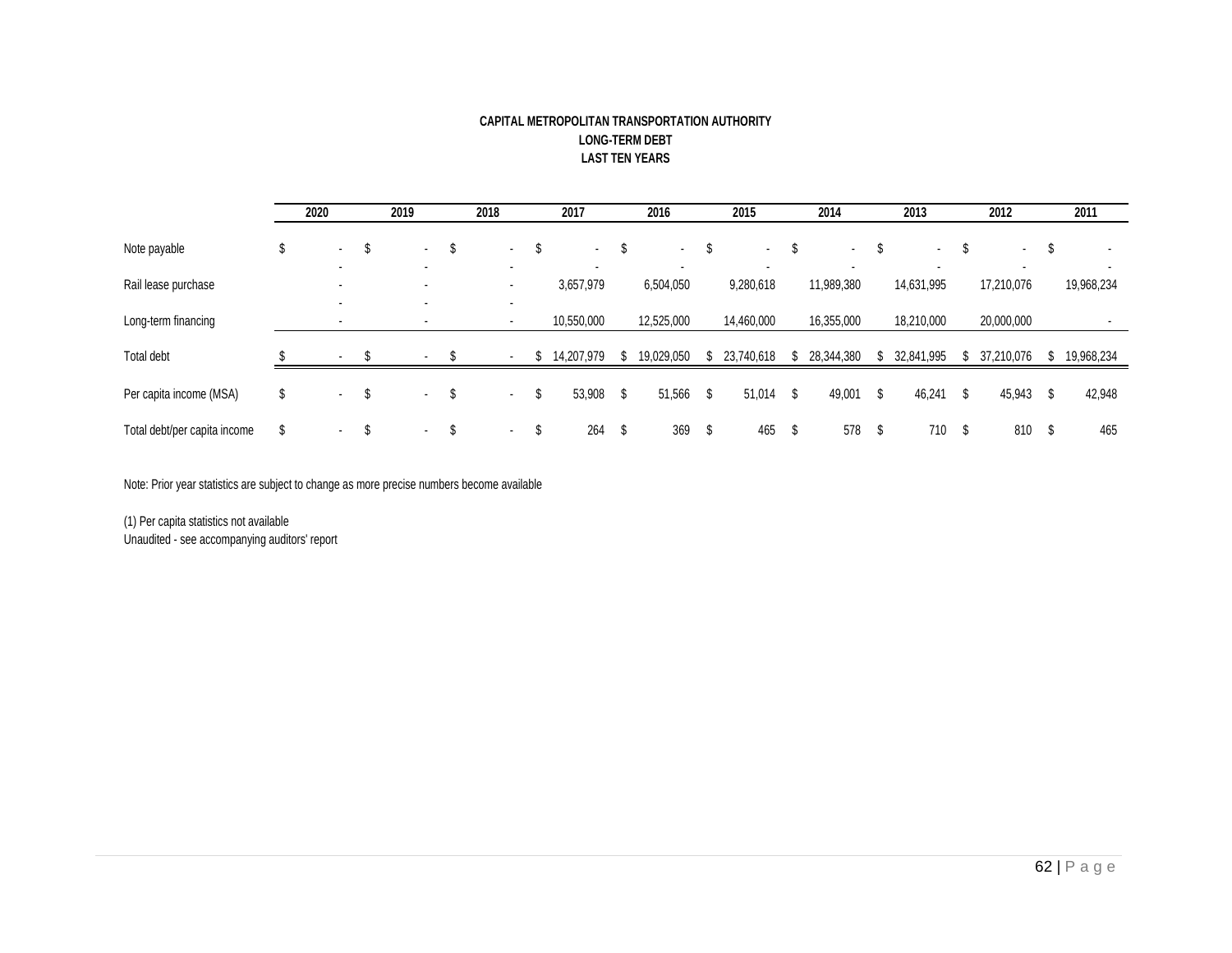**CAPITAL METROPOLITAN TRANSPORTATION AUTHORITY**
**LONG-TERM DEBT**
**LAST TEN YEARS**

| | 2020 | 2019 | 2018 | 2017 | 2016 | 2015 | 2014 | 2013 | 2012 | 2011 |
|---|---|---|---|---|---|---|---|---|---|---|
| Note payable | $ - | $ - | $ - | $ - | $ - | $ - | $ - | $ - | $ - | $ - |
| Rail lease purchase | - | - | - | 3,657,979 | 6,504,050 | 9,280,618 | 11,989,380 | 14,631,995 | 17,210,076 | 19,968,234 |
| Long-term financing | - | - | - | 10,550,000 | 12,525,000 | 14,460,000 | 16,355,000 | 18,210,000 | 20,000,000 | - |
| Total debt | $ - | $ - | $ - | $ 14,207,979 | $ 19,029,050 | $ 23,740,618 | $ 28,344,380 | $ 32,841,995 | $ 37,210,076 | $ 19,968,234 |
| Per capita income (MSA) | $ - | $ - | $ - | $ 53,908 | $ 51,566 | $ 51,014 | $ 49,001 | $ 46,241 | $ 45,943 | $ 42,948 |
| Total debt/per capita income | $ - | $ - | $ - | $ 264 | $ 369 | $ 465 | $ 578 | $ 710 | $ 810 | $ 465 |

Note: Prior year statistics are subject to change as more precise numbers become available

(1) Per capita statistics not available
Unaudited - see accompanying auditors' report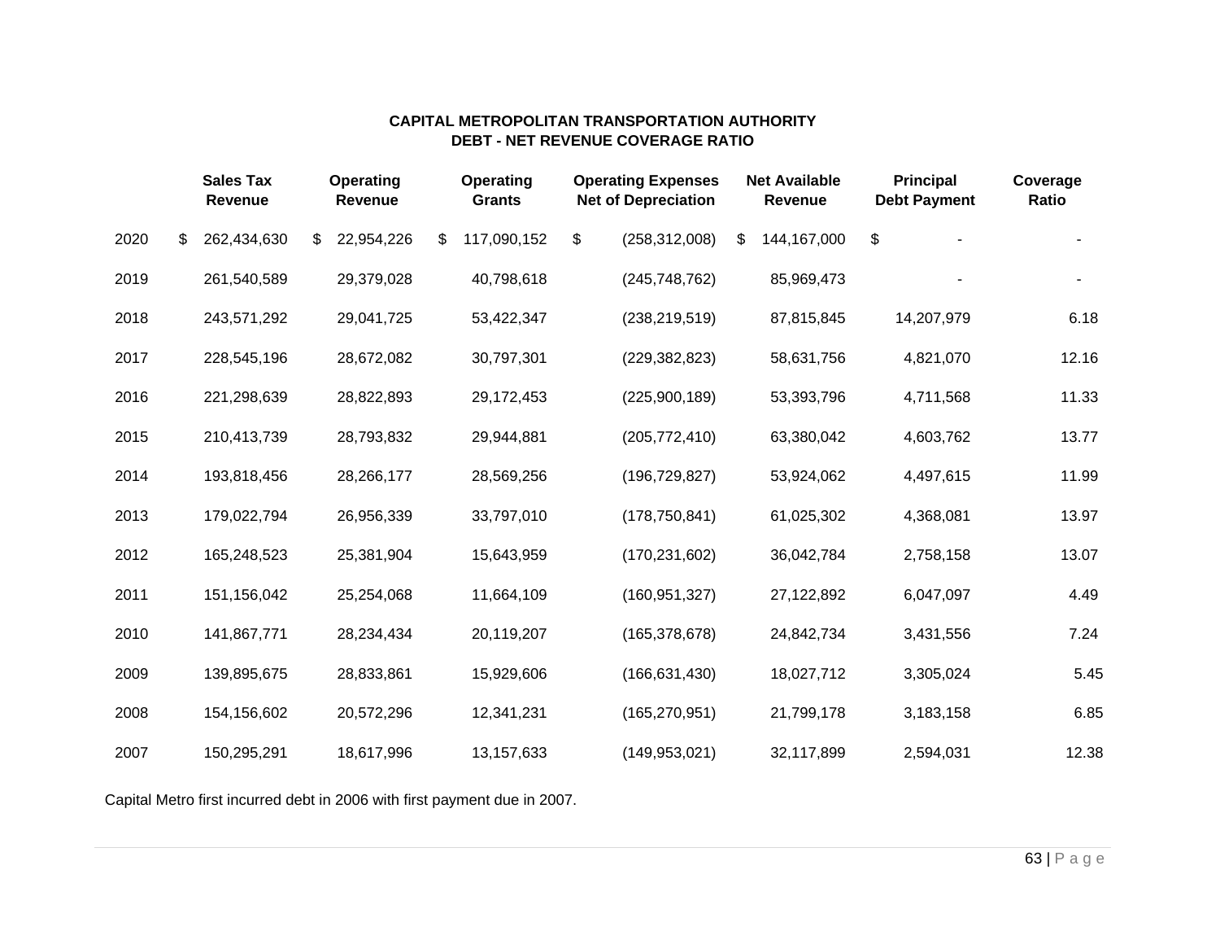**CAPITAL METROPOLITAN TRANSPORTATION AUTHORITY**
**DEBT - NET REVENUE COVERAGE RATIO**

| | Sales Tax Revenue | Operating Revenue | Operating Grants | Operating Expenses Net of Depreciation | Net Available Revenue | Principal Debt Payment | Coverage Ratio |
|---|---|---|---|---|---|---|---|
| 2020 | $ 262,434,630 | $ 22,954,226 | $ 117,090,152 | $ (258,312,008) | $ 144,167,000 | $ - | - |
| 2019 | 261,540,589 | 29,379,028 | 40,798,618 | (245,748,762) | 85,969,473 | - | - |
| 2018 | 243,571,292 | 29,041,725 | 53,422,347 | (238,219,519) | 87,815,845 | 14,207,979 | 6.18 |
| 2017 | 228,545,196 | 28,672,082 | 30,797,301 | (229,382,823) | 58,631,756 | 4,821,070 | 12.16 |
| 2016 | 221,298,639 | 28,822,893 | 29,172,453 | (225,900,189) | 53,393,796 | 4,711,568 | 11.33 |
| 2015 | 210,413,739 | 28,793,832 | 29,944,881 | (205,772,410) | 63,380,042 | 4,603,762 | 13.77 |
| 2014 | 193,818,456 | 28,266,177 | 28,569,256 | (196,729,827) | 53,924,062 | 4,497,615 | 11.99 |
| 2013 | 179,022,794 | 26,956,339 | 33,797,010 | (178,750,841) | 61,025,302 | 4,368,081 | 13.97 |
| 2012 | 165,248,523 | 25,381,904 | 15,643,959 | (170,231,602) | 36,042,784 | 2,758,158 | 13.07 |
| 2011 | 151,156,042 | 25,254,068 | 11,664,109 | (160,951,327) | 27,122,892 | 6,047,097 | 4.49 |
| 2010 | 141,867,771 | 28,234,434 | 20,119,207 | (165,378,678) | 24,842,734 | 3,431,556 | 7.24 |
| 2009 | 139,895,675 | 28,833,861 | 15,929,606 | (166,631,430) | 18,027,712 | 3,305,024 | 5.45 |
| 2008 | 154,156,602 | 20,572,296 | 12,341,231 | (165,270,951) | 21,799,178 | 3,183,158 | 6.85 |
| 2007 | 150,295,291 | 18,617,996 | 13,157,633 | (149,953,021) | 32,117,899 | 2,594,031 | 12.38 |

Capital Metro first incurred debt in 2006 with first payment due in 2007.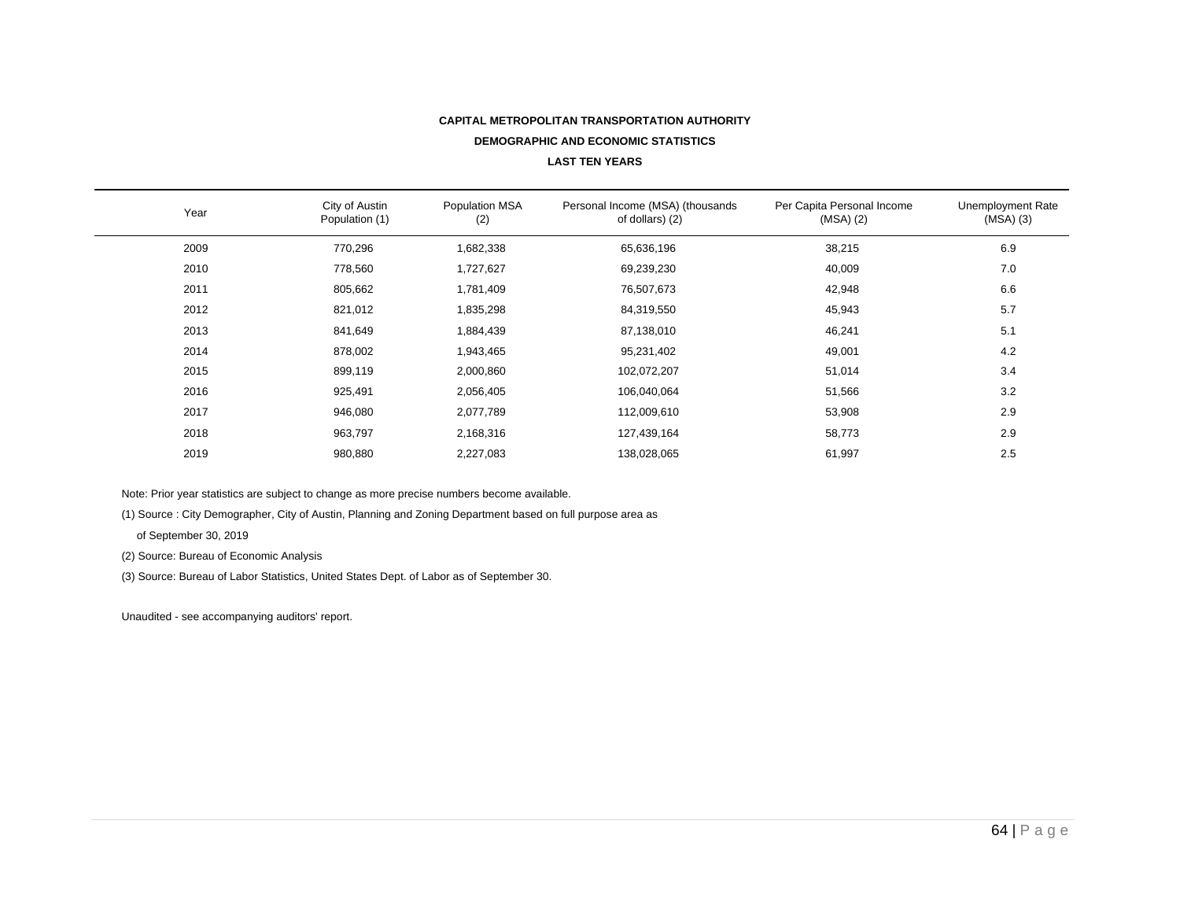**CAPITAL METROPOLITAN TRANSPORTATION AUTHORITY**

**DEMOGRAPHIC AND ECONOMIC STATISTICS**

**LAST TEN YEARS**

| Year | City of Austin Population (1) | Population MSA (2) | Personal Income (MSA) (thousands of dollars) (2) | Per Capita Personal Income (MSA) (2) | Unemployment Rate (MSA) (3) |
|---|---|---|---|---|---|
| 2009 | 770,296 | 1,682,338 | 65,636,196 | 38,215 | 6.9 |
| 2010 | 778,560 | 1,727,627 | 69,239,230 | 40,009 | 7.0 |
| 2011 | 805,662 | 1,781,409 | 76,507,673 | 42,948 | 6.6 |
| 2012 | 821,012 | 1,835,298 | 84,319,550 | 45,943 | 5.7 |
| 2013 | 841,649 | 1,884,439 | 87,138,010 | 46,241 | 5.1 |
| 2014 | 878,002 | 1,943,465 | 95,231,402 | 49,001 | 4.2 |
| 2015 | 899,119 | 2,000,860 | 102,072,207 | 51,014 | 3.4 |
| 2016 | 925,491 | 2,056,405 | 106,040,064 | 51,566 | 3.2 |
| 2017 | 946,080 | 2,077,789 | 112,009,610 | 53,908 | 2.9 |
| 2018 | 963,797 | 2,168,316 | 127,439,164 | 58,773 | 2.9 |
| 2019 | 980,880 | 2,227,083 | 138,028,065 | 61,997 | 2.5 |

Note: Prior year statistics are subject to change as more precise numbers become available.

(1) Source : City Demographer, City of Austin, Planning and Zoning Department based on full purpose area as of September 30, 2019

(2) Source: Bureau of Economic Analysis

(3) Source: Bureau of Labor Statistics, United States Dept. of Labor as of September 30.

Unaudited - see accompanying auditors' report.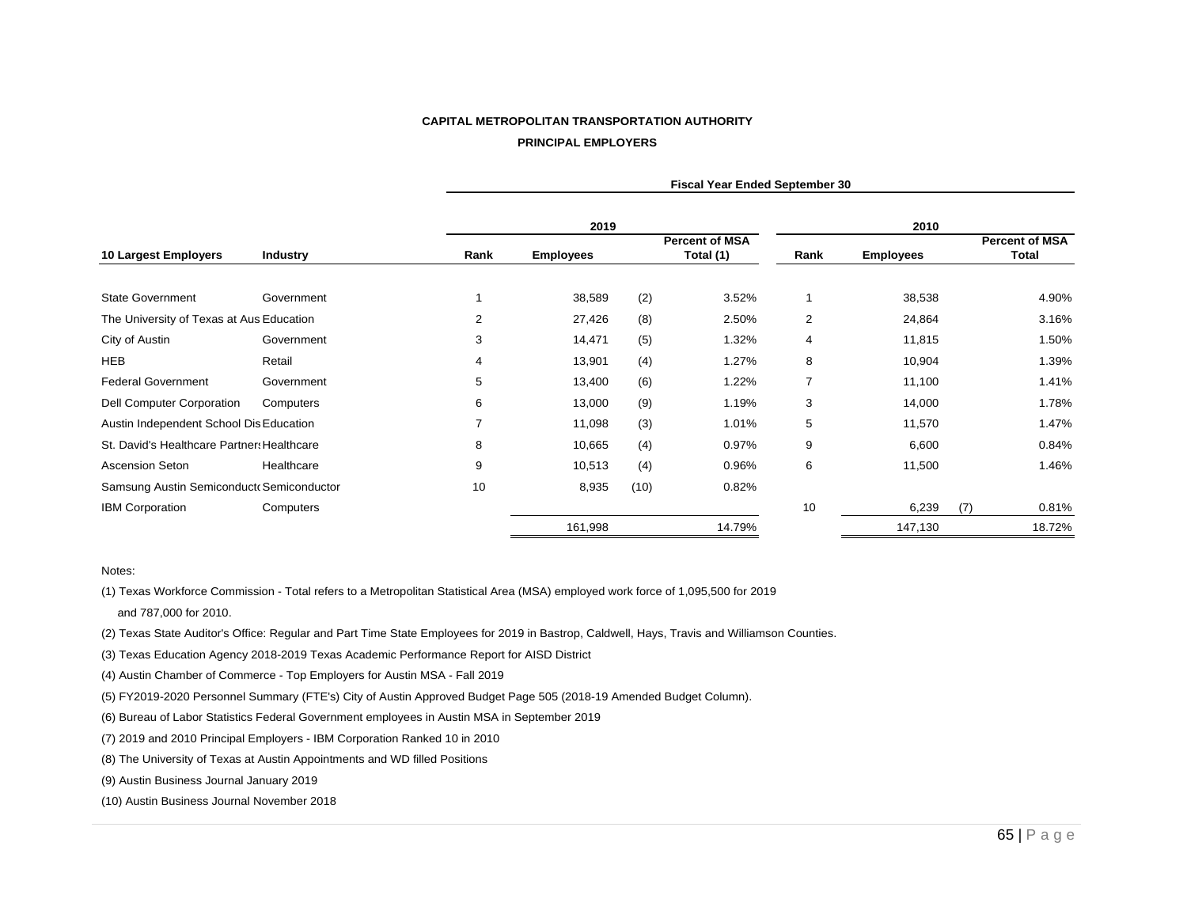**CAPITAL METROPOLITAN TRANSPORTATION AUTHORITY**

**PRINCIPAL EMPLOYERS**

| | | Fiscal Year Ended September 30 | | | | | | | | |
|---|---|---|---|---|---|---|---|---|---|---|
| | | 2019 | | | | 2010 | | | | |
| **10 Largest Employers** | **Industry** | **Rank** | **Employees** | | **Percent of MSA Total (1)** | **Rank** | **Employees** | | **Percent of MSA Total** | |
| State Government | Government | 1 | 38,589 | (2) | 3.52% | 1 | 38,538 | | 4.90% | |
| The University of Texas at Aus | Education | 2 | 27,426 | (8) | 2.50% | 2 | 24,864 | | 3.16% | |
| City of Austin | Government | 3 | 14,471 | (5) | 1.32% | 4 | 11,815 | | 1.50% | |
| HEB | Retail | 4 | 13,901 | (4) | 1.27% | 8 | 10,904 | | 1.39% | |
| Federal Government | Government | 5 | 13,400 | (6) | 1.22% | 7 | 11,100 | | 1.41% | |
| Dell Computer Corporation | Computers | 6 | 13,000 | (9) | 1.19% | 3 | 14,000 | | 1.78% | |
| Austin Independent School Dis | Education | 7 | 11,098 | (3) | 1.01% | 5 | 11,570 | | 1.47% | |
| St. David's Healthcare Partners | Healthcare | 8 | 10,665 | (4) | 0.97% | 9 | 6,600 | | 0.84% | |
| Ascension Seton | Healthcare | 9 | 10,513 | (4) | 0.96% | 6 | 11,500 | | 1.46% | |
| Samsung Austin Semiconducto | Semiconductor | 10 | 8,935 | (10) | 0.82% | | | | | |
| IBM Corporation | Computers | | | | | 10 | 6,239 | (7) | 0.81% | |
| | | | 161,998 | | 14.79% | | 147,130 | | 18.72% | |

Notes:

(1) Texas Workforce Commission - Total refers to a Metropolitan Statistical Area (MSA) employed work force of 1,095,500 for 2019 and 787,000 for 2010.

(2) Texas State Auditor's Office: Regular and Part Time State Employees for 2019 in Bastrop, Caldwell, Hays, Travis and Williamson Counties.

(3) Texas Education Agency 2018-2019 Texas Academic Performance Report for AISD District

(4) Austin Chamber of Commerce - Top Employers for Austin MSA - Fall 2019

(5) FY2019-2020 Personnel Summary (FTE's) City of Austin Approved Budget Page 505 (2018-19 Amended Budget Column).

(6) Bureau of Labor Statistics Federal Government employees in Austin MSA in September 2019

(7) 2019 and 2010 Principal Employers - IBM Corporation Ranked 10 in 2010

(8) The University of Texas at Austin Appointments and WD filled Positions

(9) Austin Business Journal January 2019

(10) Austin Business Journal November 2018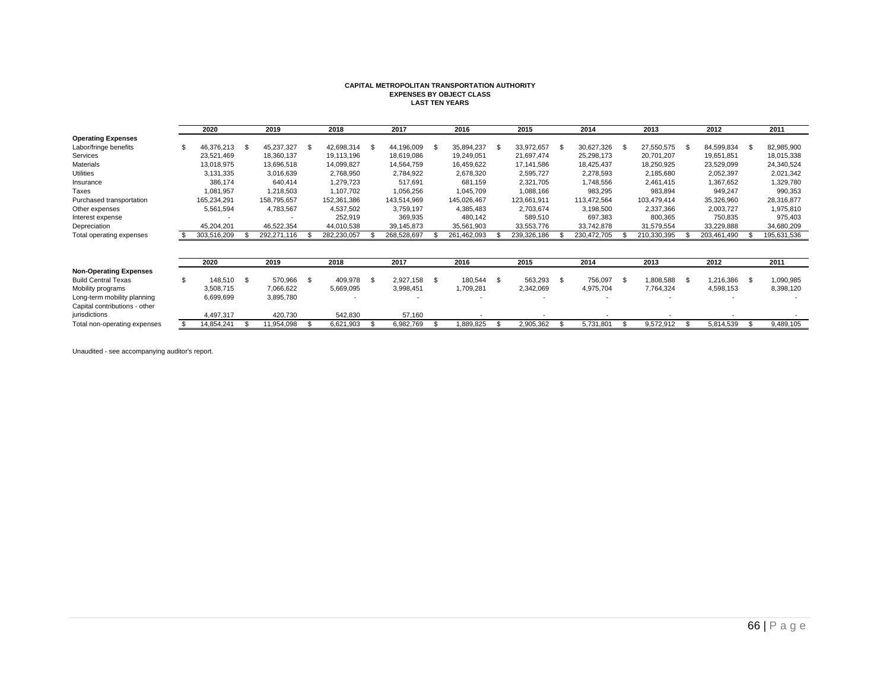**CAPITAL METROPOLITAN TRANSPORTATION AUTHORITY**
**EXPENSES BY OBJECT CLASS**
**LAST TEN YEARS**

| | 2020 | 2019 | 2018 | 2017 | 2016 | 2015 | 2014 | 2013 | 2012 | 2011 |
|---|---|---|---|---|---|---|---|---|---|---|
| **Operating Expenses** | | | | | | | | | | |
| Labor/fringe benefits | $ 46,376,213 | $ 45,237,327 | $ 42,698,314 | $ 44,196,009 | $ 35,894,237 | $ 33,972,657 | $ 30,627,326 | $ 27,550,575 | $ 84,599,834 | $ 82,985,900 |
| Services | 23,521,469 | 18,360,137 | 19,113,196 | 18,619,086 | 19,249,051 | 21,697,474 | 25,298,173 | 20,701,207 | 19,651,851 | 18,015,338 |
| Materials | 13,018,975 | 13,696,518 | 14,099,827 | 14,564,759 | 16,459,622 | 17,141,586 | 18,425,437 | 18,250,925 | 23,529,099 | 24,340,524 |
| Utilities | 3,131,335 | 3,016,639 | 2,768,950 | 2,784,922 | 2,678,320 | 2,595,727 | 2,278,593 | 2,185,680 | 2,052,397 | 2,021,342 |
| Insurance | 386,174 | 640,414 | 1,279,723 | 517,691 | 681,159 | 2,321,705 | 1,748,556 | 2,461,415 | 1,367,652 | 1,329,780 |
| Taxes | 1,081,957 | 1,218,503 | 1,107,702 | 1,056,256 | 1,045,709 | 1,088,166 | 983,295 | 983,894 | 949,247 | 990,353 |
| Purchased transportation | 165,234,291 | 158,795,657 | 152,361,386 | 143,514,969 | 145,026,467 | 123,661,911 | 113,472,564 | 103,479,414 | 35,326,960 | 28,316,877 |
| Other expenses | 5,561,594 | 4,783,567 | 4,537,502 | 3,759,197 | 4,385,483 | 2,703,674 | 3,198,500 | 2,337,366 | 2,003,727 | 1,975,810 |
| Interest expense | - | - | 252,919 | 369,935 | 480,142 | 589,510 | 697,383 | 800,365 | 750,835 | 975,403 |
| Depreciation | 45,204,201 | 46,522,354 | 44,010,538 | 39,145,873 | 35,561,903 | 33,553,776 | 33,742,878 | 31,579,554 | 33,229,888 | 34,680,209 |
| Total operating expenses | $ 303,516,209 | $ 292,271,116 | $ 282,230,057 | $ 268,528,697 | $ 261,462,093 | $ 239,326,186 | $ 230,472,705 | $ 210,330,395 | $ 203,461,490 | $ 195,631,536 |

| | 2020 | 2019 | 2018 | 2017 | 2016 | 2015 | 2014 | 2013 | 2012 | 2011 |
|---|---|---|---|---|---|---|---|---|---|---|
| **Non-Operating Expenses** | | | | | | | | | | |
| Build Central Texas | $ 148,510 | $ 570,966 | $ 409,978 | $ 2,927,158 | $ 180,544 | $ 563,293 | $ 756,097 | $ 1,808,588 | $ 1,216,386 | $ 1,090,985 |
| Mobility programs | 3,508,715 | 7,066,622 | 5,669,095 | 3,998,451 | 1,709,281 | 2,342,069 | 4,975,704 | 7,764,324 | 4,598,153 | 8,398,120 |
| Long-term mobility planning | 6,699,699 | 3,895,780 | - | - | - | - | - | - | - | - |
| Capital contributions - other jurisdictions | 4,497,317 | 420,730 | 542,830 | 57,160 | - | - | - | - | - | - |
| Total non-operating expenses | $ 14,854,241 | $ 11,954,098 | $ 6,621,903 | $ 6,982,769 | $ 1,889,825 | $ 2,905,362 | $ 5,731,801 | $ 9,572,912 | $ 5,814,539 | $ 9,489,105 |

Unaudited - see accompanying auditor's report.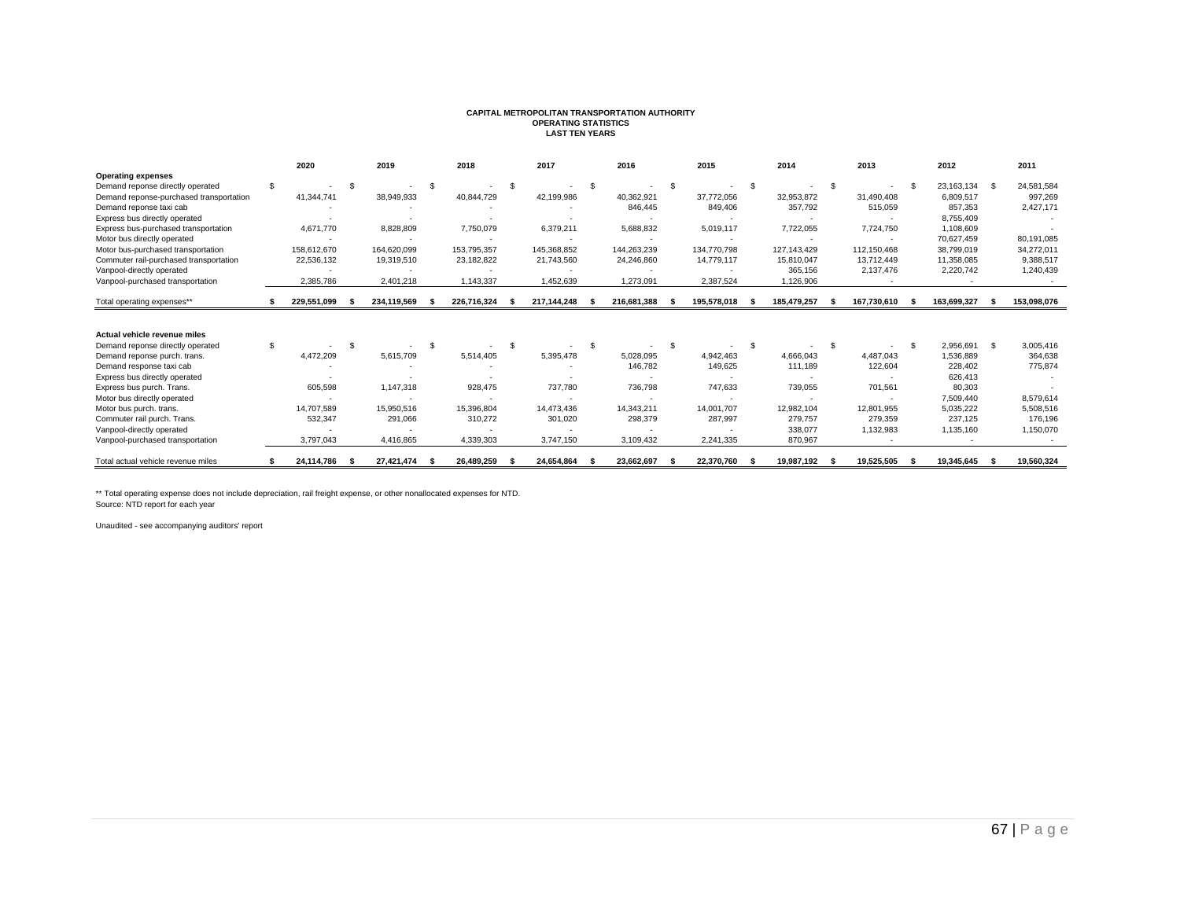**CAPITAL METROPOLITAN TRANSPORTATION AUTHORITY**
**OPERATING STATISTICS**
**LAST TEN YEARS**

| | 2020 | 2019 | 2018 | 2017 | 2016 | 2015 | 2014 | 2013 | 2012 | 2011 |
|---|---|---|---|---|---|---|---|---|---|---|
| **Operating expenses** | | | | | | | | | | |
| Demand reponse directly operated | $ - | $ - | $ - | $ - | $ - | $ - | $ - | $ - | $ 23,163,134 | $ 24,581,584 |
| Demand reponse-purchased transportation | 41,344,741 | 38,949,933 | 40,844,729 | 42,199,986 | 40,362,921 | 37,772,056 | 32,953,872 | 31,490,408 | 6,809,517 | 997,269 |
| Demand reponse taxi cab | - | - | - | - | 846,445 | 849,406 | 357,792 | 515,059 | 857,353 | 2,427,171 |
| Express bus directly operated | - | - | - | - | - | - | - | - | 8,755,409 | - |
| Express bus-purchased transportation | 4,671,770 | 8,828,809 | 7,750,079 | 6,379,211 | 5,688,832 | 5,019,117 | 7,722,055 | 7,724,750 | 1,108,609 | - |
| Motor bus directly operated | - | - | - | - | - | - | - | - | 70,627,459 | 80,191,085 |
| Motor bus-purchased transportation | 158,612,670 | 164,620,099 | 153,795,357 | 145,368,852 | 144,263,239 | 134,770,798 | 127,143,429 | 112,150,468 | 38,799,019 | 34,272,011 |
| Commuter rail-purchased transportation | 22,536,132 | 19,319,510 | 23,182,822 | 21,743,560 | 24,246,860 | 14,779,117 | 15,810,047 | 13,712,449 | 11,358,085 | 9,388,517 |
| Vanpool-directly operated | - | - | - | - | - | - | 365,156 | 2,137,476 | 2,220,742 | 1,240,439 |
| Vanpool-purchased transportation | 2,385,786 | 2,401,218 | 1,143,337 | 1,452,639 | 1,273,091 | 2,387,524 | 1,126,906 | - | - | - |
| Total operating expenses** | $ 229,551,099 | $ 234,119,569 | $ 226,716,324 | $ 217,144,248 | $ 216,681,388 | $ 195,578,018 | $ 185,479,257 | $ 167,730,610 | $ 163,699,327 | $ 153,098,076 |
| **Actual vehicle revenue miles** | | | | | | | | | | |
| Demand reponse directly operated | $ - | $ - | $ - | $ - | $ - | $ - | $ - | $ - | $ 2,956,691 | $ 3,005,416 |
| Demand reponse purch. trans. | 4,472,209 | 5,615,709 | 5,514,405 | 5,395,478 | 5,028,095 | 4,942,463 | 4,666,043 | 4,487,043 | 1,536,889 | 364,638 |
| Demand response taxi cab | - | - | - | - | 146,782 | 149,625 | 111,189 | 122,604 | 228,402 | 775,874 |
| Express bus directly operated | - | - | - | - | - | - | - | - | 626,413 | - |
| Express bus purch. Trans. | 605,598 | 1,147,318 | 928,475 | 737,780 | 736,798 | 747,633 | 739,055 | 701,561 | 80,303 | - |
| Motor bus directly operated | - | - | - | - | - | - | - | - | 7,509,440 | 8,579,614 |
| Motor bus purch. trans. | 14,707,589 | 15,950,516 | 15,396,804 | 14,473,436 | 14,343,211 | 14,001,707 | 12,982,104 | 12,801,955 | 5,035,222 | 5,508,516 |
| Commuter rail purch. Trans. | 532,347 | 291,066 | 310,272 | 301,020 | 298,379 | 287,997 | 279,757 | 279,359 | 237,125 | 176,196 |
| Vanpool-directly operated | - | - | - | - | - | - | 338,077 | 1,132,983 | 1,135,160 | 1,150,070 |
| Vanpool-purchased transportation | 3,797,043 | 4,416,865 | 4,339,303 | 3,747,150 | 3,109,432 | 2,241,335 | 870,967 | - | - | - |
| Total actual vehicle revenue miles | $ 24,114,786 | $ 27,421,474 | $ 26,489,259 | $ 24,654,864 | $ 23,662,697 | $ 22,370,760 | $ 19,987,192 | $ 19,525,505 | $ 19,345,645 | $ 19,560,324 |

** Total operating expense does not include depreciation, rail freight expense, or other nonallocated expenses for NTD.
Source: NTD report for each year

Unaudited - see accompanying auditors' report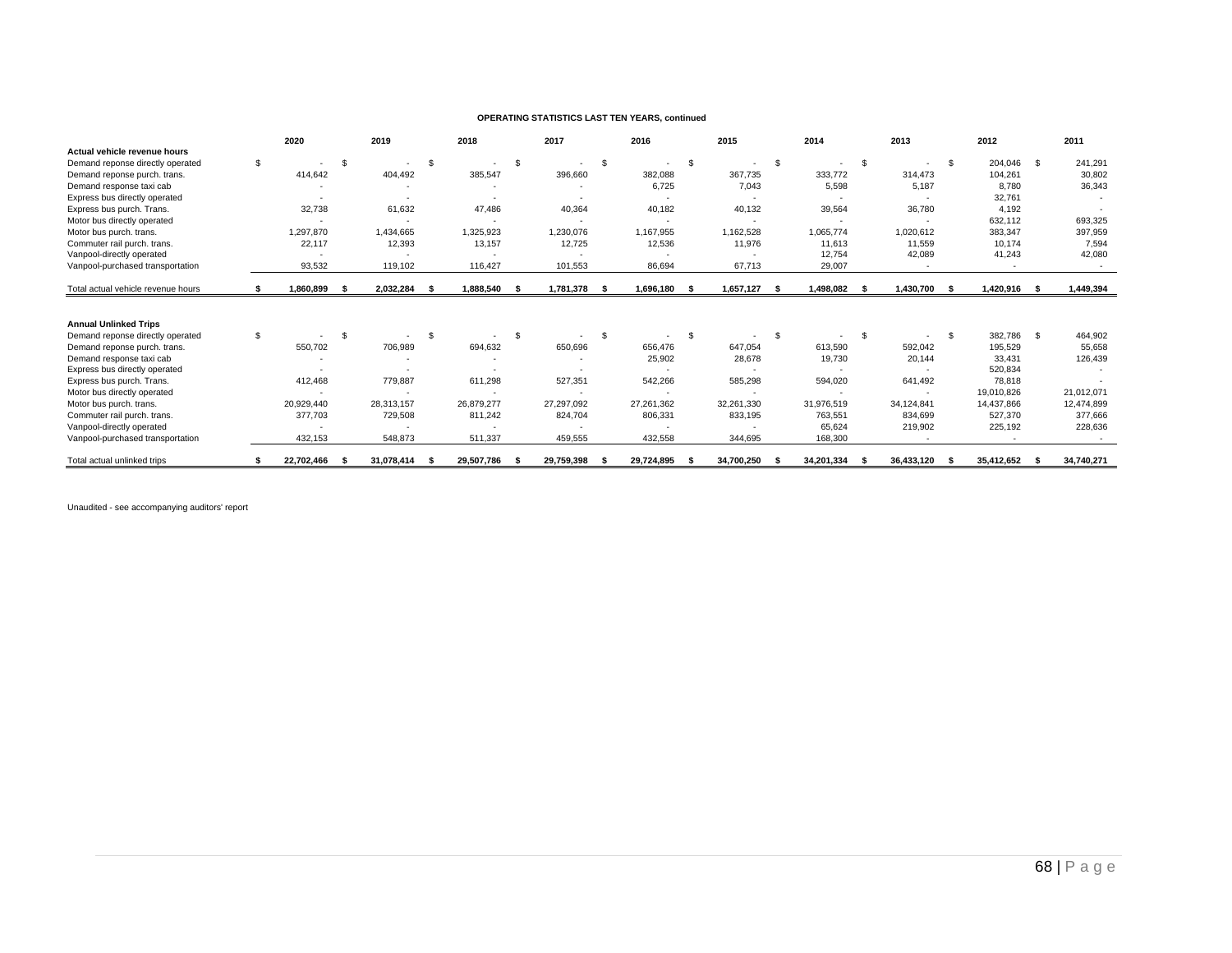**OPERATING STATISTICS LAST TEN YEARS, continued**

| | 2020 | 2019 | 2018 | 2017 | 2016 | 2015 | 2014 | 2013 | 2012 | 2011 |
|---|---|---|---|---|---|---|---|---|---|---|
| **Actual vehicle revenue hours** | | | | | | | | | | |
| Demand reponse directly operated | $ - | $ - | $ - | $ - | $ - | $ - | $ - | $ - | $ 204,046 | $ 241,291 |
| Demand reponse purch. trans. | 414,642 | 404,492 | 385,547 | 396,660 | 382,088 | 367,735 | 333,772 | 314,473 | 104,261 | 30,802 |
| Demand response taxi cab | - | - | - | - | 6,725 | 7,043 | 5,598 | 5,187 | 8,780 | 36,343 |
| Express bus directly operated | - | - | - | - | - | - | - | - | 32,761 | - |
| Express bus purch. Trans. | 32,738 | 61,632 | 47,486 | 40,364 | 40,182 | 40,132 | 39,564 | 36,780 | 4,192 | - |
| Motor bus directly operated | - | - | - | - | - | - | - | - | 632,112 | 693,325 |
| Motor bus purch. trans. | 1,297,870 | 1,434,665 | 1,325,923 | 1,230,076 | 1,167,955 | 1,162,528 | 1,065,774 | 1,020,612 | 383,347 | 397,959 |
| Commuter rail purch. trans. | 22,117 | 12,393 | 13,157 | 12,725 | 12,536 | 11,976 | 11,613 | 11,559 | 10,174 | 7,594 |
| Vanpool-directly operated | - | - | - | - | - | - | 12,754 | 42,089 | 41,243 | 42,080 |
| Vanpool-purchased transportation | 93,532 | 119,102 | 116,427 | 101,553 | 86,694 | 67,713 | 29,007 | - | - | - |
| Total actual vehicle revenue hours | **$ 1,860,899** | **$ 2,032,284** | **$ 1,888,540** | **$ 1,781,378** | **$ 1,696,180** | **$ 1,657,127** | **$ 1,498,082** | **$ 1,430,700** | **$ 1,420,916** | **$ 1,449,394** |
| | | | | | | | | | | |
| **Annual Unlinked Trips** | | | | | | | | | | |
| Demand reponse directly operated | $ - | $ - | $ - | $ - | $ - | $ - | $ - | $ - | $ 382,786 | $ 464,902 |
| Demand reponse purch. trans. | 550,702 | 706,989 | 694,632 | 650,696 | 656,476 | 647,054 | 613,590 | 592,042 | 195,529 | 55,658 |
| Demand response taxi cab | - | - | - | - | 25,902 | 28,678 | 19,730 | 20,144 | 33,431 | 126,439 |
| Express bus directly operated | - | - | - | - | - | - | - | - | 520,834 | - |
| Express bus purch. Trans. | 412,468 | 779,887 | 611,298 | 527,351 | 542,266 | 585,298 | 594,020 | 641,492 | 78,818 | - |
| Motor bus directly operated | - | - | - | - | - | - | - | - | 19,010,826 | 21,012,071 |
| Motor bus purch. trans. | 20,929,440 | 28,313,157 | 26,879,277 | 27,297,092 | 27,261,362 | 32,261,330 | 31,976,519 | 34,124,841 | 14,437,866 | 12,474,899 |
| Commuter rail purch. trans. | 377,703 | 729,508 | 811,242 | 824,704 | 806,331 | 833,195 | 763,551 | 834,699 | 527,370 | 377,666 |
| Vanpool-directly operated | - | - | - | - | - | - | 65,624 | 219,902 | 225,192 | 228,636 |
| Vanpool-purchased transportation | 432,153 | 548,873 | 511,337 | 459,555 | 432,558 | 344,695 | 168,300 | - | - | - |
| Total actual unlinked trips | **$ 22,702,466** | **$ 31,078,414** | **$ 29,507,786** | **$ 29,759,398** | **$ 29,724,895** | **$ 34,700,250** | **$ 34,201,334** | **$ 36,433,120** | **$ 35,412,652** | **$ 34,740,271** |

Unaudited - see accompanying auditors' report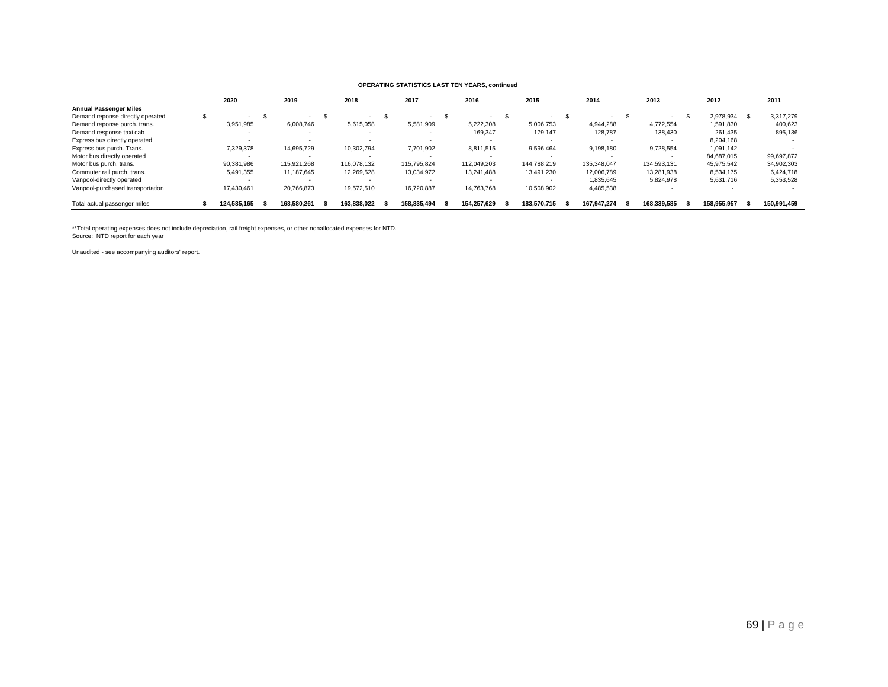**OPERATING STATISTICS LAST TEN YEARS, continued**

| | 2020 | 2019 | 2018 | 2017 | 2016 | 2015 | 2014 | 2013 | 2012 | 2011 |
|---|---|---|---|---|---|---|---|---|---|---|
| **Annual Passenger Miles** | | | | | | | | | | |
| Demand reponse directly operated | $ - | $ - | $ - | $ - | $ - | $ - | $ - | $ - | $ 2,978,934 | $ 3,317,279 |
| Demand reponse purch. trans. | 3,951,985 | 6,008,746 | 5,615,058 | 5,581,909 | 5,222,308 | 5,006,753 | 4,944,288 | 4,772,554 | 1,591,830 | 400,623 |
| Demand response taxi cab | - | - | - | - | 169,347 | 179,147 | 128,787 | 138,430 | 261,435 | 895,136 |
| Express bus directly operated | - | - | - | - | - | - | - | - | 8,204,168 | - |
| Express bus purch. Trans. | 7,329,378 | 14,695,729 | 10,302,794 | 7,701,902 | 8,811,515 | 9,596,464 | 9,198,180 | 9,728,554 | 1,091,142 | - |
| Motor bus directly operated | - | - | - | - | - | - | - | - | 84,687,015 | 99,697,872 |
| Motor bus purch. trans. | 90,381,986 | 115,921,268 | 116,078,132 | 115,795,824 | 112,049,203 | 144,788,219 | 135,348,047 | 134,593,131 | 45,975,542 | 34,902,303 |
| Commuter rail purch. trans. | 5,491,355 | 11,187,645 | 12,269,528 | 13,034,972 | 13,241,488 | 13,491,230 | 12,006,789 | 13,281,938 | 8,534,175 | 6,424,718 |
| Vanpool-directly operated | - | - | - | - | - | - | 1,835,645 | 5,824,978 | 5,631,716 | 5,353,528 |
| Vanpool-purchased transportation | 17,430,461 | 20,766,873 | 19,572,510 | 16,720,887 | 14,763,768 | 10,508,902 | 4,485,538 | - | - | - |
| Total actual passenger miles | **$ 124,585,165** | **$ 168,580,261** | **$ 163,838,022** | **$ 158,835,494** | **$ 154,257,629** | **$ 183,570,715** | **$ 167,947,274** | **$ 168,339,585** | **$ 158,955,957** | **$ 150,991,459** |

**Total operating expenses does not include depreciation, rail freight expenses, or other nonallocated expenses for NTD.
Source: NTD report for each year

Unaudited - see accompanying auditors' report.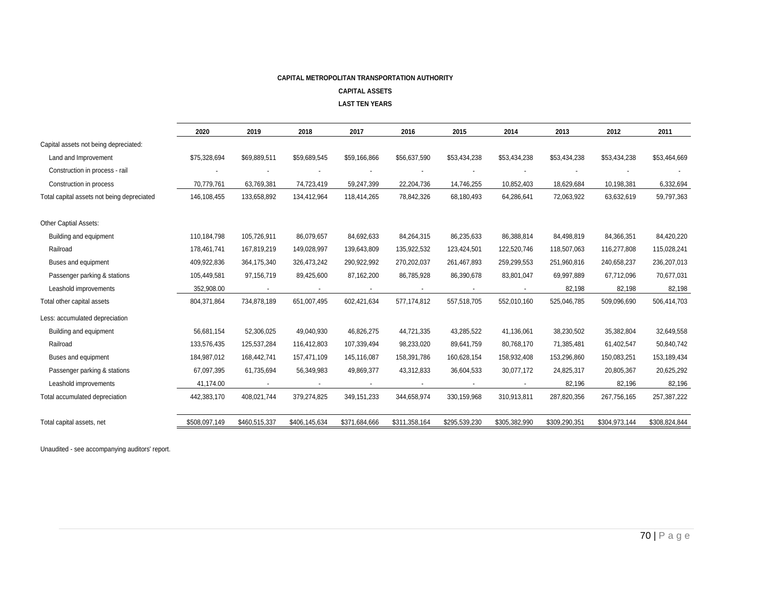**CAPITAL METROPOLITAN TRANSPORTATION AUTHORITY**

**CAPITAL ASSETS**

**LAST TEN YEARS**

| | 2020 | 2019 | 2018 | 2017 | 2016 | 2015 | 2014 | 2013 | 2012 | 2011 |
|---|---|---|---|---|---|---|---|---|---|---|
| Capital assets not being depreciated: | | | | | | | | | | |
| Land and Improvement | $75,328,694 | $69,889,511 | $59,689,545 | $59,166,866 | $56,637,590 | $53,434,238 | $53,434,238 | $53,434,238 | $53,434,238 | $53,464,669 |
| Construction in process - rail | - | - | - | - | - | - | - | - | - | - |
| Construction in process | 70,779,761 | 63,769,381 | 74,723,419 | 59,247,399 | 22,204,736 | 14,746,255 | 10,852,403 | 18,629,684 | 10,198,381 | 6,332,694 |
| Total capital assets not being depreciated | 146,108,455 | 133,658,892 | 134,412,964 | 118,414,265 | 78,842,326 | 68,180,493 | 64,286,641 | 72,063,922 | 63,632,619 | 59,797,363 |
| Other Captial Assets: | | | | | | | | | | |
| Building and equipment | 110,184,798 | 105,726,911 | 86,079,657 | 84,692,633 | 84,264,315 | 86,235,633 | 86,388,814 | 84,498,819 | 84,366,351 | 84,420,220 |
| Railroad | 178,461,741 | 167,819,219 | 149,028,997 | 139,643,809 | 135,922,532 | 123,424,501 | 122,520,746 | 118,507,063 | 116,277,808 | 115,028,241 |
| Buses and equipment | 409,922,836 | 364,175,340 | 326,473,242 | 290,922,992 | 270,202,037 | 261,467,893 | 259,299,553 | 251,960,816 | 240,658,237 | 236,207,013 |
| Passenger parking & stations | 105,449,581 | 97,156,719 | 89,425,600 | 87,162,200 | 86,785,928 | 86,390,678 | 83,801,047 | 69,997,889 | 67,712,096 | 70,677,031 |
| Leashold improvements | 352,908.00 | - | - | - | - | - | - | 82,198 | 82,198 | 82,198 |
| Total other capital assets | 804,371,864 | 734,878,189 | 651,007,495 | 602,421,634 | 577,174,812 | 557,518,705 | 552,010,160 | 525,046,785 | 509,096,690 | 506,414,703 |
| Less: accumulated depreciation | | | | | | | | | | |
| Building and equipment | 56,681,154 | 52,306,025 | 49,040,930 | 46,826,275 | 44,721,335 | 43,285,522 | 41,136,061 | 38,230,502 | 35,382,804 | 32,649,558 |
| Railroad | 133,576,435 | 125,537,284 | 116,412,803 | 107,339,494 | 98,233,020 | 89,641,759 | 80,768,170 | 71,385,481 | 61,402,547 | 50,840,742 |
| Buses and equipment | 184,987,012 | 168,442,741 | 157,471,109 | 145,116,087 | 158,391,786 | 160,628,154 | 158,932,408 | 153,296,860 | 150,083,251 | 153,189,434 |
| Passenger parking & stations | 67,097,395 | 61,735,694 | 56,349,983 | 49,869,377 | 43,312,833 | 36,604,533 | 30,077,172 | 24,825,317 | 20,805,367 | 20,625,292 |
| Leashold improvements | 41,174.00 | - | - | - | - | - | - | 82,196 | 82,196 | 82,196 |
| Total accumulated depreciation | 442,383,170 | 408,021,744 | 379,274,825 | 349,151,233 | 344,658,974 | 330,159,968 | 310,913,811 | 287,820,356 | 267,756,165 | 257,387,222 |
| Total capital assets, net | $508,097,149 | $460,515,337 | $406,145,634 | $371,684,666 | $311,358,164 | $295,539,230 | $305,382,990 | $309,290,351 | $304,973,144 | $308,824,844 |

Unaudited - see accompanying auditors' report.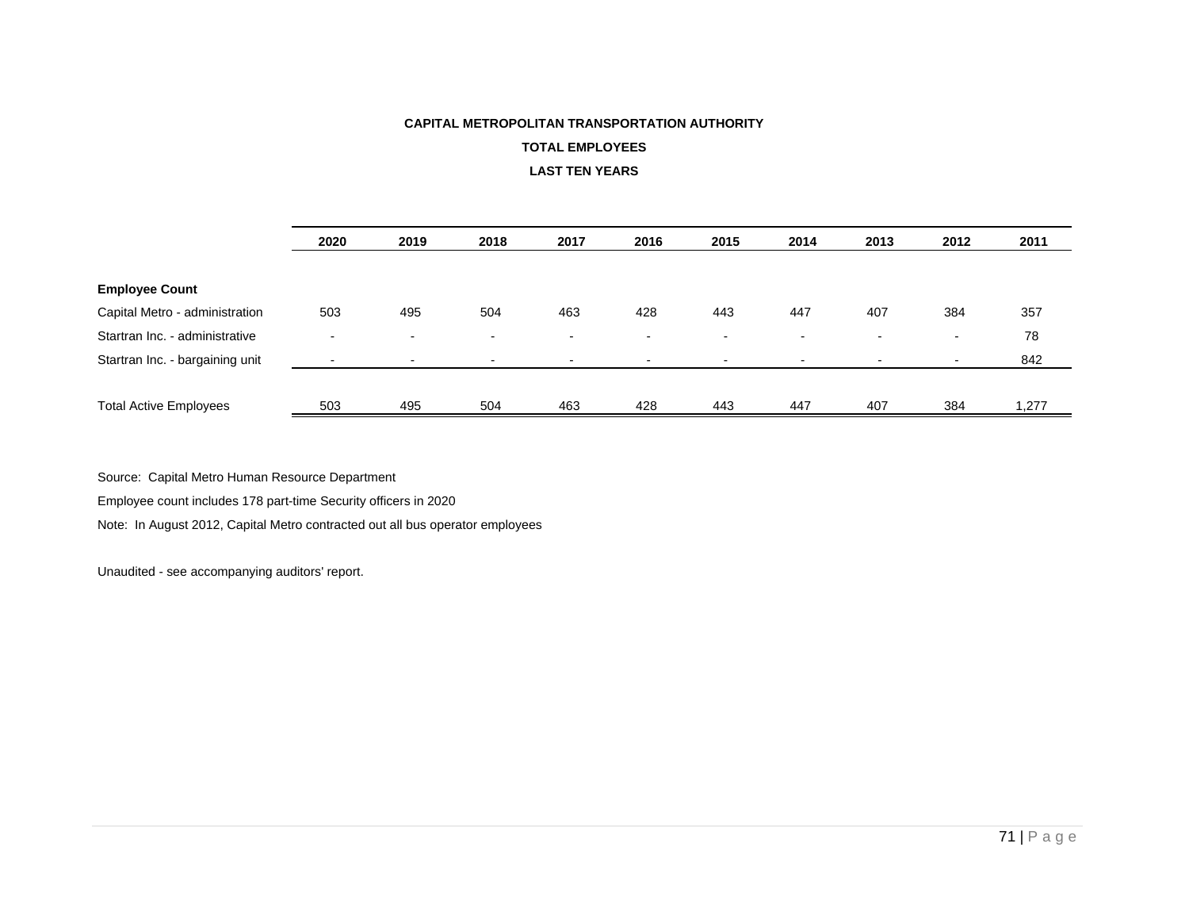**CAPITAL METROPOLITAN TRANSPORTATION AUTHORITY**

**TOTAL EMPLOYEES**

**LAST TEN YEARS**

| | 2020 | 2019 | 2018 | 2017 | 2016 | 2015 | 2014 | 2013 | 2012 | 2011 |
|---|---|---|---|---|---|---|---|---|---|---|
| **Employee Count** | | | | | | | | | | |
| Capital Metro - administration | 503 | 495 | 504 | 463 | 428 | 443 | 447 | 407 | 384 | 357 |
| Startran Inc. - administrative | - | - | - | - | - | - | - | - | - | 78 |
| Startran Inc. - bargaining unit | - | - | - | - | - | - | - | - | - | 842 |
| Total Active Employees | 503 | 495 | 504 | 463 | 428 | 443 | 447 | 407 | 384 | 1,277 |

Source: Capital Metro Human Resource Department

Employee count includes 178 part-time Security officers in 2020

Note: In August 2012, Capital Metro contracted out all bus operator employees

Unaudited - see accompanying auditors' report.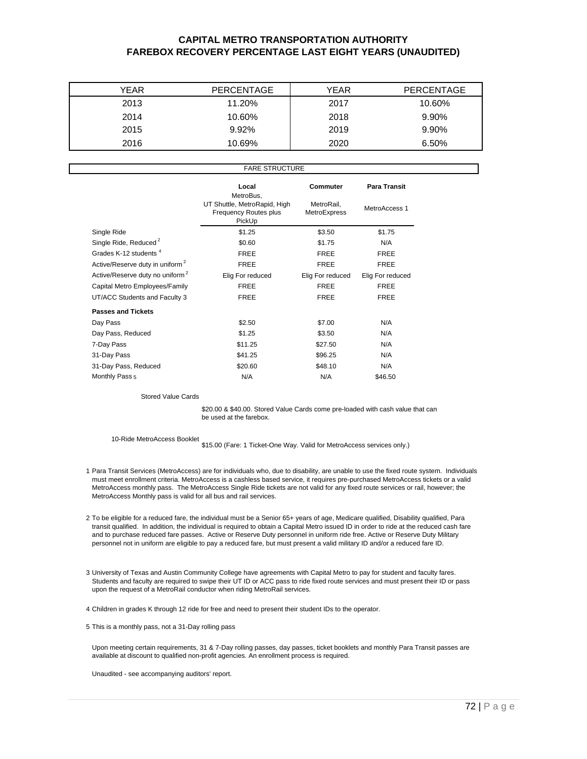# CAPITAL METRO TRANSPORTATION AUTHORITY
## FAREBOX RECOVERY PERCENTAGE LAST EIGHT YEARS (UNAUDITED)

| YEAR | PERCENTAGE | YEAR | PERCENTAGE |
|---|---|---|---|
| 2013 | 11.20% | 2017 | 10.60% |
| 2014 | 10.60% | 2018 | 9.90% |
| 2015 | 9.92% | 2019 | 9.90% |
| 2016 | 10.69% | 2020 | 6.50% |

### FARE STRUCTURE

| | Local<br>MetroBus, UT Shuttle, MetroRapid, High Frequency Routes plus PickUp | Commuter<br>MetroRail, MetroExpress | Para Transit<br>MetroAccess 1 |
|---|---|---|---|
| Single Ride | $1.25 | $3.50 | $1.75 |
| Single Ride, Reduced [2] | $0.60 | $1.75 | N/A |
| Grades K-12 students [4] | FREE | FREE | FREE |
| Active/Reserve duty in uniform [2] | FREE | FREE | FREE |
| Active/Reserve duty no uniform [2] | Elig For reduced | Elig For reduced | Elig For reduced |
| Capital Metro Employees/Family | FREE | FREE | FREE |
| UT/ACC Students and Faculty 3 | FREE | FREE | FREE |
| **Passes and Tickets** | | | |
| Day Pass | $2.50 | $7.00 | N/A |
| Day Pass, Reduced | $1.25 | $3.50 | N/A |
| 7-Day Pass | $11.25 | $27.50 | N/A |
| 31-Day Pass | $41.25 | $96.25 | N/A |
| 31-Day Pass, Reduced | $20.60 | $48.10 | N/A |
| Monthly Pass 5 | N/A | N/A | $46.50 |

Stored Value Cards

$20.00 & $40.00. Stored Value Cards come pre-loaded with cash value that can be used at the farebox.

10-Ride MetroAccess Booklet

$15.00 (Fare: 1 Ticket-One Way. Valid for MetroAccess services only.)

1 Para Transit Services (MetroAccess) are for individuals who, due to disability, are unable to use the fixed route system. Individuals must meet enrollment criteria. MetroAccess is a cashless based service, it requires pre-purchased MetroAccess tickets or a valid MetroAccess monthly pass. The MetroAccess Single Ride tickets are not valid for any fixed route services or rail, however; the MetroAccess Monthly pass is valid for all bus and rail services.

2 To be eligible for a reduced fare, the individual must be a Senior 65+ years of age, Medicare qualified, Disability qualified, Para transit qualified. In addition, the individual is required to obtain a Capital Metro issued ID in order to ride at the reduced cash fare and to purchase reduced fare passes. Active or Reserve Duty personnel in uniform ride free. Active or Reserve Duty Military personnel not in uniform are eligible to pay a reduced fare, but must present a valid military ID and/or a reduced fare ID.

3 University of Texas and Austin Community College have agreements with Capital Metro to pay for student and faculty fares. Students and faculty are required to swipe their UT ID or ACC pass to ride fixed route services and must present their ID or pass upon the request of a MetroRail conductor when riding MetroRail services.

4 Children in grades K through 12 ride for free and need to present their student IDs to the operator.

5 This is a monthly pass, not a 31-Day rolling pass

Upon meeting certain requirements, 31 & 7-Day rolling passes, day passes, ticket booklets and monthly Para Transit passes are available at discount to qualified non-profit agencies. An enrollment process is required.

Unaudited - see accompanying auditors' report.